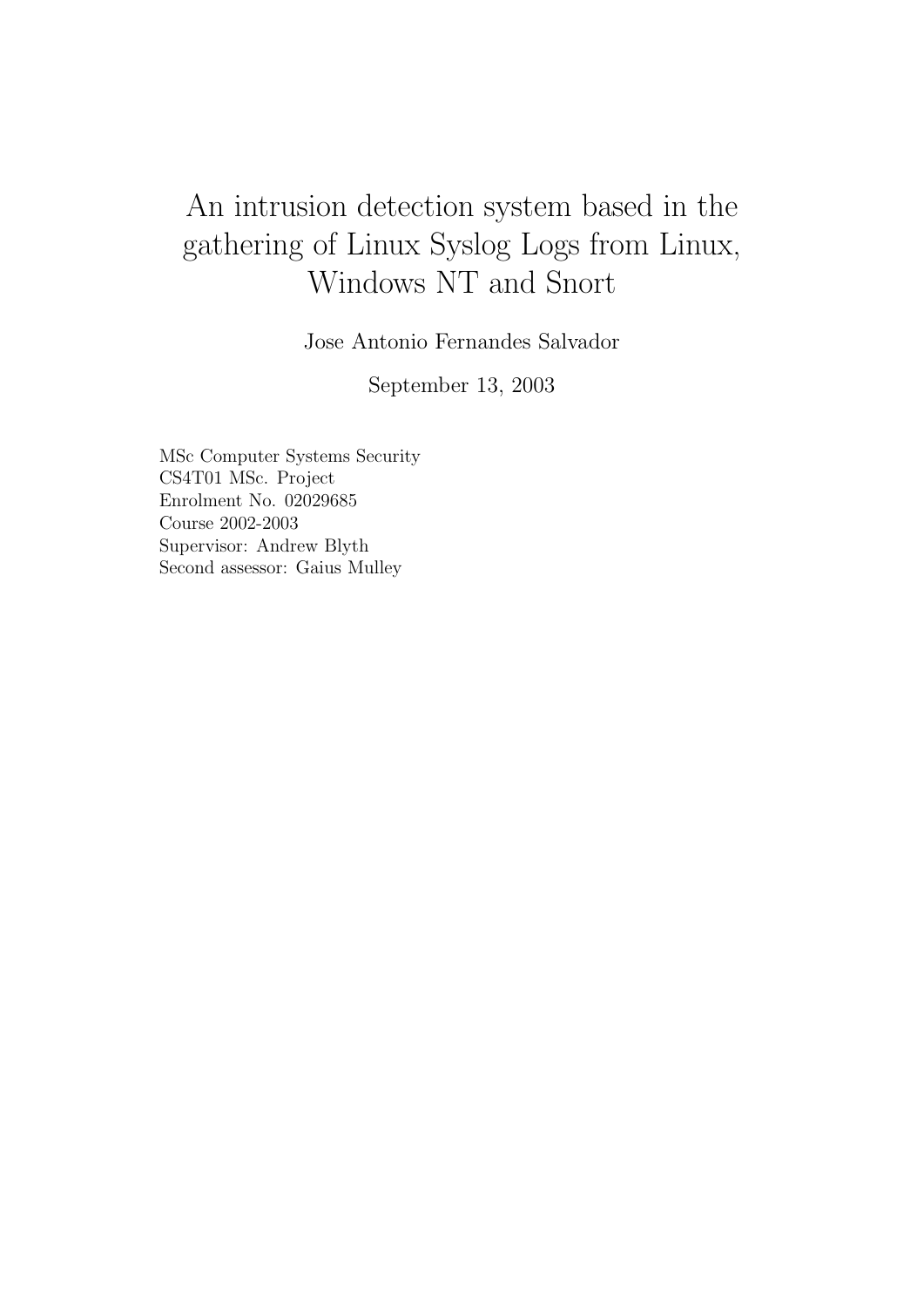# An intrusion detection system based in the gathering of Linux Syslog Logs from Linux, Windows NT and Snort

Jose Antonio Fernandes Salvador

September 13, 2003

MSc Computer Systems Security
CS4T01 MSc. Project
Enrolment No. 02029685
Course 2002-2003
Supervisor: Andrew Blyth
Second assessor: Gaius Mulley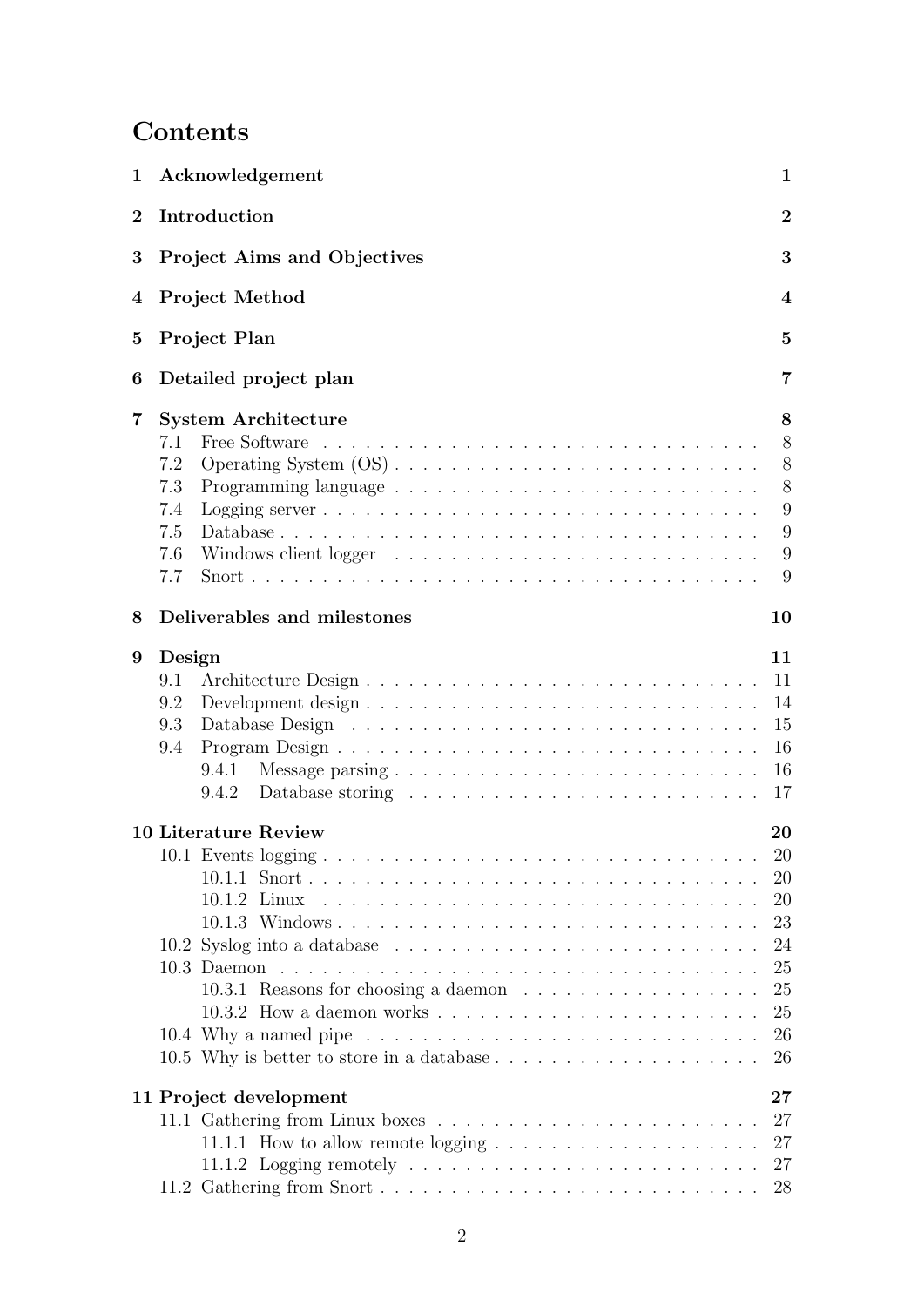# Contents

**1 Acknowledgement** **1**

**2 Introduction** **2**

**3 Project Aims and Objectives** **3**

**4 Project Method** **4**

**5 Project Plan** **5**

**6 Detailed project plan** **7**

**7 System Architecture** **8**
- 7.1 Free Software . . . . . . . . . . 8
- 7.2 Operating System (OS) . . . . . . . . . . 8
- 7.3 Programming language . . . . . . . . . . 8
- 7.4 Logging server . . . . . . . . . . 9
- 7.5 Database . . . . . . . . . . 9
- 7.6 Windows client logger . . . . . . . . . . 9
- 7.7 Snort . . . . . . . . . . 9

**8 Deliverables and milestones** **10**

**9 Design** **11**
- 9.1 Architecture Design . . . . . . . . . . 11
- 9.2 Development design . . . . . . . . . . 14
- 9.3 Database Design . . . . . . . . . . 15
- 9.4 Program Design . . . . . . . . . . 16
  - 9.4.1 Message parsing . . . . . . . . . . 16
  - 9.4.2 Database storing . . . . . . . . . . 17

**10 Literature Review** **20**
- 10.1 Events logging . . . . . . . . . . 20
  - 10.1.1 Snort . . . . . . . . . . 20
  - 10.1.2 Linux . . . . . . . . . . 20
  - 10.1.3 Windows . . . . . . . . . . 23
- 10.2 Syslog into a database . . . . . . . . . . 24
- 10.3 Daemon . . . . . . . . . . 25
  - 10.3.1 Reasons for choosing a daemon . . . . . . . . . . 25
  - 10.3.2 How a daemon works . . . . . . . . . . 25
- 10.4 Why a named pipe . . . . . . . . . . 26
- 10.5 Why is better to store in a database . . . . . . . . . . 26

**11 Project development** **27**
- 11.1 Gathering from Linux boxes . . . . . . . . . . 27
  - 11.1.1 How to allow remote logging . . . . . . . . . . 27
  - 11.1.2 Logging remotely . . . . . . . . . . 27
- 11.2 Gathering from Snort . . . . . . . . . . 28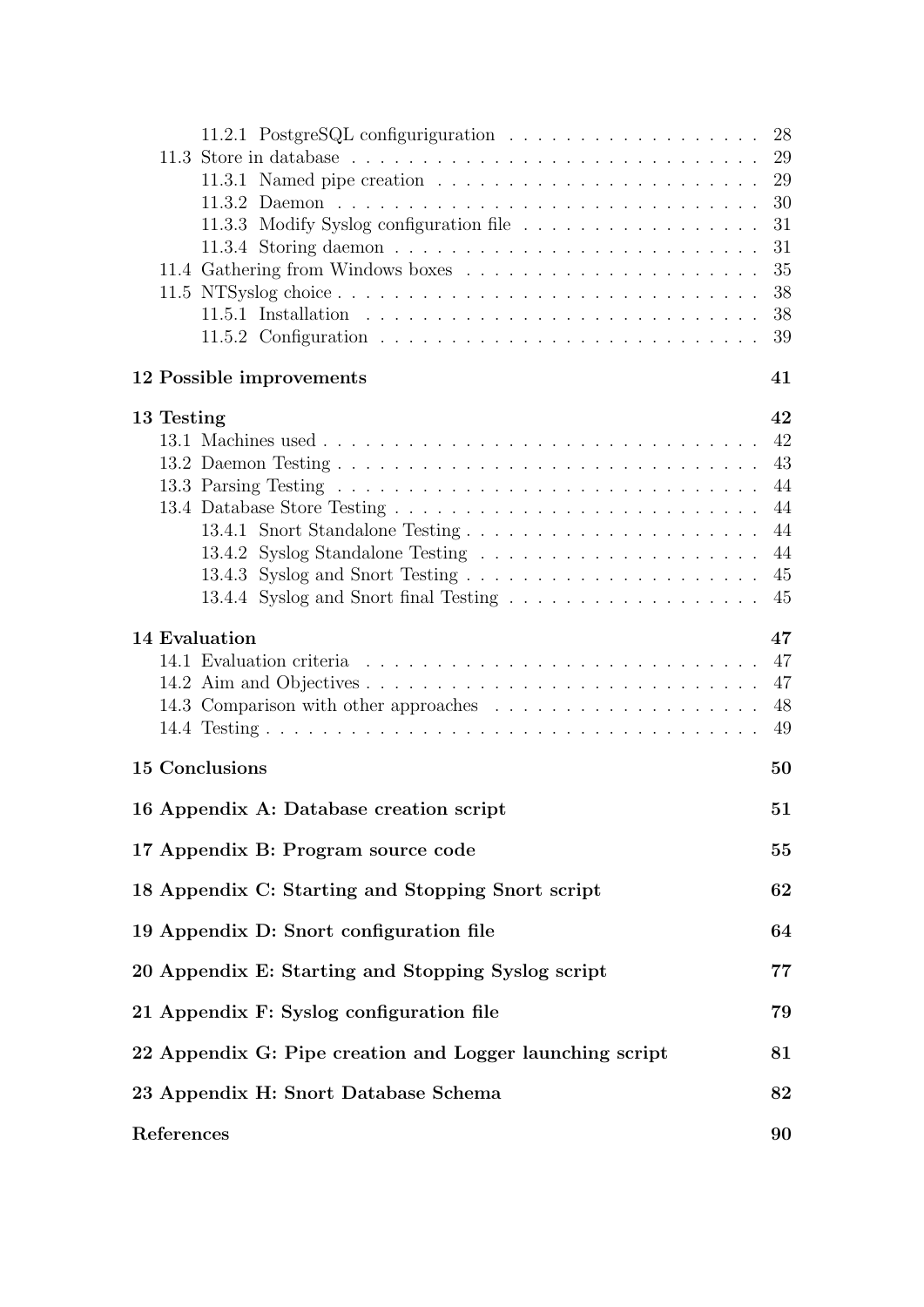11.2.1 PostgreSQL configuriguration . . . . . . . . . . . . . . . . . . 28
11.3 Store in database . . . . . . . . . . . . . . . . . . . . . . . . . . . . . 29
11.3.1 Named pipe creation . . . . . . . . . . . . . . . . . . . . . . . 29
11.3.2 Daemon . . . . . . . . . . . . . . . . . . . . . . . . . . . . . . . 30
11.3.3 Modify Syslog configuration file . . . . . . . . . . . . . . . . . 31
11.3.4 Storing daemon . . . . . . . . . . . . . . . . . . . . . . . . . . 31
11.4 Gathering from Windows boxes . . . . . . . . . . . . . . . . . . . . . 35
11.5 NTSyslog choice . . . . . . . . . . . . . . . . . . . . . . . . . . . . . . 38
11.5.1 Installation . . . . . . . . . . . . . . . . . . . . . . . . . . . . . 38
11.5.2 Configuration . . . . . . . . . . . . . . . . . . . . . . . . . . . 39

**12 Possible improvements 41**

**13 Testing 42**

13.1 Machines used . . . . . . . . . . . . . . . . . . . . . . . . . . . . . . . 42
13.2 Daemon Testing . . . . . . . . . . . . . . . . . . . . . . . . . . . . . . 43
13.3 Parsing Testing . . . . . . . . . . . . . . . . . . . . . . . . . . . . . . 44
13.4 Database Store Testing . . . . . . . . . . . . . . . . . . . . . . . . . . 44
13.4.1 Snort Standalone Testing . . . . . . . . . . . . . . . . . . . . . 44
13.4.2 Syslog Standalone Testing . . . . . . . . . . . . . . . . . . . . 44
13.4.3 Syslog and Snort Testing . . . . . . . . . . . . . . . . . . . . . 45
13.4.4 Syslog and Snort final Testing . . . . . . . . . . . . . . . . . . 45

**14 Evaluation 47**

14.1 Evaluation criteria . . . . . . . . . . . . . . . . . . . . . . . . . . . . 47
14.2 Aim and Objectives . . . . . . . . . . . . . . . . . . . . . . . . . . . . 47
14.3 Comparison with other approaches . . . . . . . . . . . . . . . . . . . 48
14.4 Testing . . . . . . . . . . . . . . . . . . . . . . . . . . . . . . . . . . . 49

**15 Conclusions 50**

**16 Appendix A: Database creation script 51**

**17 Appendix B: Program source code 55**

**18 Appendix C: Starting and Stopping Snort script 62**

**19 Appendix D: Snort configuration file 64**

**20 Appendix E: Starting and Stopping Syslog script 77**

**21 Appendix F: Syslog configuration file 79**

**22 Appendix G: Pipe creation and Logger launching script 81**

**23 Appendix H: Snort Database Schema 82**

**References 90**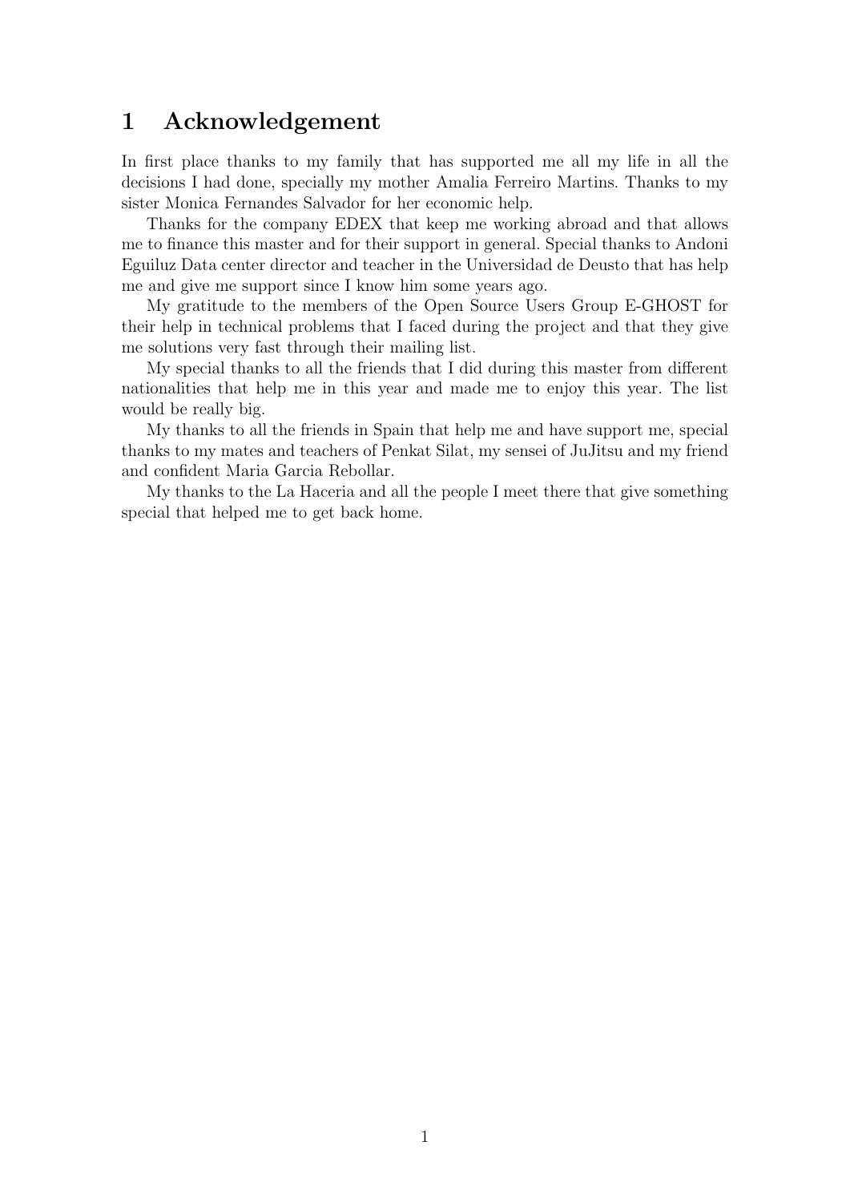# 1 Acknowledgement

In first place thanks to my family that has supported me all my life in all the decisions I had done, specially my mother Amalia Ferreiro Martins. Thanks to my sister Monica Fernandes Salvador for her economic help.

Thanks for the company EDEX that keep me working abroad and that allows me to finance this master and for their support in general. Special thanks to Andoni Eguiluz Data center director and teacher in the Universidad de Deusto that has help me and give me support since I know him some years ago.

My gratitude to the members of the Open Source Users Group E-GHOST for their help in technical problems that I faced during the project and that they give me solutions very fast through their mailing list.

My special thanks to all the friends that I did during this master from different nationalities that help me in this year and made me to enjoy this year. The list would be really big.

My thanks to all the friends in Spain that help me and have support me, special thanks to my mates and teachers of Penkat Silat, my sensei of JuJitsu and my friend and confident Maria Garcia Rebollar.

My thanks to the La Haceria and all the people I meet there that give something special that helped me to get back home.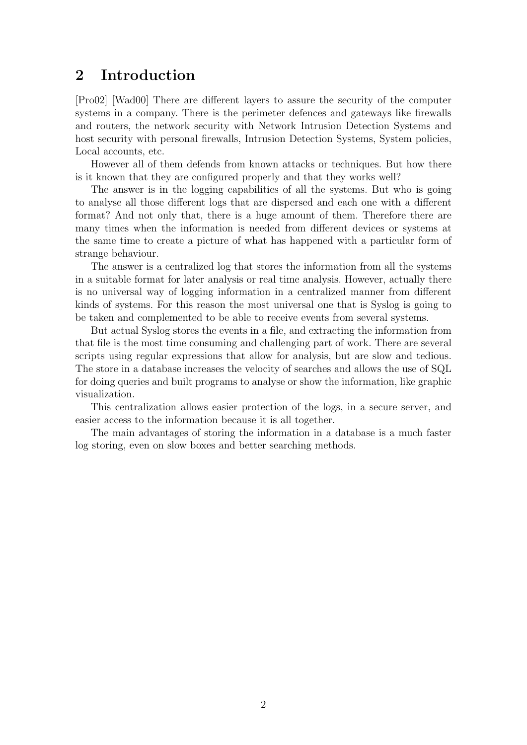## 2 Introduction

[Pro02] [Wad00] There are different layers to assure the security of the computer systems in a company. There is the perimeter defences and gateways like firewalls and routers, the network security with Network Intrusion Detection Systems and host security with personal firewalls, Intrusion Detection Systems, System policies, Local accounts, etc.

However all of them defends from known attacks or techniques. But how there is it known that they are configured properly and that they works well?

The answer is in the logging capabilities of all the systems. But who is going to analyse all those different logs that are dispersed and each one with a different format? And not only that, there is a huge amount of them. Therefore there are many times when the information is needed from different devices or systems at the same time to create a picture of what has happened with a particular form of strange behaviour.

The answer is a centralized log that stores the information from all the systems in a suitable format for later analysis or real time analysis. However, actually there is no universal way of logging information in a centralized manner from different kinds of systems. For this reason the most universal one that is Syslog is going to be taken and complemented to be able to receive events from several systems.

But actual Syslog stores the events in a file, and extracting the information from that file is the most time consuming and challenging part of work. There are several scripts using regular expressions that allow for analysis, but are slow and tedious. The store in a database increases the velocity of searches and allows the use of SQL for doing queries and built programs to analyse or show the information, like graphic visualization.

This centralization allows easier protection of the logs, in a secure server, and easier access to the information because it is all together.

The main advantages of storing the information in a database is a much faster log storing, even on slow boxes and better searching methods.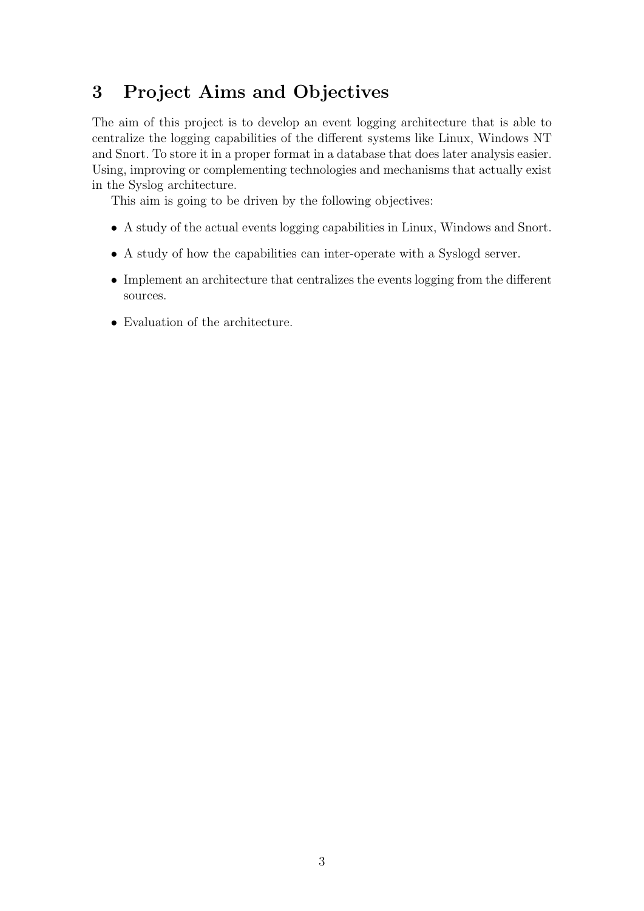# 3 Project Aims and Objectives

The aim of this project is to develop an event logging architecture that is able to centralize the logging capabilities of the different systems like Linux, Windows NT and Snort. To store it in a proper format in a database that does later analysis easier. Using, improving or complementing technologies and mechanisms that actually exist in the Syslog architecture.

This aim is going to be driven by the following objectives:

- A study of the actual events logging capabilities in Linux, Windows and Snort.
- A study of how the capabilities can inter-operate with a Syslogd server.
- Implement an architecture that centralizes the events logging from the different sources.
- Evaluation of the architecture.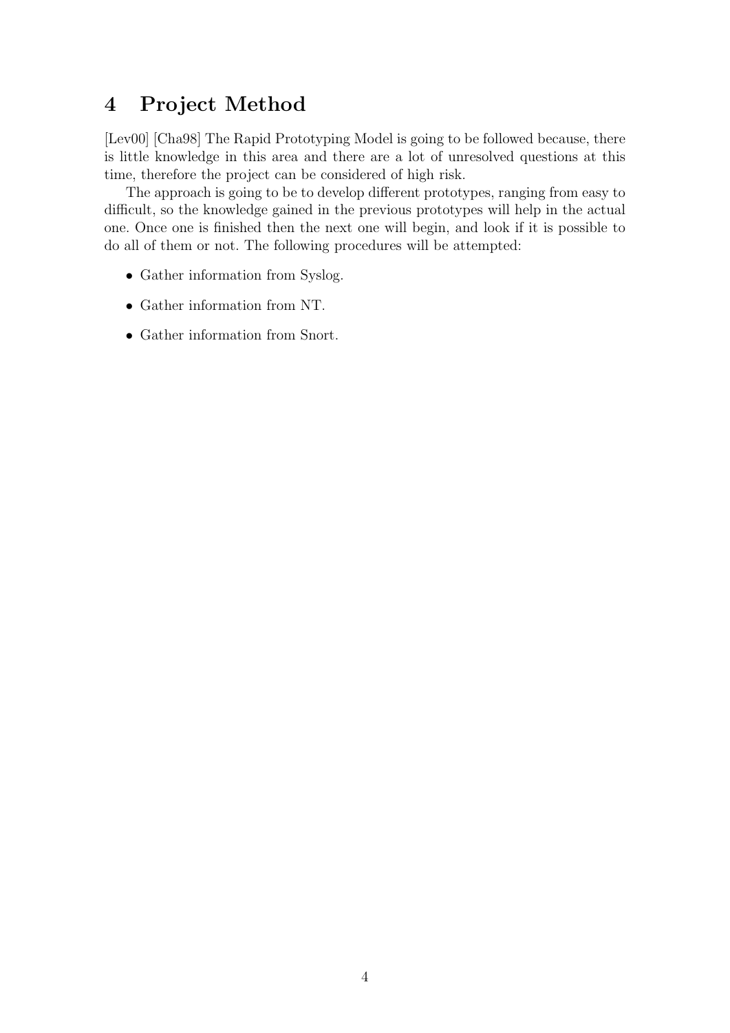# 4 Project Method

[Lev00] [Cha98] The Rapid Prototyping Model is going to be followed because, there is little knowledge in this area and there are a lot of unresolved questions at this time, therefore the project can be considered of high risk.

The approach is going to be to develop different prototypes, ranging from easy to difficult, so the knowledge gained in the previous prototypes will help in the actual one. Once one is finished then the next one will begin, and look if it is possible to do all of them or not. The following procedures will be attempted:

- Gather information from Syslog.
- Gather information from NT.
- Gather information from Snort.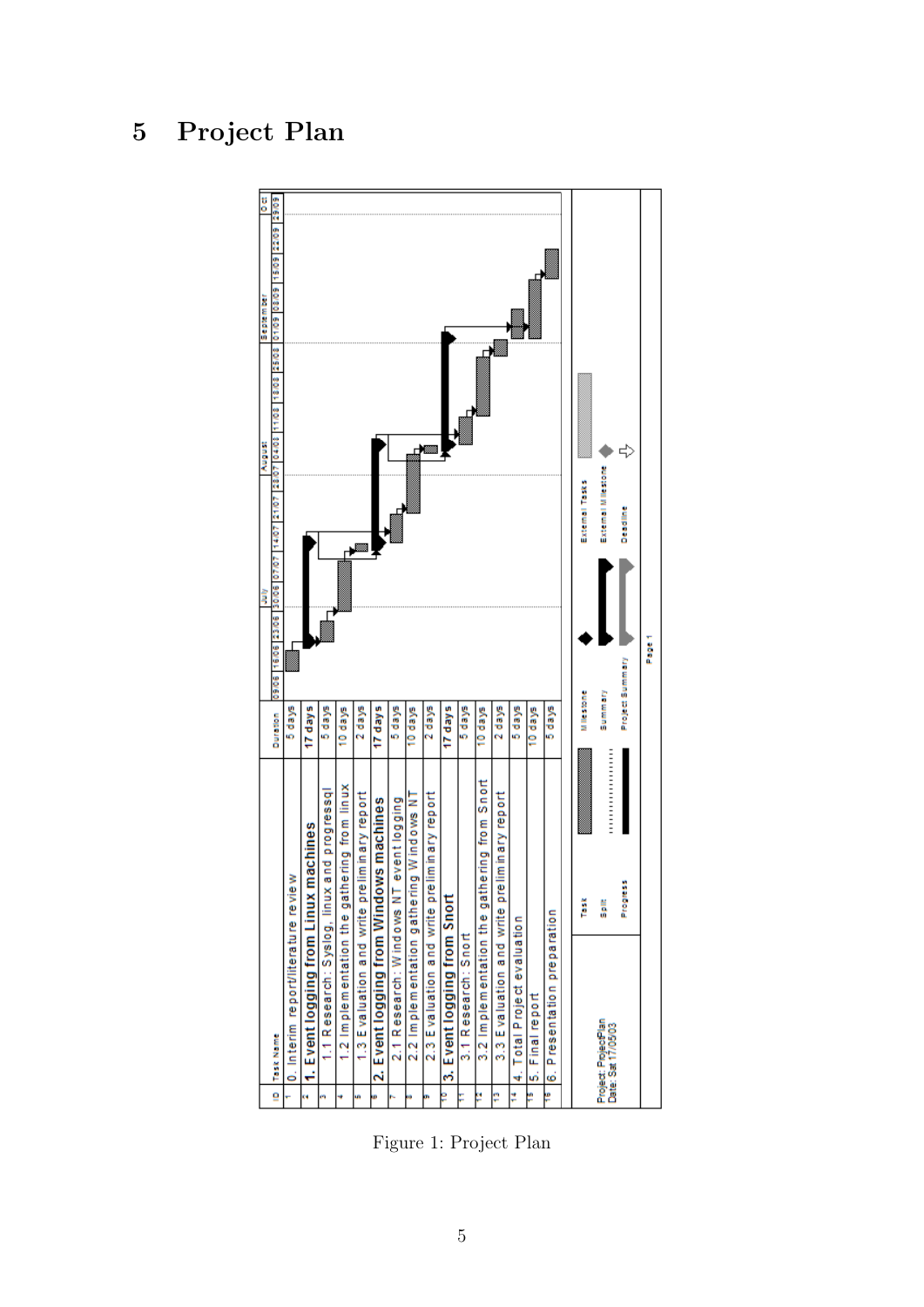# 5 Project Plan

| ID | Task Name | Duration |
|---|---|---|
| 1 | 0. Interim report/literature review | 5 days |
| 2 | **1. Event logging from Linux machines** | **17 days** |
| 3 | 1.1 Research: Syslog, linux and progressql | 5 days |
| 4 | 1.2 Implementation the gathering from linux | 10 days |
| 5 | 1.3 Evaluation and write preliminary report | 2 days |
| 6 | **2. Event logging from Windows machines** | **17 days** |
| 7 | 2.1 Research: Windows NT event logging | 5 days |
| 8 | 2.2 Implementation gathering Windows NT | 10 days |
| 9 | 2.3 Evaluation and write preliminary report | 2 days |
| 10 | **3. Event logging from Snort** | **17 days** |
| 11 | 3.1 Research: Snort | 5 days |
| 12 | 3.2 Implementation the gathering from Snort | 10 days |
| 13 | 3.3 Evaluation and write preliminary report | 2 days |
| 14 | 4. Total Project evaluation | 5 days |
| 15 | 5. Final report | 10 days |
| 16 | 6. Presentation preparation | 5 days |

Project: ProjectPlan
Date: Sat 17/05/03

Figure 1: Project Plan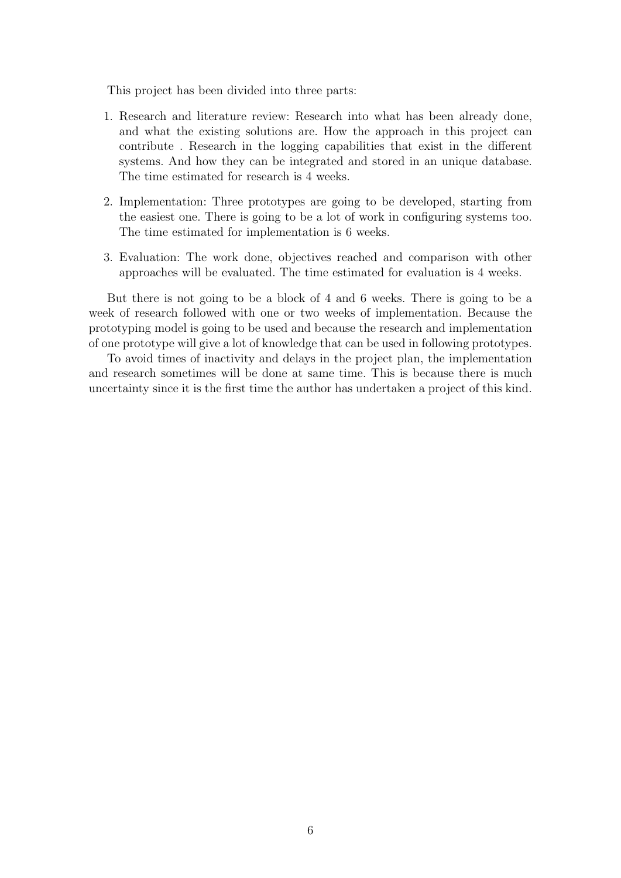This project has been divided into three parts:

1. Research and literature review: Research into what has been already done, and what the existing solutions are. How the approach in this project can contribute . Research in the logging capabilities that exist in the different systems. And how they can be integrated and stored in an unique database. The time estimated for research is 4 weeks.

2. Implementation: Three prototypes are going to be developed, starting from the easiest one. There is going to be a lot of work in configuring systems too. The time estimated for implementation is 6 weeks.

3. Evaluation: The work done, objectives reached and comparison with other approaches will be evaluated. The time estimated for evaluation is 4 weeks.

But there is not going to be a block of 4 and 6 weeks. There is going to be a week of research followed with one or two weeks of implementation. Because the prototyping model is going to be used and because the research and implementation of one prototype will give a lot of knowledge that can be used in following prototypes.

To avoid times of inactivity and delays in the project plan, the implementation and research sometimes will be done at same time. This is because there is much uncertainty since it is the first time the author has undertaken a project of this kind.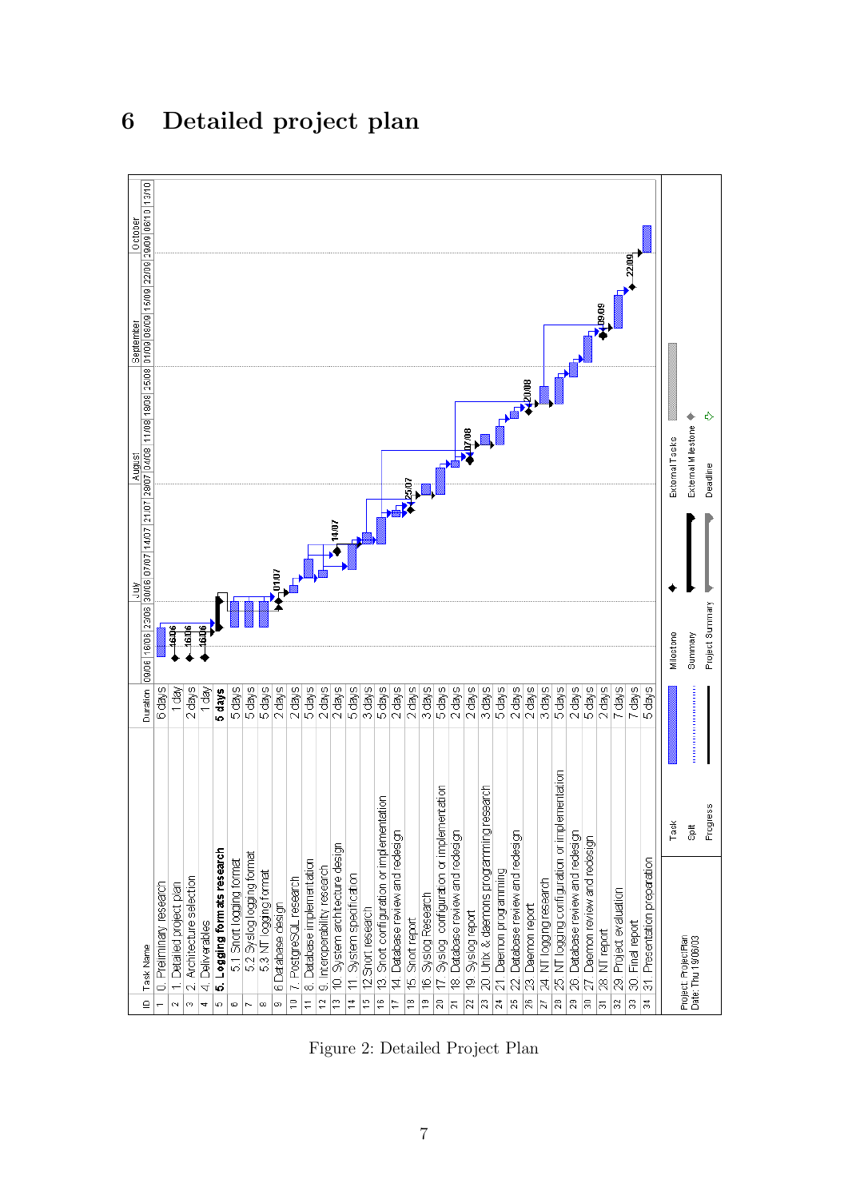# 6 Detailed project plan

| ID | Task Name | Duration |
|---|---|---|
| 1 | 0. Preliminary research | 6 days |
| 2 | 1. Detailed project plan | 1 day |
| 3 | 2. Architecture selection | 2 days |
| 4 | 4. Deliverables | 1 day |
| 5 | **5. Logging formats research** | **5 days** |
| 6 | 5.1 Snort logging format | 5 days |
| 7 | 5.2 Syslog logging format | 5 days |
| 8 | 5.3 NT logging format | 5 days |
| 9 | 6 Database design | 2 days |
| 10 | 7. PostgreSQL research | 2 days |
| 11 | 8. Database implementation | 5 days |
| 12 | 9. Interoperability research | 2 days |
| 13 | 10 System architecture design | 2 days |
| 14 | 11 System specification | 5 days |
| 15 | 12 Snort research | 3 days |
| 16 | 13. Snort configuration or implementation | 5 days |
| 17 | 14 Database review and redesign | 2 days |
| 18 | 15 Snort report | 2 days |
| 19 | 16 Syslog Research | 3 days |
| 20 | 17. Syslog configuration or implementation | 5 days |
| 21 | 18 Database review and redesign | 2 days |
| 22 | 19. Syslog report | 2 days |
| 23 | 20 Unix & daemons programming research | 3 days |
| 24 | 21 Daemon programming | 5 days |
| 25 | 22 Database review and redesign | 2 days |
| 26 | 23. Daemon report | 2 days |
| 27 | 24 NT logging research | 3 days |
| 28 | 25 NT logging configuration or implementation | 5 days |
| 29 | 26 Database review and redesign | 2 days |
| 30 | 27. Daemon review and redesign | 5 days |
| 31 | 28 NT report | 2 days |
| 32 | 29 Project evaluation | 7 days |
| 33 | 30 Final report | 7 days |
| 34 | 31. Presentation preparation | 5 days |

Project: ProjectPlan
Date: Thu 19/06/03

Figure 2: Detailed Project Plan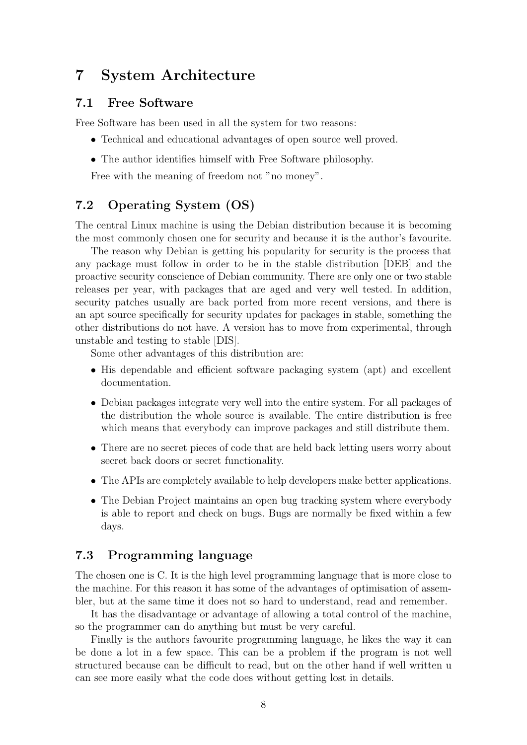# 7 System Architecture

## 7.1 Free Software

Free Software has been used in all the system for two reasons:

- Technical and educational advantages of open source well proved.
- The author identifies himself with Free Software philosophy.

Free with the meaning of freedom not "no money".

## 7.2 Operating System (OS)

The central Linux machine is using the Debian distribution because it is becoming the most commonly chosen one for security and because it is the author's favourite.

The reason why Debian is getting his popularity for security is the process that any package must follow in order to be in the stable distribution [DEB] and the proactive security conscience of Debian community. There are only one or two stable releases per year, with packages that are aged and very well tested. In addition, security patches usually are back ported from more recent versions, and there is an apt source specifically for security updates for packages in stable, something the other distributions do not have. A version has to move from experimental, through unstable and testing to stable [DIS].

Some other advantages of this distribution are:

- His dependable and efficient software packaging system (apt) and excellent documentation.
- Debian packages integrate very well into the entire system. For all packages of the distribution the whole source is available. The entire distribution is free which means that everybody can improve packages and still distribute them.
- There are no secret pieces of code that are held back letting users worry about secret back doors or secret functionality.
- The APIs are completely available to help developers make better applications.
- The Debian Project maintains an open bug tracking system where everybody is able to report and check on bugs. Bugs are normally be fixed within a few days.

## 7.3 Programming language

The chosen one is C. It is the high level programming language that is more close to the machine. For this reason it has some of the advantages of optimisation of assembler, but at the same time it does not so hard to understand, read and remember.

It has the disadvantage or advantage of allowing a total control of the machine, so the programmer can do anything but must be very careful.

Finally is the authors favourite programming language, he likes the way it can be done a lot in a few space. This can be a problem if the program is not well structured because can be difficult to read, but on the other hand if well written u can see more easily what the code does without getting lost in details.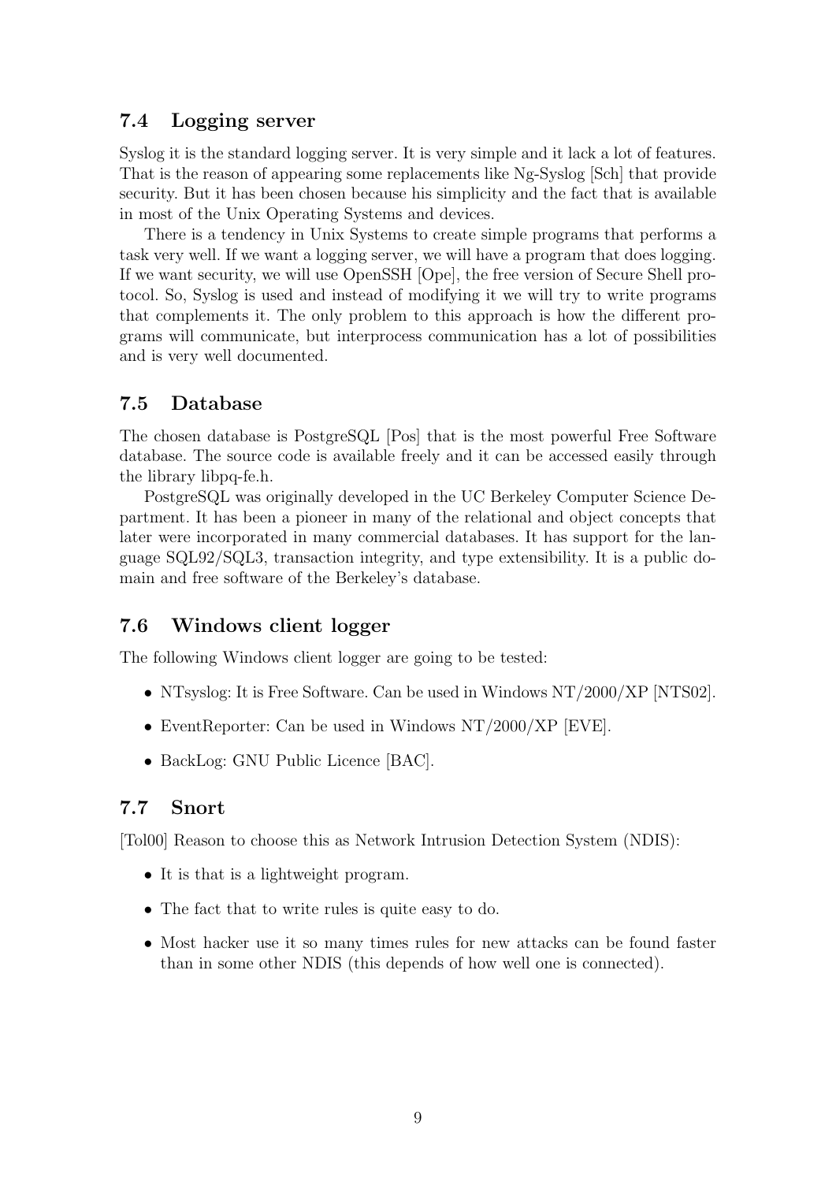## 7.4 Logging server

Syslog it is the standard logging server. It is very simple and it lack a lot of features. That is the reason of appearing some replacements like Ng-Syslog [Sch] that provide security. But it has been chosen because his simplicity and the fact that is available in most of the Unix Operating Systems and devices.

There is a tendency in Unix Systems to create simple programs that performs a task very well. If we want a logging server, we will have a program that does logging. If we want security, we will use OpenSSH [Ope], the free version of Secure Shell protocol. So, Syslog is used and instead of modifying it we will try to write programs that complements it. The only problem to this approach is how the different programs will communicate, but interprocess communication has a lot of possibilities and is very well documented.

## 7.5 Database

The chosen database is PostgreSQL [Pos] that is the most powerful Free Software database. The source code is available freely and it can be accessed easily through the library libpq-fe.h.

PostgreSQL was originally developed in the UC Berkeley Computer Science Department. It has been a pioneer in many of the relational and object concepts that later were incorporated in many commercial databases. It has support for the language SQL92/SQL3, transaction integrity, and type extensibility. It is a public domain and free software of the Berkeley's database.

## 7.6 Windows client logger

The following Windows client logger are going to be tested:

- NTsyslog: It is Free Software. Can be used in Windows NT/2000/XP [NTS02].
- EventReporter: Can be used in Windows NT/2000/XP [EVE].
- BackLog: GNU Public Licence [BAC].

## 7.7 Snort

[Tol00] Reason to choose this as Network Intrusion Detection System (NDIS):

- It is that is a lightweight program.
- The fact that to write rules is quite easy to do.
- Most hacker use it so many times rules for new attacks can be found faster than in some other NDIS (this depends of how well one is connected).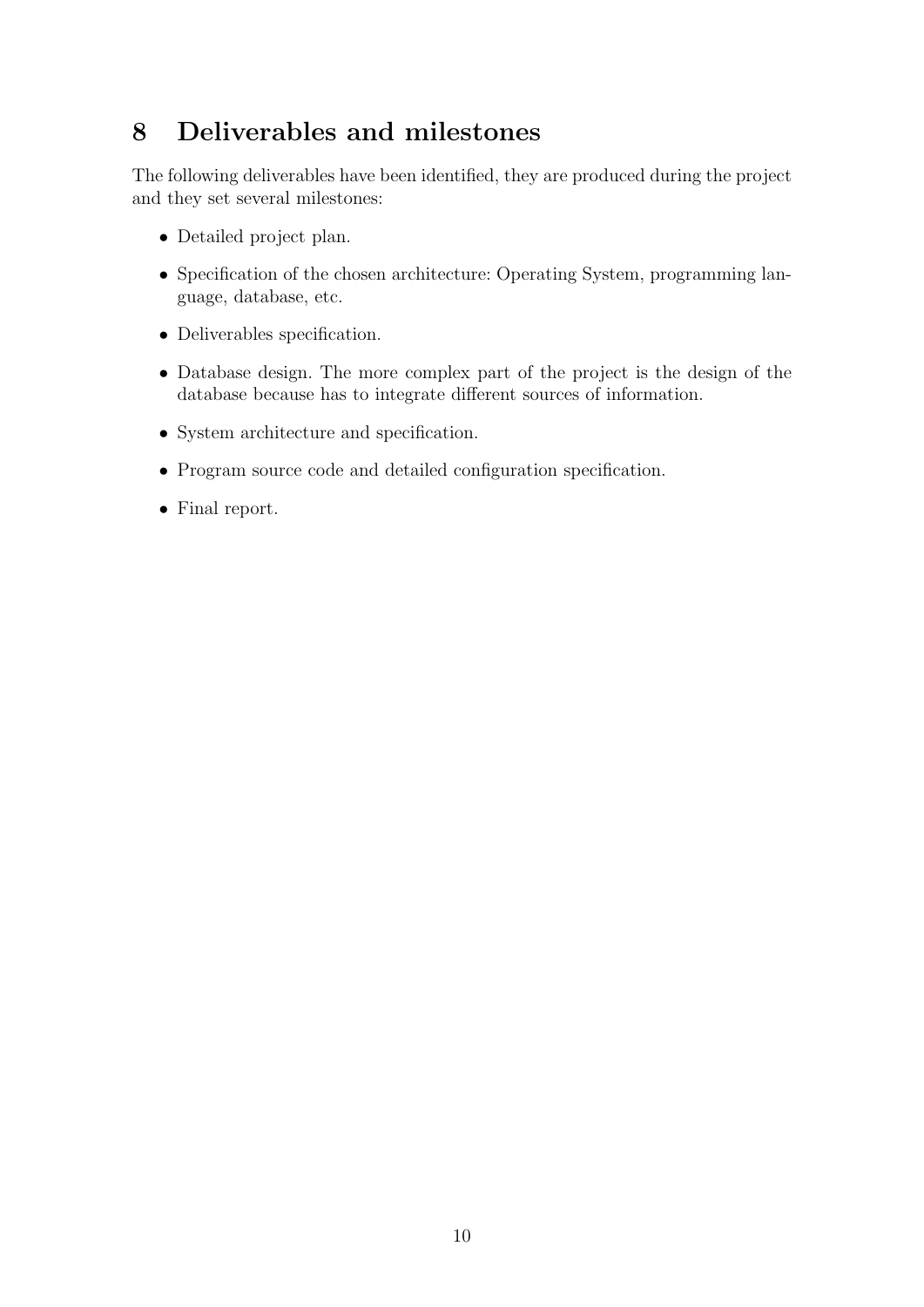# 8 Deliverables and milestones

The following deliverables have been identified, they are produced during the project and they set several milestones:

- Detailed project plan.
- Specification of the chosen architecture: Operating System, programming language, database, etc.
- Deliverables specification.
- Database design. The more complex part of the project is the design of the database because has to integrate different sources of information.
- System architecture and specification.
- Program source code and detailed configuration specification.
- Final report.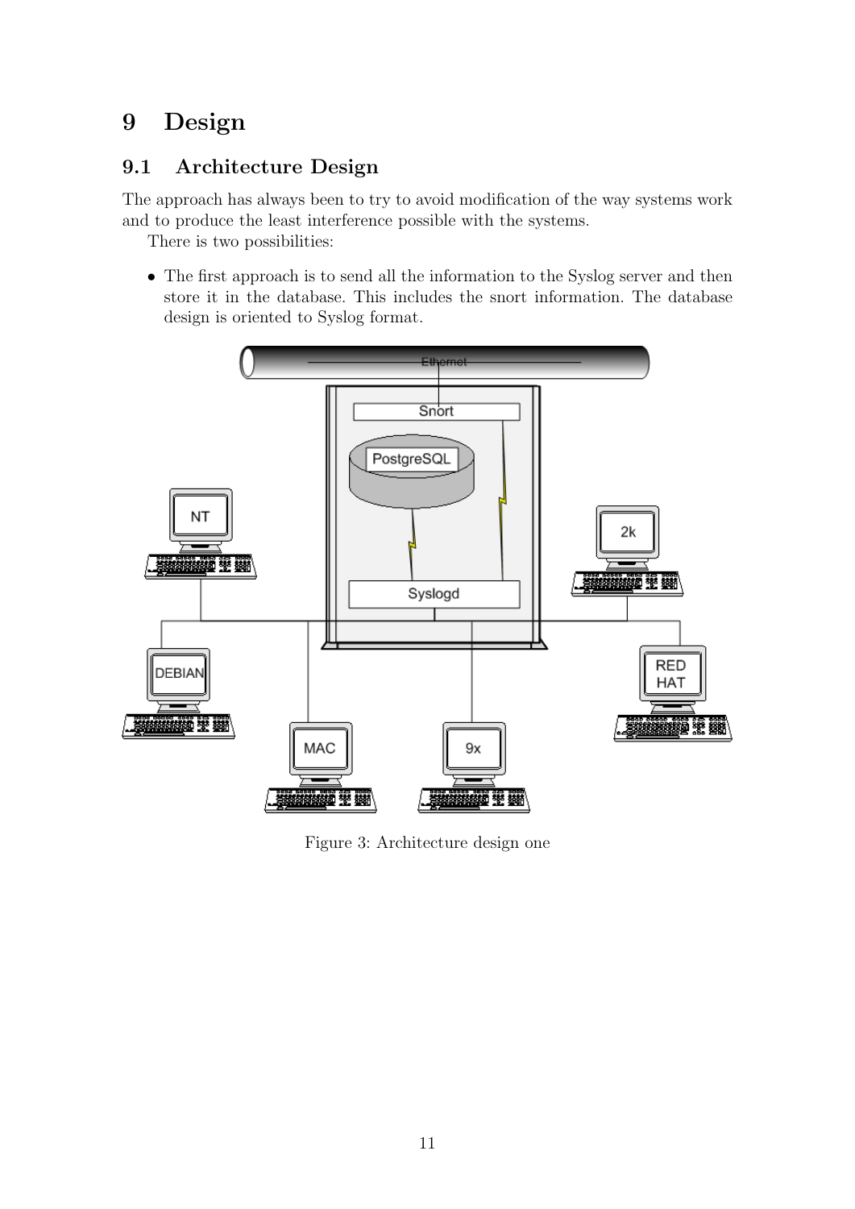# 9 Design

## 9.1 Architecture Design

The approach has always been to try to avoid modification of the way systems work and to produce the least interference possible with the systems.

There is two possibilities:

- The first approach is to send all the information to the Syslog server and then store it in the database. This includes the snort information. The database design is oriented to Syslog format.

Figure 3: Architecture design one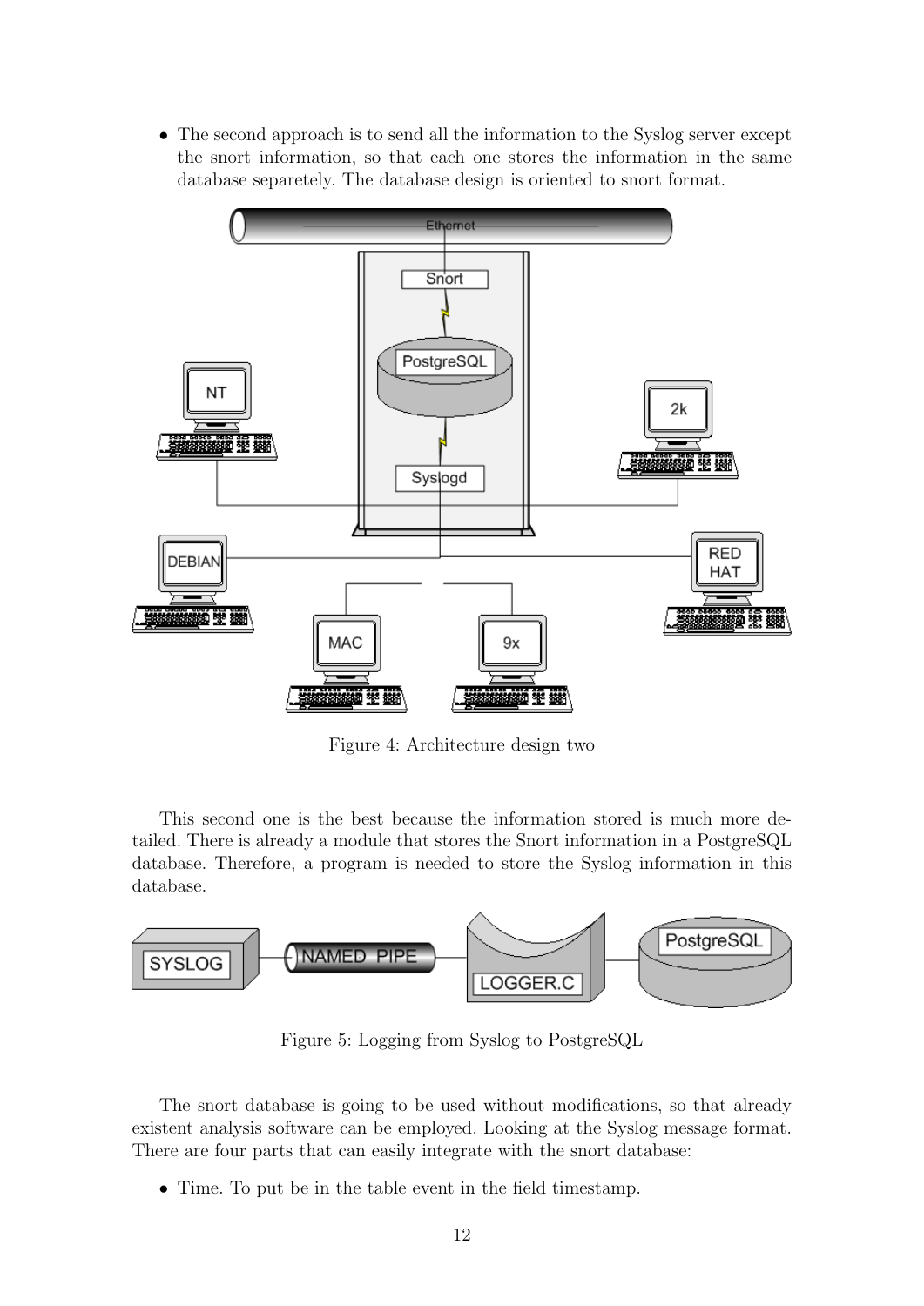- The second approach is to send all the information to the Syslog server except the snort information, so that each one stores the information in the same database separetely. The database design is oriented to snort format.

Figure 4: Architecture design two

This second one is the best because the information stored is much more detailed. There is already a module that stores the Snort information in a PostgreSQL database. Therefore, a program is needed to store the Syslog information in this database.

Figure 5: Logging from Syslog to PostgreSQL

The snort database is going to be used without modifications, so that already existent analysis software can be employed. Looking at the Syslog message format. There are four parts that can easily integrate with the snort database:

- Time. To put be in the table event in the field timestamp.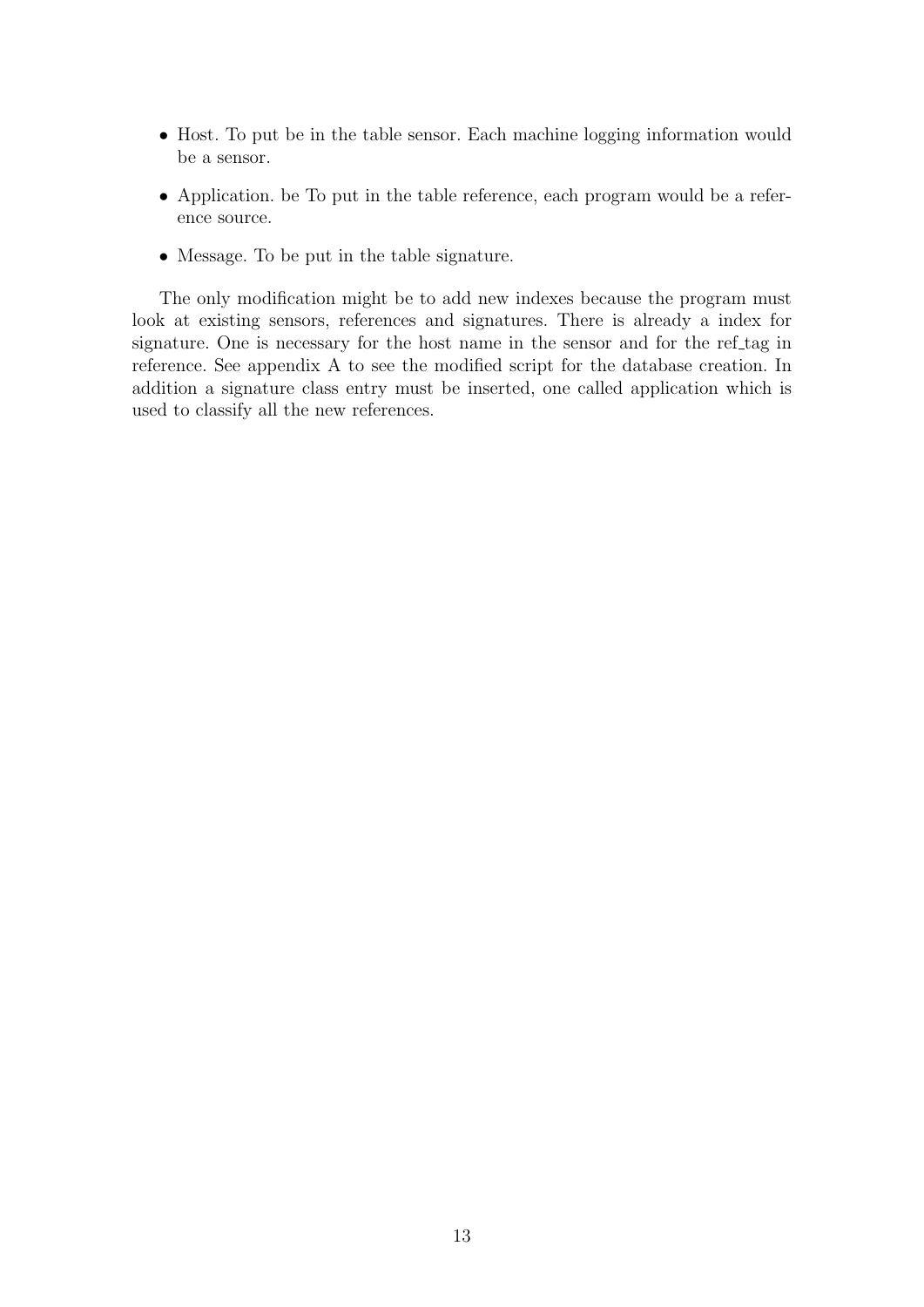- Host. To put be in the table sensor. Each machine logging information would be a sensor.
- Application. be To put in the table reference, each program would be a reference source.
- Message. To be put in the table signature.

The only modification might be to add new indexes because the program must look at existing sensors, references and signatures. There is already a index for signature. One is necessary for the host name in the sensor and for the ref_tag in reference. See appendix A to see the modified script for the database creation. In addition a signature class entry must be inserted, one called application which is used to classify all the new references.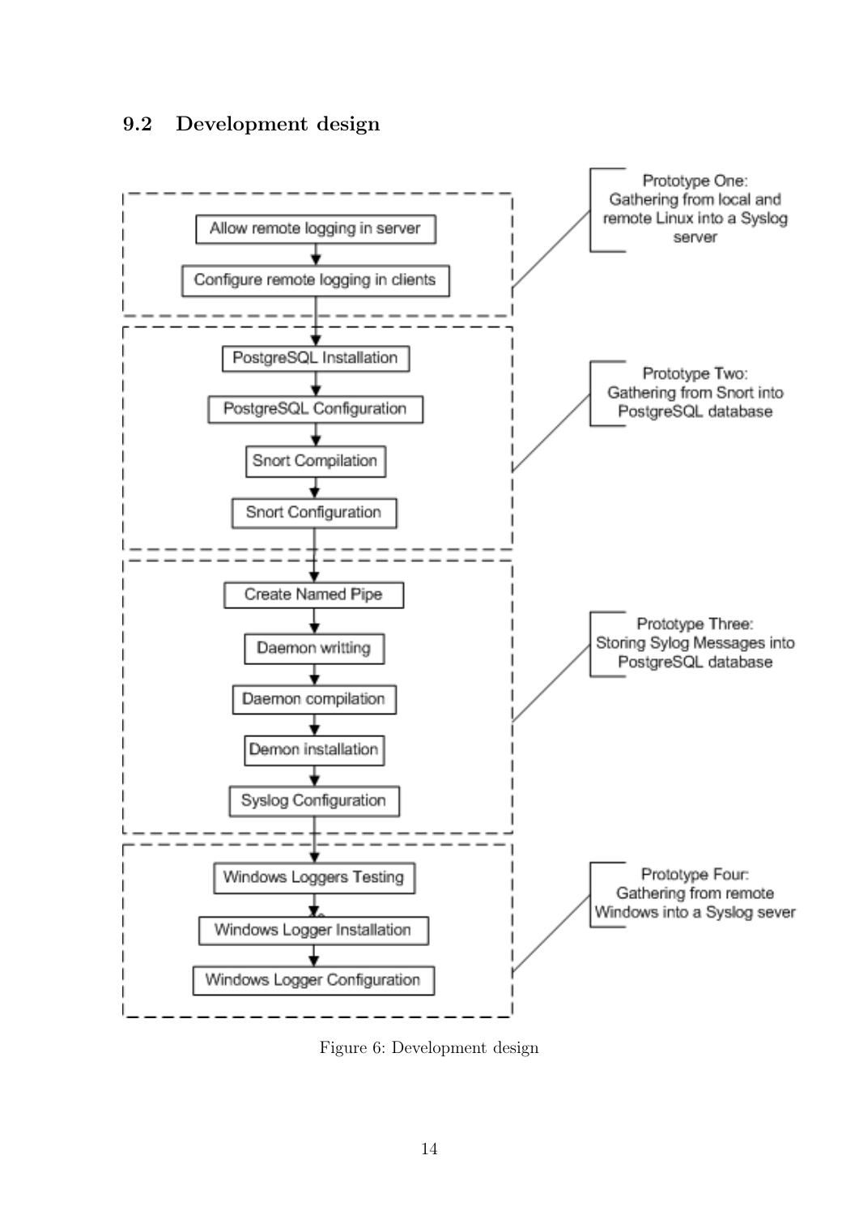## 9.2 Development design

Prototype One: Gathering from local and remote Linux into a Syslog server

- Allow remote logging in server
- Configure remote logging in clients

Prototype Two: Gathering from Snort into PostgreSQL database

- PostgreSQL Installation
- PostgreSQL Configuration
- Snort Compilation
- Snort Configuration

Prototype Three: Storing Sylog Messages into PostgreSQL database

- Create Named Pipe
- Daemon writting
- Daemon compilation
- Demon installation
- Syslog Configuration

Prototype Four: Gathering from remote Windows into a Syslog sever

- Windows Loggers Testing
- Windows Logger Installation
- Windows Logger Configuration

Figure 6: Development design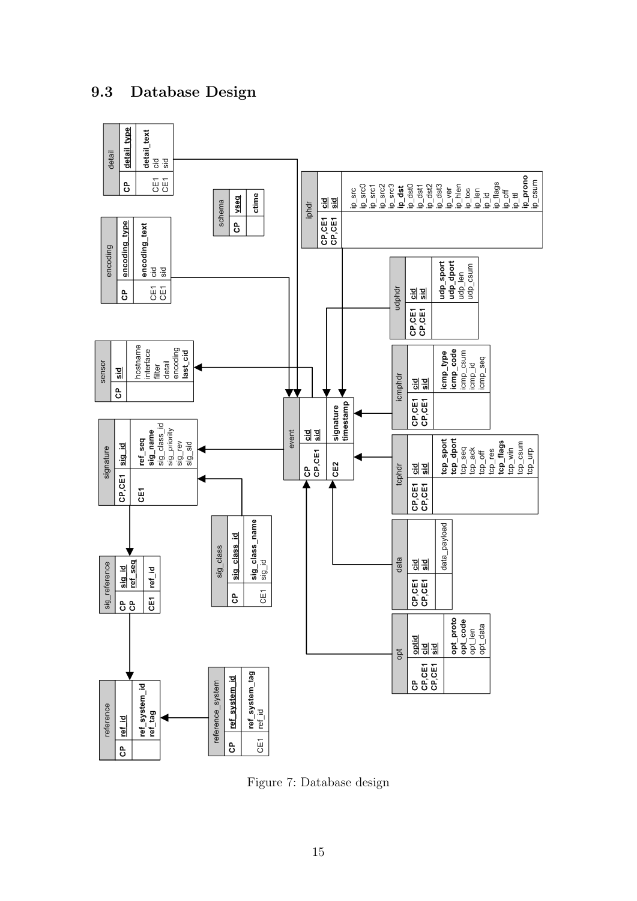## 9.3 Database Design

**detail**

| Key | Column |
|---|---|
| CP | detail_type |
| | detail_text |
| CE1 | cid |
| CE1 | sid |

**encoding**

| Key | Column |
|---|---|
| CP | encoding_type |
| | encoding_text |
| CE1 | cid |
| CE1 | sid |

**schema**

| Key | Column |
|---|---|
| CP | vseq |
| | ctime |

**sensor**

| Key | Column |
|---|---|
| CP | sid |
| | hostname |
| | interface |
| | filter |
| | detail |
| | encoding |
| | last_cid |

**signature**

| Key | Column |
|---|---|
| CP,CE1 | sig_id |
| CE1 | ref_seq |
| | sig_name |
| | sig_class_id |
| | sig_priority |
| | sig_rev |
| | sig_sid |

**sig_reference**

| Key | Column |
|---|---|
| CP | sig_id |
| CP | ref_seq |
| CE1 | ref_id |

**reference**

| Key | Column |
|---|---|
| CP | ref_id |
| | ref_system_id |
| | ref_tag |

**reference_system**

| Key | Column |
|---|---|
| CP | ref_system_id |
| | ref_system_tag |
| CE1 | ref_id |

**sig_class**

| Key | Column |
|---|---|
| CP | sig_class_id |
| | sig_class_name |
| CE1 | sig_id |

**event**

| Key | Column |
|---|---|
| CP | cid |
| CP,CE1 | sid |
| CE2 | signature |
| | timestamp |

**iphdr**

| Key | Column |
|---|---|
| CP,CE1 | cid |
| CP,CE1 | sid |
| | ip_src |
| | ip_src0 |
| | ip_src1 |
| | ip_src2 |
| | ip_src3 |
| | ip_dst |
| | ip_dst0 |
| | ip_dst1 |
| | ip_dst2 |
| | ip_dst3 |
| | ip_ver |
| | ip_hlen |
| | ip_tos |
| | ip_len |
| | ip_id |
| | ip_flags |
| | ip_off |
| | ip_ttl |
| | ip_prono |
| | ip_csum |

**udphdr**

| Key | Column |
|---|---|
| CP,CE1 | cid |
| CP,CE1 | sid |
| | udp_sport |
| | udp_dport |
| | udp_len |
| | udp_csum |

**icmphdr**

| Key | Column |
|---|---|
| CP,CE1 | cid |
| CP,CE1 | sid |
| | icmp_type |
| | icmp_code |
| | icmp_csum |
| | icmp_id |
| | icmp_seq |

**tcphdr**

| Key | Column |
|---|---|
| CP,CE1 | cid |
| CP,CE1 | sid |
| | tcp_sport |
| | tcp_dport |
| | tcp_seq |
| | tcp_ack |
| | tcp_off |
| | tcp_res |
| | tcp_flags |
| | tcp_win |
| | tcp_csum |
| | tcp_urp |

**data**

| Key | Column |
|---|---|
| CP,CE1 | cid |
| CP,CE1 | sid |
| | data_payload |

**opt**

| Key | Column |
|---|---|
| CP | optid |
| CP,CE1 | cid |
| CP,CE1 | sid |
| | opt_proto |
| | opt_code |
| | opt_len |
| | opt_data |

Figure 7: Database design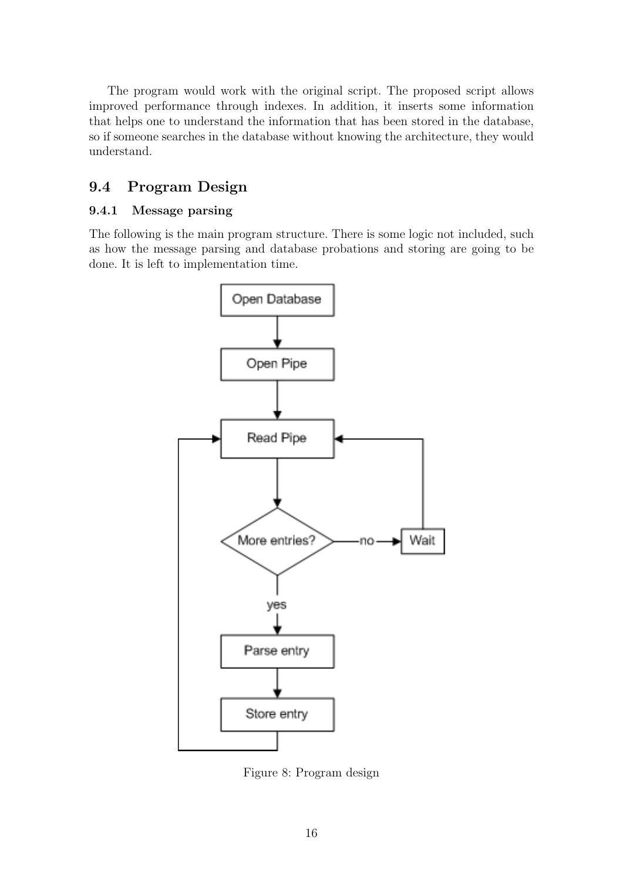The program would work with the original script. The proposed script allows improved performance through indexes. In addition, it inserts some information that helps one to understand the information that has been stored in the database, so if someone searches in the database without knowing the architecture, they would understand.

## 9.4 Program Design

### 9.4.1 Message parsing

The following is the main program structure. There is some logic not included, such as how the message parsing and database probations and storing are going to be done. It is left to implementation time.

Figure 8: Program design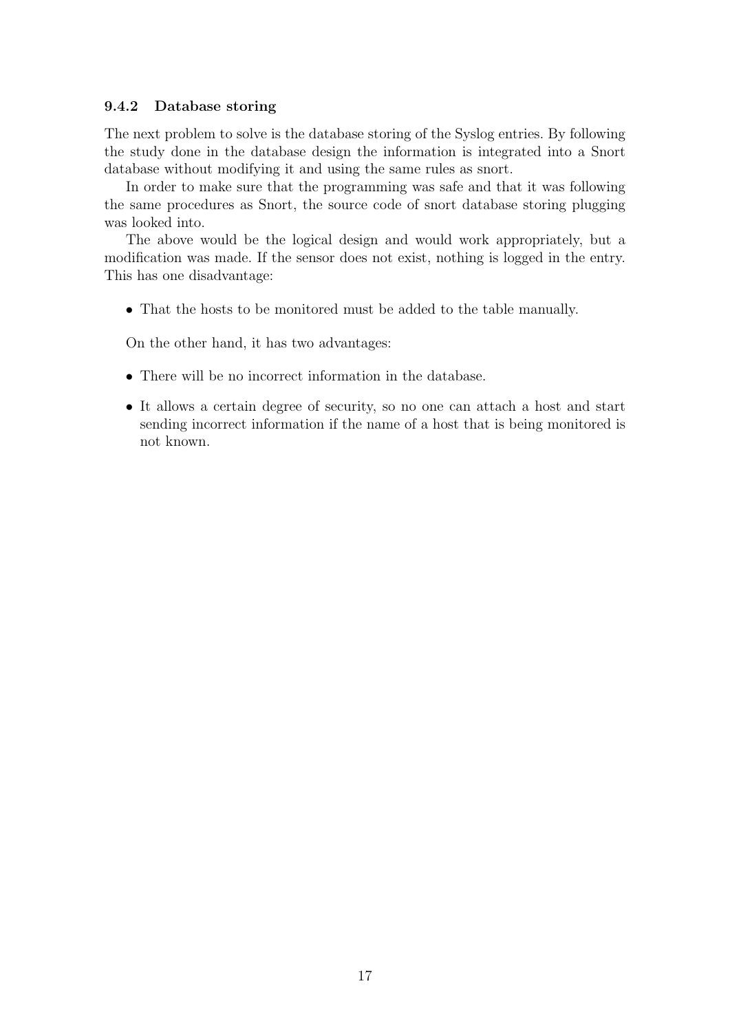### 9.4.2 Database storing

The next problem to solve is the database storing of the Syslog entries. By following the study done in the database design the information is integrated into a Snort database without modifying it and using the same rules as snort.

In order to make sure that the programming was safe and that it was following the same procedures as Snort, the source code of snort database storing plugging was looked into.

The above would be the logical design and would work appropriately, but a modification was made. If the sensor does not exist, nothing is logged in the entry. This has one disadvantage:

- That the hosts to be monitored must be added to the table manually.

On the other hand, it has two advantages:

- There will be no incorrect information in the database.
- It allows a certain degree of security, so no one can attach a host and start sending incorrect information if the name of a host that is being monitored is not known.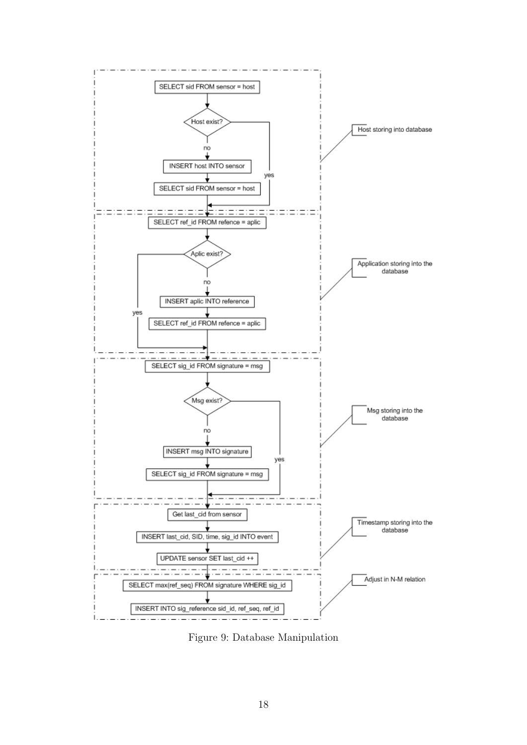```
Host storing into database
  SELECT sid FROM sensor = host
  Host exist?
    no  -> INSERT host INTO sensor
           SELECT sid FROM sensor = host
    yes -> (continue)

Application storing into the database
  SELECT ref_id FROM refence = aplic
  Aplic exist?
    no  -> INSERT aplic INTO reference
           SELECT ref_id FROM refence = aplic
    yes -> (continue)

Msg storing into the database
  SELECT sig_id FROM signature = msg
  Msg exist?
    no  -> INSERT msg INTO signature
           SELECT sig_id FROM signature = msg
    yes -> (continue)

Timestamp storing into the database
  Get last_cid from sensor
  INSERT last_cid, SID, time, sig_id INTO event
  UPDATE sensor SET last_cid ++

Adjust in N-M relation
  SELECT max(ref_seq) FROM signature WHERE sig_id
  INSERT INTO sig_reference sid_id, ref_seq, ref_id
```

Figure 9: Database Manipulation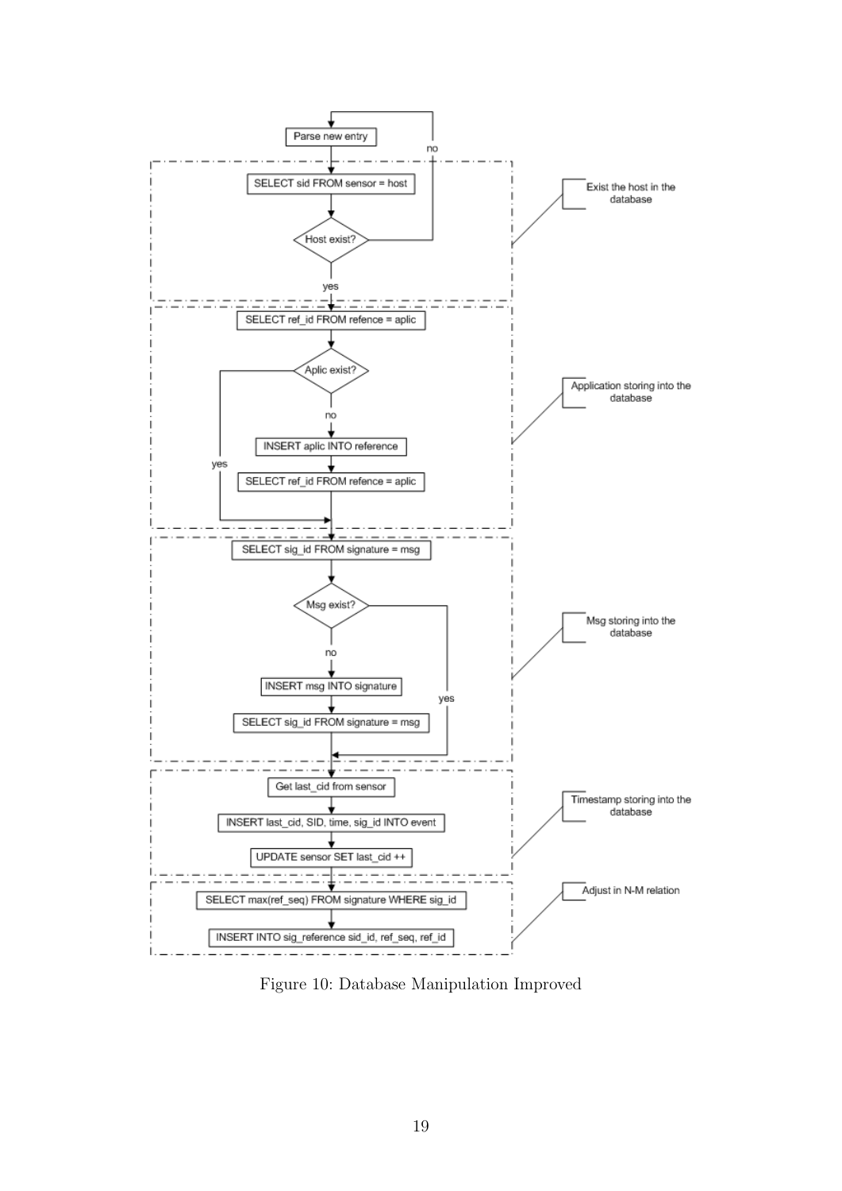Parse new entry

no

SELECT sid FROM sensor = host

Host exist?

yes

Exist the host in the database

SELECT ref_id FROM refence = aplic

Aplic exist?

no

INSERT aplic INTO reference

yes

SELECT ref_id FROM refence = aplic

Application storing into the database

SELECT sig_id FROM signature = msg

Msg exist?

no

INSERT msg INTO signature

yes

SELECT sig_id FROM signature = msg

Msg storing into the database

Get last_cid from sensor

INSERT last_cid, SID, time, sig_id INTO event

UPDATE sensor SET last_cid ++

Timestamp storing into the database

SELECT max(ref_seq) FROM signature WHERE sig_id

INSERT INTO sig_reference sid_id, ref_seq, ref_id

Adjust in N-M relation

Figure 10: Database Manipulation Improved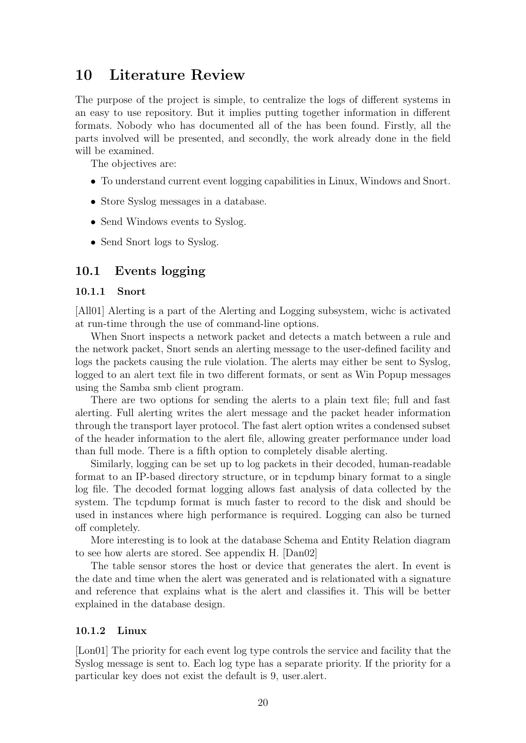# 10 Literature Review

The purpose of the project is simple, to centralize the logs of different systems in an easy to use repository. But it implies putting together information in different formats. Nobody who has documented all of the has been found. Firstly, all the parts involved will be presented, and secondly, the work already done in the field will be examined.

The objectives are:

- To understand current event logging capabilities in Linux, Windows and Snort.
- Store Syslog messages in a database.
- Send Windows events to Syslog.
- Send Snort logs to Syslog.

## 10.1 Events logging

### 10.1.1 Snort

[All01] Alerting is a part of the Alerting and Logging subsystem, wichc is activated at run-time through the use of command-line options.

When Snort inspects a network packet and detects a match between a rule and the network packet, Snort sends an alerting message to the user-defined facility and logs the packets causing the rule violation. The alerts may either be sent to Syslog, logged to an alert text file in two different formats, or sent as Win Popup messages using the Samba smb client program.

There are two options for sending the alerts to a plain text file; full and fast alerting. Full alerting writes the alert message and the packet header information through the transport layer protocol. The fast alert option writes a condensed subset of the header information to the alert file, allowing greater performance under load than full mode. There is a fifth option to completely disable alerting.

Similarly, logging can be set up to log packets in their decoded, human-readable format to an IP-based directory structure, or in tcpdump binary format to a single log file. The decoded format logging allows fast analysis of data collected by the system. The tcpdump format is much faster to record to the disk and should be used in instances where high performance is required. Logging can also be turned off completely.

More interesting is to look at the database Schema and Entity Relation diagram to see how alerts are stored. See appendix H. [Dan02]

The table sensor stores the host or device that generates the alert. In event is the date and time when the alert was generated and is relationated with a signature and reference that explains what is the alert and classifies it. This will be better explained in the database design.

### 10.1.2 Linux

[Lon01] The priority for each event log type controls the service and facility that the Syslog message is sent to. Each log type has a separate priority. If the priority for a particular key does not exist the default is 9, user.alert.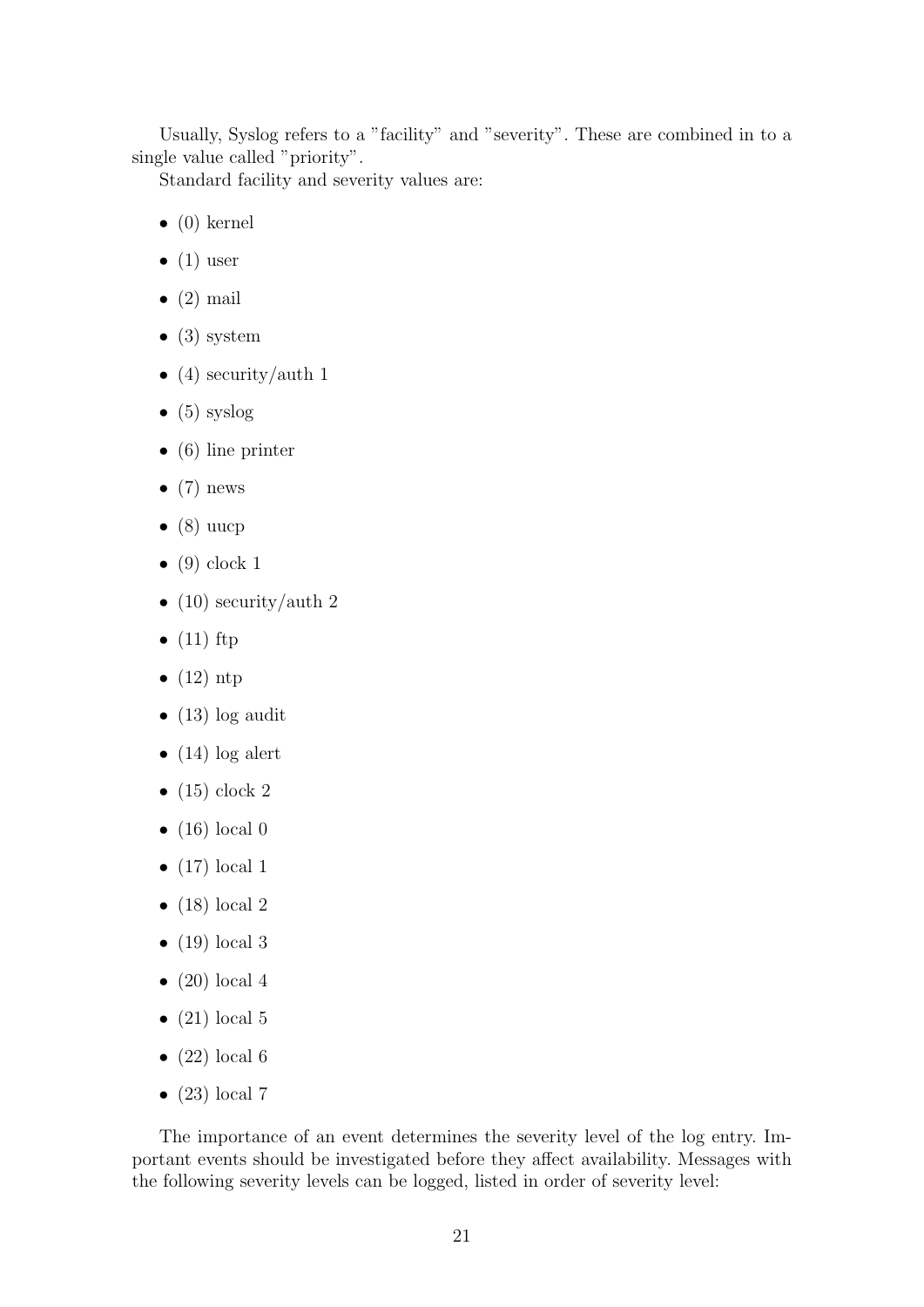Usually, Syslog refers to a "facility" and "severity". These are combined in to a single value called "priority".

Standard facility and severity values are:

- (0) kernel
- (1) user
- (2) mail
- (3) system
- (4) security/auth 1
- (5) syslog
- (6) line printer
- (7) news
- (8) uucp
- (9) clock 1
- (10) security/auth 2
- (11) ftp
- (12) ntp
- (13) log audit
- (14) log alert
- (15) clock 2
- (16) local 0
- (17) local 1
- (18) local 2
- (19) local 3
- (20) local 4
- (21) local 5
- (22) local 6
- (23) local 7

The importance of an event determines the severity level of the log entry. Important events should be investigated before they affect availability. Messages with the following severity levels can be logged, listed in order of severity level: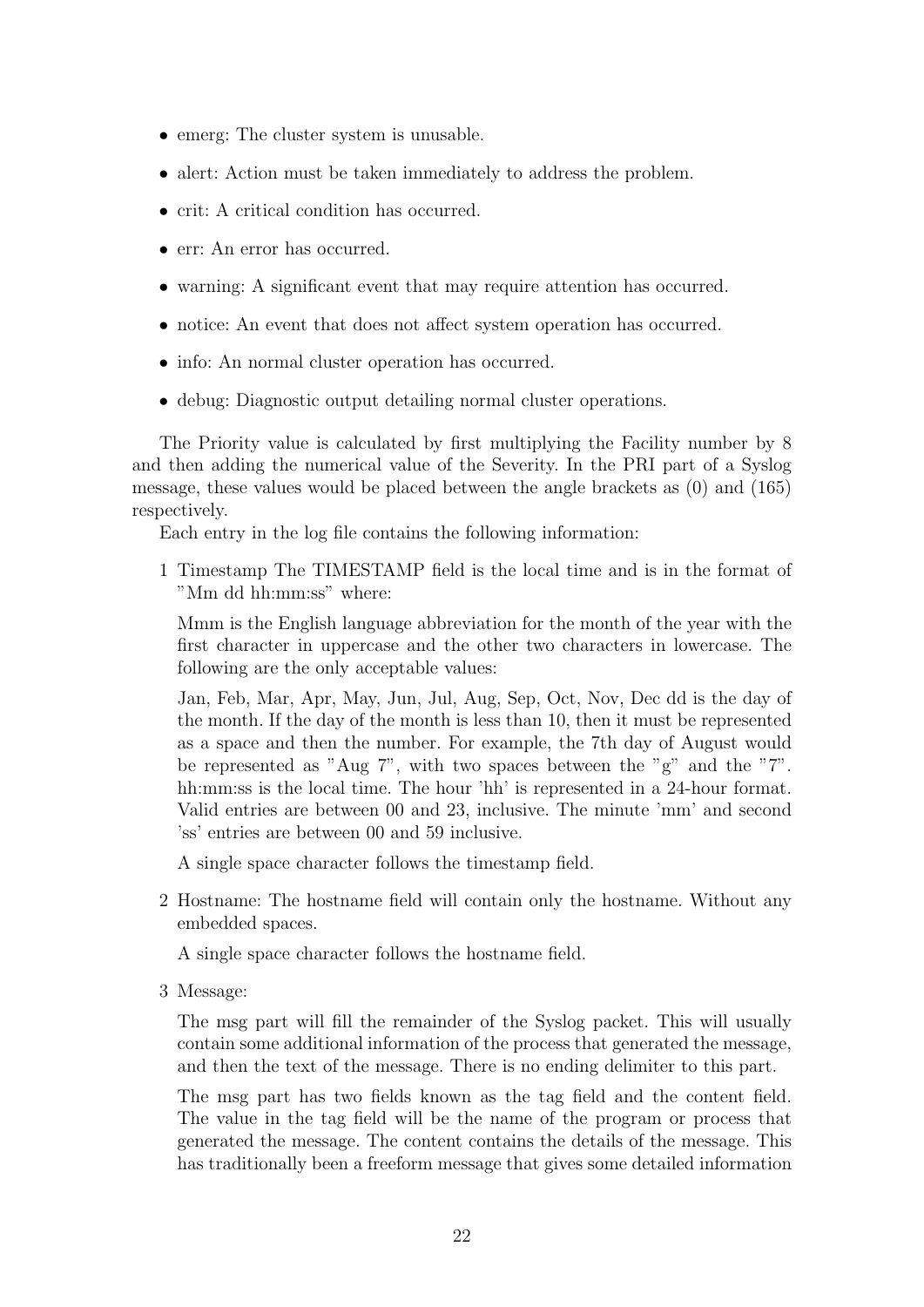- emerg: The cluster system is unusable.
- alert: Action must be taken immediately to address the problem.
- crit: A critical condition has occurred.
- err: An error has occurred.
- warning: A significant event that may require attention has occurred.
- notice: An event that does not affect system operation has occurred.
- info: An normal cluster operation has occurred.
- debug: Diagnostic output detailing normal cluster operations.

The Priority value is calculated by first multiplying the Facility number by 8 and then adding the numerical value of the Severity. In the PRI part of a Syslog message, these values would be placed between the angle brackets as (0) and (165) respectively.

Each entry in the log file contains the following information:

1 Timestamp The TIMESTAMP field is the local time and is in the format of "Mm dd hh:mm:ss" where:

  Mmm is the English language abbreviation for the month of the year with the first character in uppercase and the other two characters in lowercase. The following are the only acceptable values:

  Jan, Feb, Mar, Apr, May, Jun, Jul, Aug, Sep, Oct, Nov, Dec dd is the day of the month. If the day of the month is less than 10, then it must be represented as a space and then the number. For example, the 7th day of August would be represented as "Aug 7", with two spaces between the "g" and the "7". hh:mm:ss is the local time. The hour 'hh' is represented in a 24-hour format. Valid entries are between 00 and 23, inclusive. The minute 'mm' and second 'ss' entries are between 00 and 59 inclusive.

  A single space character follows the timestamp field.

2 Hostname: The hostname field will contain only the hostname. Without any embedded spaces.

  A single space character follows the hostname field.

3 Message:

  The msg part will fill the remainder of the Syslog packet. This will usually contain some additional information of the process that generated the message, and then the text of the message. There is no ending delimiter to this part.

  The msg part has two fields known as the tag field and the content field. The value in the tag field will be the name of the program or process that generated the message. The content contains the details of the message. This has traditionally been a freeform message that gives some detailed information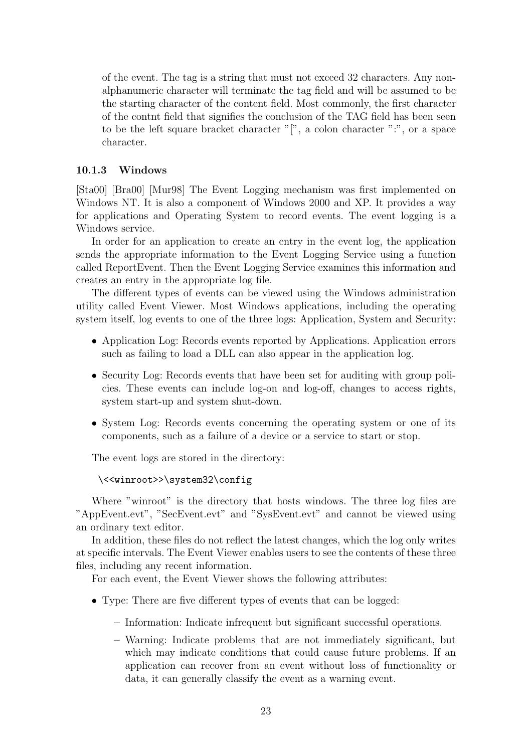of the event. The tag is a string that must not exceed 32 characters. Any non-alphanumeric character will terminate the tag field and will be assumed to be the starting character of the content field. Most commonly, the first character of the contnt field that signifies the conclusion of the TAG field has been seen to be the left square bracket character "[", a colon character ":", or a space character.

#### 10.1.3 Windows

[Sta00] [Bra00] [Mur98] The Event Logging mechanism was first implemented on Windows NT. It is also a component of Windows 2000 and XP. It provides a way for applications and Operating System to record events. The event logging is a Windows service.

In order for an application to create an entry in the event log, the application sends the appropriate information to the Event Logging Service using a function called ReportEvent. Then the Event Logging Service examines this information and creates an entry in the appropriate log file.

The different types of events can be viewed using the Windows administration utility called Event Viewer. Most Windows applications, including the operating system itself, log events to one of the three logs: Application, System and Security:

- Application Log: Records events reported by Applications. Application errors such as failing to load a DLL can also appear in the application log.
- Security Log: Records events that have been set for auditing with group policies. These events can include log-on and log-off, changes to access rights, system start-up and system shut-down.
- System Log: Records events concerning the operating system or one of its components, such as a failure of a device or a service to start or stop.

The event logs are stored in the directory:

```
\<<winroot>>\system32\config
```

Where "winroot" is the directory that hosts windows. The three log files are "AppEvent.evt", "SecEvent.evt" and "SysEvent.evt" and cannot be viewed using an ordinary text editor.

In addition, these files do not reflect the latest changes, which the log only writes at specific intervals. The Event Viewer enables users to see the contents of these three files, including any recent information.

For each event, the Event Viewer shows the following attributes:

- Type: There are five different types of events that can be logged:
  - Information: Indicate infrequent but significant successful operations.
  - Warning: Indicate problems that are not immediately significant, but which may indicate conditions that could cause future problems. If an application can recover from an event without loss of functionality or data, it can generally classify the event as a warning event.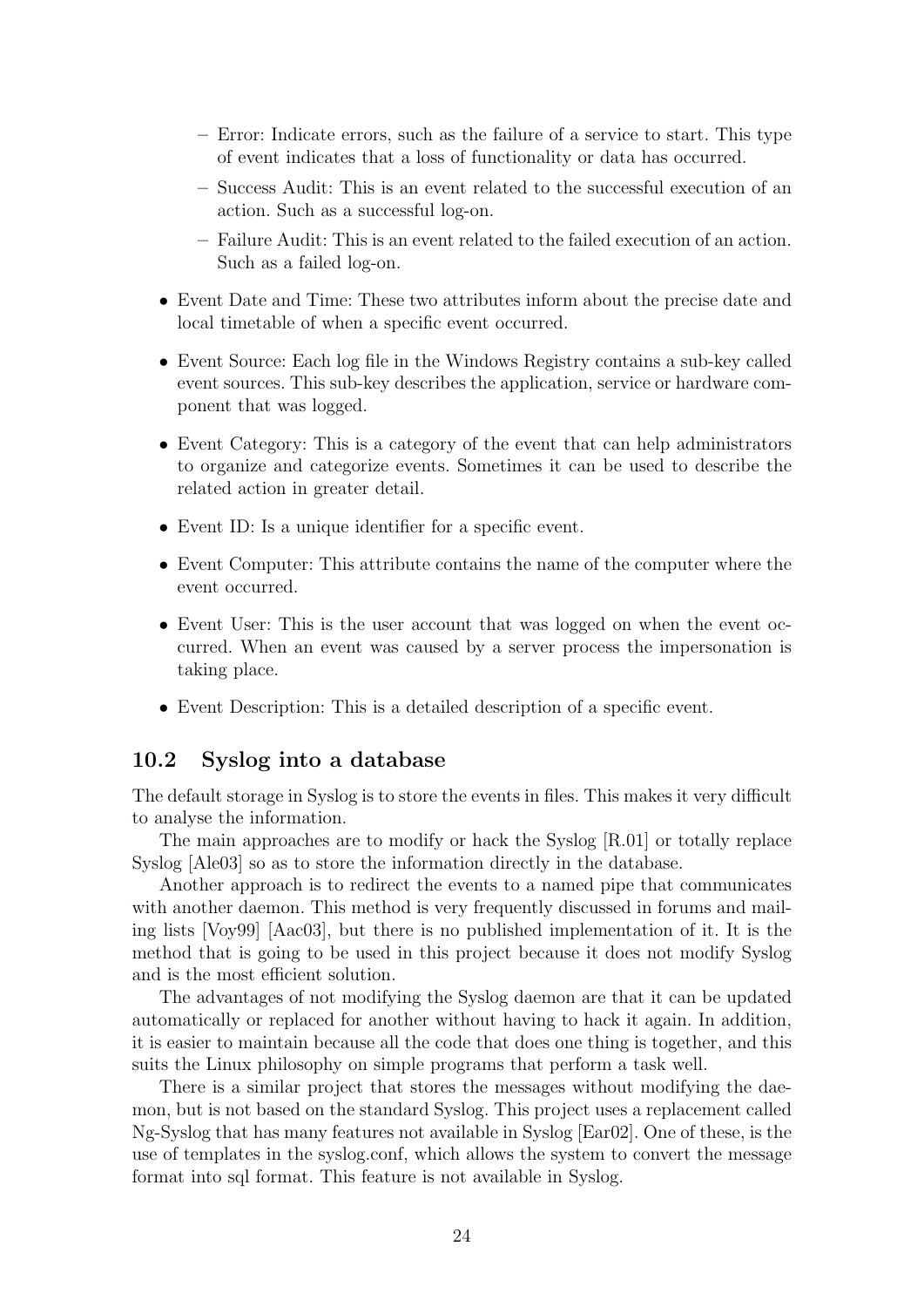- Error: Indicate errors, such as the failure of a service to start. This type of event indicates that a loss of functionality or data has occurred.
  - Success Audit: This is an event related to the successful execution of an action. Such as a successful log-on.
  - Failure Audit: This is an event related to the failed execution of an action. Such as a failed log-on.

- Event Date and Time: These two attributes inform about the precise date and local timetable of when a specific event occurred.
- Event Source: Each log file in the Windows Registry contains a sub-key called event sources. This sub-key describes the application, service or hardware component that was logged.
- Event Category: This is a category of the event that can help administrators to organize and categorize events. Sometimes it can be used to describe the related action in greater detail.
- Event ID: Is a unique identifier for a specific event.
- Event Computer: This attribute contains the name of the computer where the event occurred.
- Event User: This is the user account that was logged on when the event occurred. When an event was caused by a server process the impersonation is taking place.
- Event Description: This is a detailed description of a specific event.

## 10.2 Syslog into a database

The default storage in Syslog is to store the events in files. This makes it very difficult to analyse the information.

The main approaches are to modify or hack the Syslog [R.01] or totally replace Syslog [Ale03] so as to store the information directly in the database.

Another approach is to redirect the events to a named pipe that communicates with another daemon. This method is very frequently discussed in forums and mailing lists [Voy99] [Aac03], but there is no published implementation of it. It is the method that is going to be used in this project because it does not modify Syslog and is the most efficient solution.

The advantages of not modifying the Syslog daemon are that it can be updated automatically or replaced for another without having to hack it again. In addition, it is easier to maintain because all the code that does one thing is together, and this suits the Linux philosophy on simple programs that perform a task well.

There is a similar project that stores the messages without modifying the daemon, but is not based on the standard Syslog. This project uses a replacement called Ng-Syslog that has many features not available in Syslog [Ear02]. One of these, is the use of templates in the syslog.conf, which allows the system to convert the message format into sql format. This feature is not available in Syslog.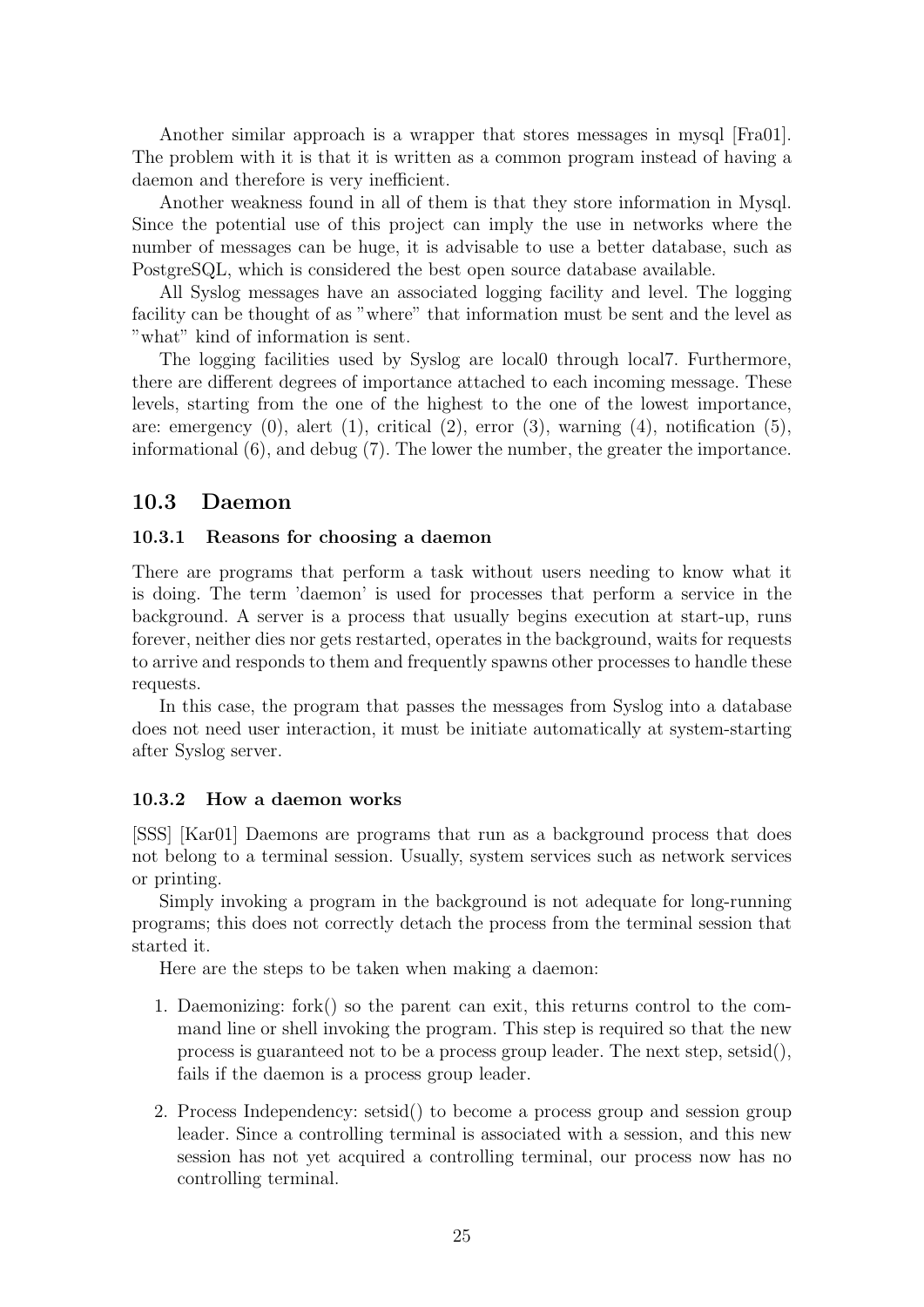Another similar approach is a wrapper that stores messages in mysql [Fra01]. The problem with it is that it is written as a common program instead of having a daemon and therefore is very inefficient.

Another weakness found in all of them is that they store information in Mysql. Since the potential use of this project can imply the use in networks where the number of messages can be huge, it is advisable to use a better database, such as PostgreSQL, which is considered the best open source database available.

All Syslog messages have an associated logging facility and level. The logging facility can be thought of as "where" that information must be sent and the level as "what" kind of information is sent.

The logging facilities used by Syslog are local0 through local7. Furthermore, there are different degrees of importance attached to each incoming message. These levels, starting from the one of the highest to the one of the lowest importance, are: emergency (0), alert (1), critical (2), error (3), warning (4), notification (5), informational (6), and debug (7). The lower the number, the greater the importance.

## 10.3 Daemon

### 10.3.1 Reasons for choosing a daemon

There are programs that perform a task without users needing to know what it is doing. The term 'daemon' is used for processes that perform a service in the background. A server is a process that usually begins execution at start-up, runs forever, neither dies nor gets restarted, operates in the background, waits for requests to arrive and responds to them and frequently spawns other processes to handle these requests.

In this case, the program that passes the messages from Syslog into a database does not need user interaction, it must be initiate automatically at system-starting after Syslog server.

### 10.3.2 How a daemon works

[SSS] [Kar01] Daemons are programs that run as a background process that does not belong to a terminal session. Usually, system services such as network services or printing.

Simply invoking a program in the background is not adequate for long-running programs; this does not correctly detach the process from the terminal session that started it.

Here are the steps to be taken when making a daemon:

1. Daemonizing: fork() so the parent can exit, this returns control to the command line or shell invoking the program. This step is required so that the new process is guaranteed not to be a process group leader. The next step, setsid(), fails if the daemon is a process group leader.

2. Process Independency: setsid() to become a process group and session group leader. Since a controlling terminal is associated with a session, and this new session has not yet acquired a controlling terminal, our process now has no controlling terminal.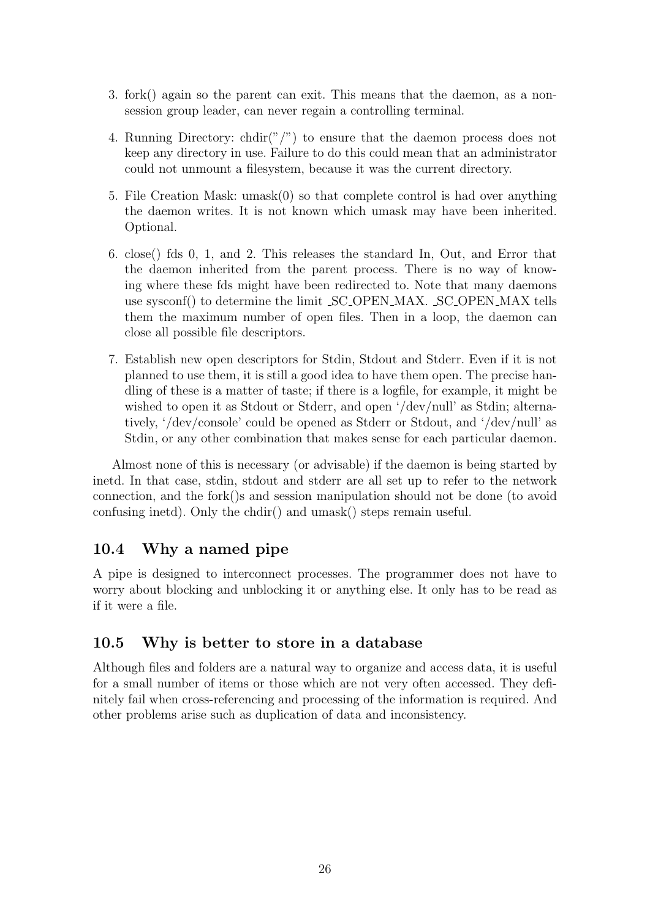3. fork() again so the parent can exit. This means that the daemon, as a non-session group leader, can never regain a controlling terminal.

4. Running Directory: chdir("/") to ensure that the daemon process does not keep any directory in use. Failure to do this could mean that an administrator could not unmount a filesystem, because it was the current directory.

5. File Creation Mask: umask(0) so that complete control is had over anything the daemon writes. It is not known which umask may have been inherited. Optional.

6. close() fds 0, 1, and 2. This releases the standard In, Out, and Error that the daemon inherited from the parent process. There is no way of knowing where these fds might have been redirected to. Note that many daemons use sysconf() to determine the limit _SC_OPEN_MAX. _SC_OPEN_MAX tells them the maximum number of open files. Then in a loop, the daemon can close all possible file descriptors.

7. Establish new open descriptors for Stdin, Stdout and Stderr. Even if it is not planned to use them, it is still a good idea to have them open. The precise handling of these is a matter of taste; if there is a logfile, for example, it might be wished to open it as Stdout or Stderr, and open '/dev/null' as Stdin; alternatively, '/dev/console' could be opened as Stderr or Stdout, and '/dev/null' as Stdin, or any other combination that makes sense for each particular daemon.

Almost none of this is necessary (or advisable) if the daemon is being started by inetd. In that case, stdin, stdout and stderr are all set up to refer to the network connection, and the fork()s and session manipulation should not be done (to avoid confusing inetd). Only the chdir() and umask() steps remain useful.

## 10.4 Why a named pipe

A pipe is designed to interconnect processes. The programmer does not have to worry about blocking and unblocking it or anything else. It only has to be read as if it were a file.

## 10.5 Why is better to store in a database

Although files and folders are a natural way to organize and access data, it is useful for a small number of items or those which are not very often accessed. They definitely fail when cross-referencing and processing of the information is required. And other problems arise such as duplication of data and inconsistency.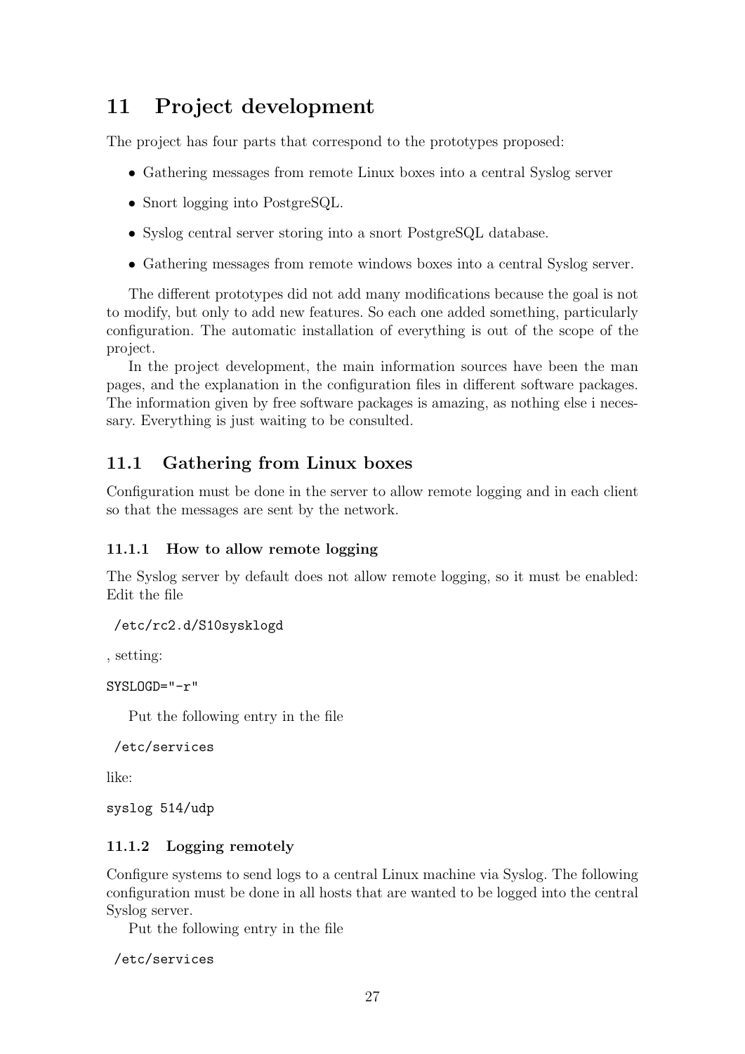# 11 Project development

The project has four parts that correspond to the prototypes proposed:

- Gathering messages from remote Linux boxes into a central Syslog server
- Snort logging into PostgreSQL.
- Syslog central server storing into a snort PostgreSQL database.
- Gathering messages from remote windows boxes into a central Syslog server.

The different prototypes did not add many modifications because the goal is not to modify, but only to add new features. So each one added something, particularly configuration. The automatic installation of everything is out of the scope of the project.

In the project development, the main information sources have been the man pages, and the explanation in the configuration files in different software packages. The information given by free software packages is amazing, as nothing else i necessary. Everything is just waiting to be consulted.

## 11.1 Gathering from Linux boxes

Configuration must be done in the server to allow remote logging and in each client so that the messages are sent by the network.

### 11.1.1 How to allow remote logging

The Syslog server by default does not allow remote logging, so it must be enabled: Edit the file

```
/etc/rc2.d/S10sysklogd
```

, setting:

```
SYSLOGD="-r"
```

Put the following entry in the file

```
/etc/services
```

like:

```
syslog 514/udp
```

### 11.1.2 Logging remotely

Configure systems to send logs to a central Linux machine via Syslog. The following configuration must be done in all hosts that are wanted to be logged into the central Syslog server.

Put the following entry in the file

```
/etc/services
```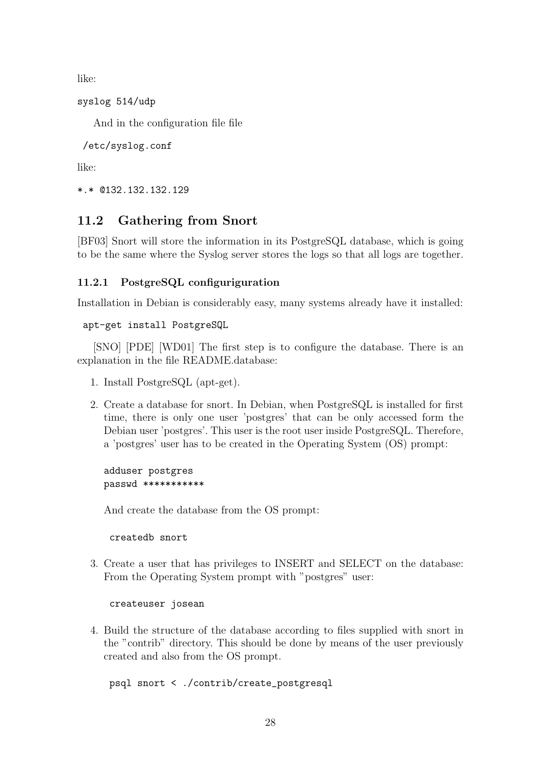like:

```
syslog 514/udp
```

And in the configuration file file

```
/etc/syslog.conf
```

like:

```
*.* @132.132.132.129
```

## 11.2 Gathering from Snort

[BF03] Snort will store the information in its PostgreSQL database, which is going to be the same where the Syslog server stores the logs so that all logs are together.

### 11.2.1 PostgreSQL configuriguration

Installation in Debian is considerably easy, many systems already have it installed:

```
apt-get install PostgreSQL
```

[SNO] [PDE] [WD01] The first step is to configure the database. There is an explanation in the file README.database:

1. Install PostgreSQL (apt-get).

2. Create a database for snort. In Debian, when PostgreSQL is installed for first time, there is only one user 'postgres' that can be only accessed form the Debian user 'postgres'. This user is the root user inside PostgreSQL. Therefore, a 'postgres' user has to be created in the Operating System (OS) prompt:

   ```
   adduser postgres
   passwd ***********
   ```

   And create the database from the OS prompt:

   ```
   createdb snort
   ```

3. Create a user that has privileges to INSERT and SELECT on the database: From the Operating System prompt with "postgres" user:

   ```
   createuser josean
   ```

4. Build the structure of the database according to files supplied with snort in the "contrib" directory. This should be done by means of the user previously created and also from the OS prompt.

   ```
   psql snort < ./contrib/create_postgresql
   ```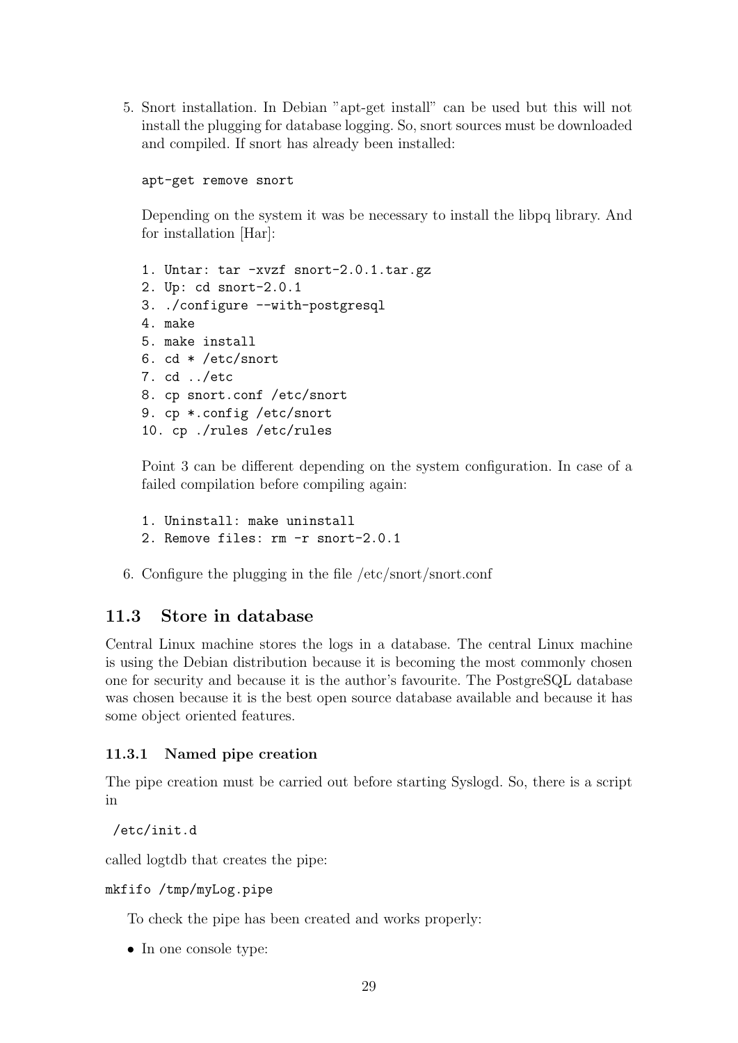5. Snort installation. In Debian "apt-get install" can be used but this will not install the plugging for database logging. So, snort sources must be downloaded and compiled. If snort has already been installed:

   ```
   apt-get remove snort
   ```

   Depending on the system it was be necessary to install the libpq library. And for installation [Har]:

   ```
   1. Untar: tar -xvzf snort-2.0.1.tar.gz
   2. Up: cd snort-2.0.1
   3. ./configure --with-postgresql
   4. make
   5. make install
   6. cd * /etc/snort
   7. cd ../etc
   8. cp snort.conf /etc/snort
   9. cp *.config /etc/snort
   10. cp ./rules /etc/rules
   ```

   Point 3 can be different depending on the system configuration. In case of a failed compilation before compiling again:

   ```
   1. Uninstall: make uninstall
   2. Remove files: rm -r snort-2.0.1
   ```

6. Configure the plugging in the file /etc/snort/snort.conf

## 11.3 Store in database

Central Linux machine stores the logs in a database. The central Linux machine is using the Debian distribution because it is becoming the most commonly chosen one for security and because it is the author's favourite. The PostgreSQL database was chosen because it is the best open source database available and because it has some object oriented features.

### 11.3.1 Named pipe creation

The pipe creation must be carried out before starting Syslogd. So, there is a script in

```
/etc/init.d
```

called logtdb that creates the pipe:

```
mkfifo /tmp/myLog.pipe
```

To check the pipe has been created and works properly:

- In one console type: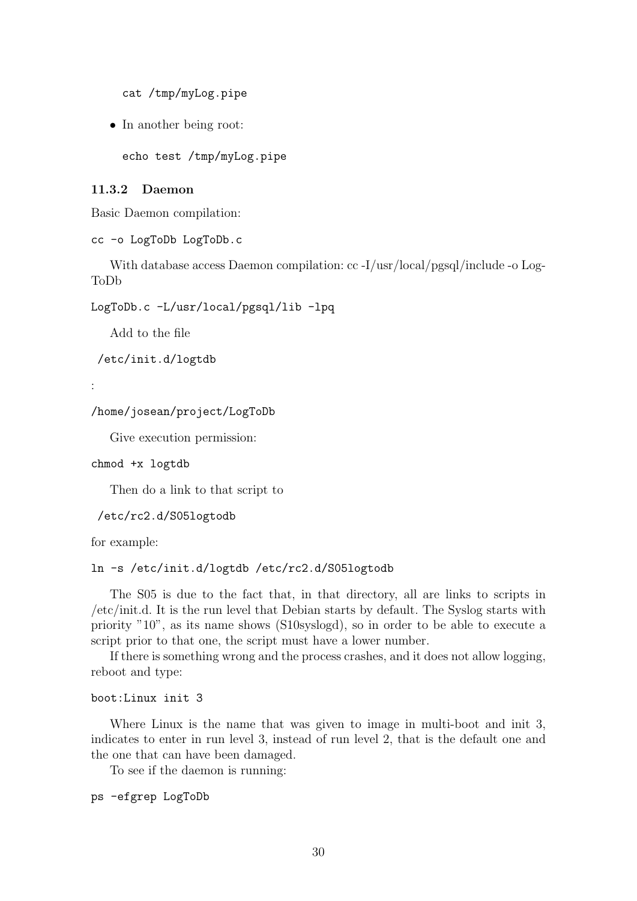```
cat /tmp/myLog.pipe
```

- In another being root:

```
echo test /tmp/myLog.pipe
```

### 11.3.2 Daemon

Basic Daemon compilation:

```
cc -o LogToDb LogToDb.c
```

With database access Daemon compilation: cc -I/usr/local/pgsql/include -o LogToDb

```
LogToDb.c -L/usr/local/pgsql/lib -lpq
```

Add to the file

```
/etc/init.d/logtdb
```

:

```
/home/josean/project/LogToDb
```

Give execution permission:

```
chmod +x logtdb
```

Then do a link to that script to

```
/etc/rc2.d/S05logtodb
```

for example:

```
ln -s /etc/init.d/logtdb /etc/rc2.d/S05logtodb
```

The S05 is due to the fact that, in that directory, all are links to scripts in /etc/init.d. It is the run level that Debian starts by default. The Syslog starts with priority "10", as its name shows (S10syslogd), so in order to be able to execute a script prior to that one, the script must have a lower number.

If there is something wrong and the process crashes, and it does not allow logging, reboot and type:

```
boot:Linux init 3
```

Where Linux is the name that was given to image in multi-boot and init 3, indicates to enter in run level 3, instead of run level 2, that is the default one and the one that can have been damaged.

To see if the daemon is running:

```
ps -efgrep LogToDb
```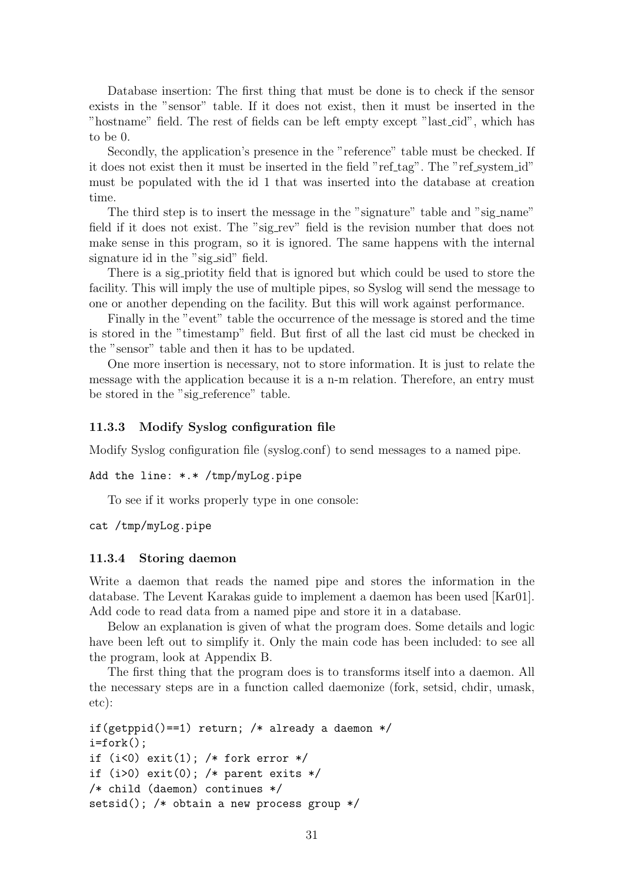Database insertion: The first thing that must be done is to check if the sensor exists in the "sensor" table. If it does not exist, then it must be inserted in the "hostname" field. The rest of fields can be left empty except "last_cid", which has to be 0.

Secondly, the application's presence in the "reference" table must be checked. If it does not exist then it must be inserted in the field "ref_tag". The "ref_system_id" must be populated with the id 1 that was inserted into the database at creation time.

The third step is to insert the message in the "signature" table and "sig_name" field if it does not exist. The "sig_rev" field is the revision number that does not make sense in this program, so it is ignored. The same happens with the internal signature id in the "sig_sid" field.

There is a sig_priotity field that is ignored but which could be used to store the facility. This will imply the use of multiple pipes, so Syslog will send the message to one or another depending on the facility. But this will work against performance.

Finally in the "event" table the occurrence of the message is stored and the time is stored in the "timestamp" field. But first of all the last cid must be checked in the "sensor" table and then it has to be updated.

One more insertion is necessary, not to store information. It is just to relate the message with the application because it is a n-m relation. Therefore, an entry must be stored in the "sig_reference" table.

### 11.3.3 Modify Syslog configuration file

Modify Syslog configuration file (syslog.conf) to send messages to a named pipe.

```
Add the line: *.* /tmp/myLog.pipe
```

To see if it works properly type in one console:

```
cat /tmp/myLog.pipe
```

### 11.3.4 Storing daemon

Write a daemon that reads the named pipe and stores the information in the database. The Levent Karakas guide to implement a daemon has been used [Kar01]. Add code to read data from a named pipe and store it in a database.

Below an explanation is given of what the program does. Some details and logic have been left out to simplify it. Only the main code has been included: to see all the program, look at Appendix B.

The first thing that the program does is to transforms itself into a daemon. All the necessary steps are in a function called daemonize (fork, setsid, chdir, umask, etc):

```
if(getppid()==1) return; /* already a daemon */
i=fork();
if (i<0) exit(1); /* fork error */
if (i>0) exit(0); /* parent exits */
/* child (daemon) continues */
setsid(); /* obtain a new process group */
```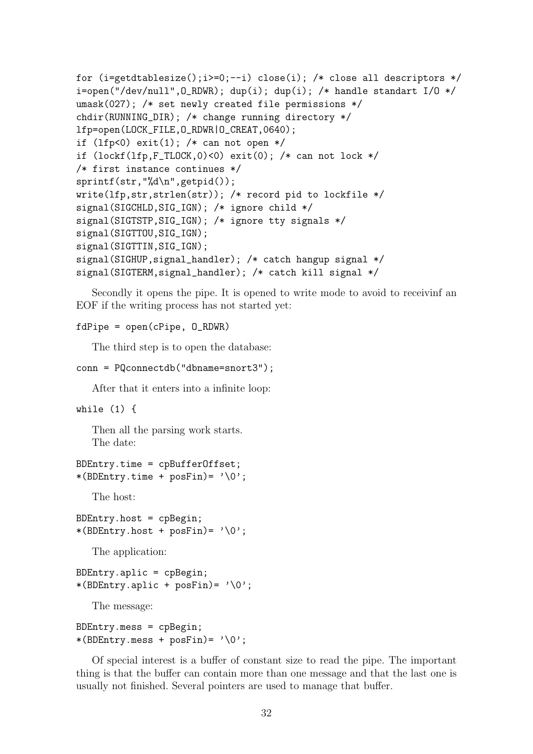```
for (i=getdtablesize();i>=0;--i) close(i); /* close all descriptors */
i=open("/dev/null",O_RDWR); dup(i); dup(i); /* handle standart I/O */
umask(027); /* set newly created file permissions */
chdir(RUNNING_DIR); /* change running directory */
lfp=open(LOCK_FILE,O_RDWR|O_CREAT,0640);
if (lfp<0) exit(1); /* can not open */
if (lockf(lfp,F_TLOCK,0)<0) exit(0); /* can not lock */
/* first instance continues */
sprintf(str,"%d\n",getpid());
write(lfp,str,strlen(str)); /* record pid to lockfile */
signal(SIGCHLD,SIG_IGN); /* ignore child */
signal(SIGTSTP,SIG_IGN); /* ignore tty signals */
signal(SIGTTOU,SIG_IGN);
signal(SIGTTIN,SIG_IGN);
signal(SIGHUP,signal_handler); /* catch hangup signal */
signal(SIGTERM,signal_handler); /* catch kill signal */
```

Secondly it opens the pipe. It is opened to write mode to avoid to receivinf an EOF if the writing process has not started yet:

```
fdPipe = open(cPipe, O_RDWR)
```

The third step is to open the database:

```
conn = PQconnectdb("dbname=snort3");
```

After that it enters into a infinite loop:

```
while (1) {
```

Then all the parsing work starts.

The date:

```
BDEntry.time = cpBufferOffset;
*(BDEntry.time + posFin)= '\0';
```

The host:

```
BDEntry.host = cpBegin;
*(BDEntry.host + posFin)= '\0';
```

The application:

```
BDEntry.aplic = cpBegin;
*(BDEntry.aplic + posFin)= '\0';
```

The message:

```
BDEntry.mess = cpBegin;
*(BDEntry.mess + posFin)= '\0';
```

Of special interest is a buffer of constant size to read the pipe. The important thing is that the buffer can contain more than one message and that the last one is usually not finished. Several pointers are used to manage that buffer.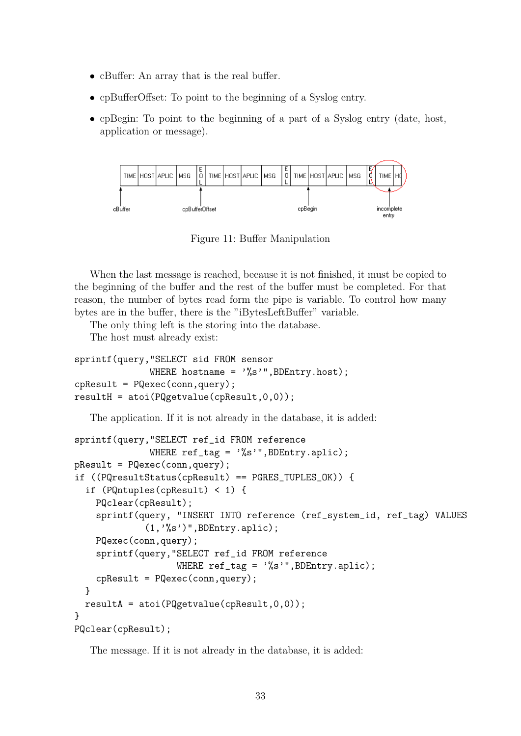- cBuffer: An array that is the real buffer.
- cpBufferOffset: To point to the beginning of a Syslog entry.
- cpBegin: To point to the beginning of a part of a Syslog entry (date, host, application or message).

Figure 11: Buffer Manipulation

When the last message is reached, because it is not finished, it must be copied to the beginning of the buffer and the rest of the buffer must be completed. For that reason, the number of bytes read form the pipe is variable. To control how many bytes are in the buffer, there is the "iBytesLeftBuffer" variable.

The only thing left is the storing into the database.

The host must already exist:

```
sprintf(query,"SELECT sid FROM sensor
              WHERE hostname = '%s'",BDEntry.host);
cpResult = PQexec(conn,query);
resultH = atoi(PQgetvalue(cpResult,0,0));
```

The application. If it is not already in the database, it is added:

```
sprintf(query,"SELECT ref_id FROM reference
              WHERE ref_tag = '%s'",BDEntry.aplic);
pResult = PQexec(conn,query);
if ((PQresultStatus(cpResult) == PGRES_TUPLES_OK)) {
  if (PQntuples(cpResult) < 1) {
    PQclear(cpResult);
    sprintf(query, "INSERT INTO reference (ref_system_id, ref_tag) VALUES
             (1,'%s')",BDEntry.aplic);
    PQexec(conn,query);
    sprintf(query,"SELECT ref_id FROM reference
                   WHERE ref_tag = '%s'",BDEntry.aplic);
    cpResult = PQexec(conn,query);
  }
  resultA = atoi(PQgetvalue(cpResult,0,0));
}
PQclear(cpResult);
```

The message. If it is not already in the database, it is added: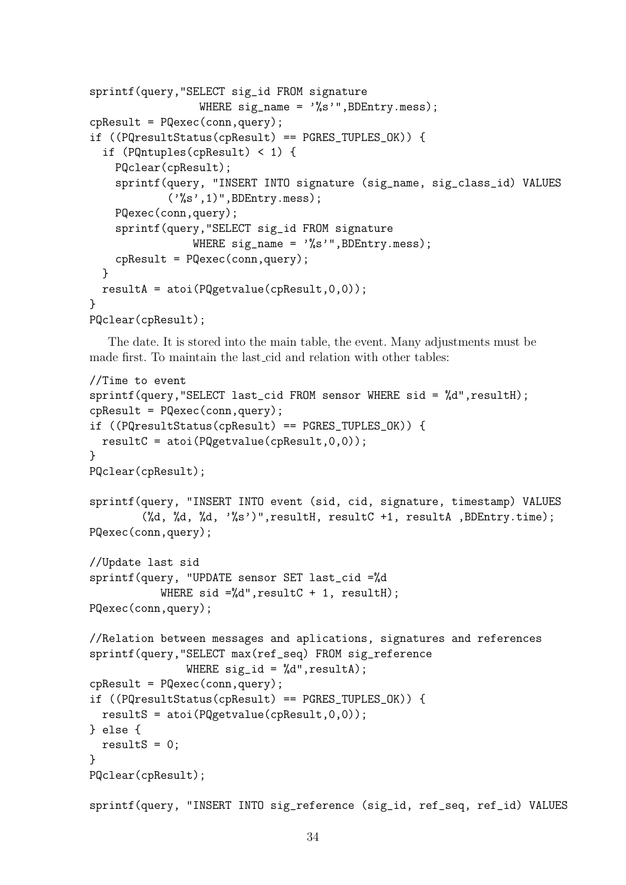```
sprintf(query,"SELECT sig_id FROM signature
                 WHERE sig_name = '%s'",BDEntry.mess);
cpResult = PQexec(conn,query);
if ((PQresultStatus(cpResult) == PGRES_TUPLES_OK)) {
  if (PQntuples(cpResult) < 1) {
    PQclear(cpResult);
    sprintf(query, "INSERT INTO signature (sig_name, sig_class_id) VALUES
            ('%s',1)",BDEntry.mess);
    PQexec(conn,query);
    sprintf(query,"SELECT sig_id FROM signature
                WHERE sig_name = '%s'",BDEntry.mess);
    cpResult = PQexec(conn,query);
  }
  resultA = atoi(PQgetvalue(cpResult,0,0));
}
PQclear(cpResult);
```

The date. It is stored into the main table, the event. Many adjustments must be made first. To maintain the last_cid and relation with other tables:

```
//Time to event
sprintf(query,"SELECT last_cid FROM sensor WHERE sid = %d",resultH);
cpResult = PQexec(conn,query);
if ((PQresultStatus(cpResult) == PGRES_TUPLES_OK)) {
  resultC = atoi(PQgetvalue(cpResult,0,0));
}
PQclear(cpResult);

sprintf(query, "INSERT INTO event (sid, cid, signature, timestamp) VALUES
        (%d, %d, %d, '%s')",resultH, resultC +1, resultA ,BDEntry.time);
PQexec(conn,query);

//Update last sid
sprintf(query, "UPDATE sensor SET last_cid =%d
           WHERE sid =%d",resultC + 1, resultH);
PQexec(conn,query);

//Relation between messages and aplications, signatures and references
sprintf(query,"SELECT max(ref_seq) FROM sig_reference
               WHERE sig_id = %d",resultA);
cpResult = PQexec(conn,query);
if ((PQresultStatus(cpResult) == PGRES_TUPLES_OK)) {
  resultS = atoi(PQgetvalue(cpResult,0,0));
} else {
  resultS = 0;
}
PQclear(cpResult);

sprintf(query, "INSERT INTO sig_reference (sig_id, ref_seq, ref_id) VALUES
```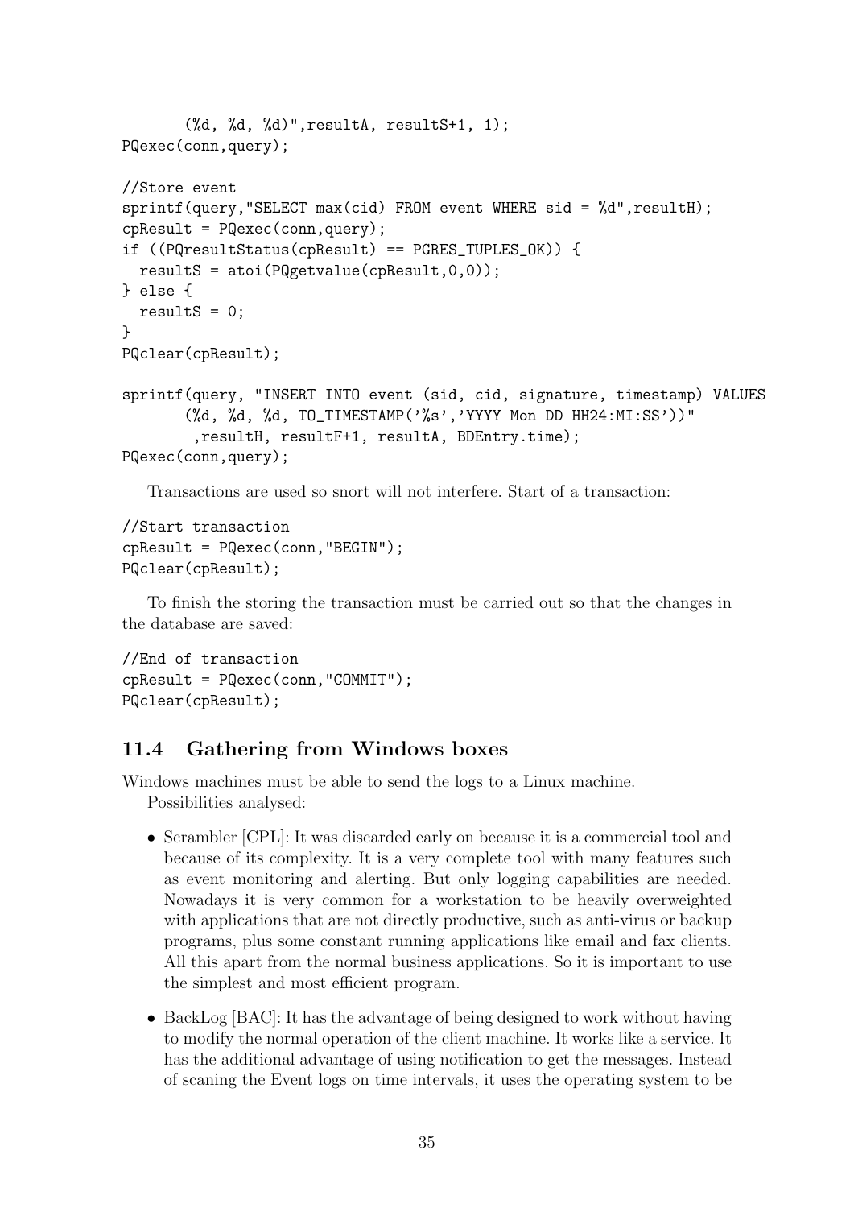```
        (%d, %d, %d)",resultA, resultS+1, 1);
PQexec(conn,query);

//Store event
sprintf(query,"SELECT max(cid) FROM event WHERE sid = %d",resultH);
cpResult = PQexec(conn,query);
if ((PQresultStatus(cpResult) == PGRES_TUPLES_OK)) {
  resultS = atoi(PQgetvalue(cpResult,0,0));
} else {
  resultS = 0;
}
PQclear(cpResult);

sprintf(query, "INSERT INTO event (sid, cid, signature, timestamp) VALUES
        (%d, %d, %d, TO_TIMESTAMP('%s','YYYY Mon DD HH24:MI:SS'))"
         ,resultH, resultF+1, resultA, BDEntry.time);
PQexec(conn,query);
```

Transactions are used so snort will not interfere. Start of a transaction:

```
//Start transaction
cpResult = PQexec(conn,"BEGIN");
PQclear(cpResult);
```

To finish the storing the transaction must be carried out so that the changes in the database are saved:

```
//End of transaction
cpResult = PQexec(conn,"COMMIT");
PQclear(cpResult);
```

## 11.4 Gathering from Windows boxes

Windows machines must be able to send the logs to a Linux machine.

Possibilities analysed:

- Scrambler [CPL]: It was discarded early on because it is a commercial tool and because of its complexity. It is a very complete tool with many features such as event monitoring and alerting. But only logging capabilities are needed. Nowadays it is very common for a workstation to be heavily overweighted with applications that are not directly productive, such as anti-virus or backup programs, plus some constant running applications like email and fax clients. All this apart from the normal business applications. So it is important to use the simplest and most efficient program.
- BackLog [BAC]: It has the advantage of being designed to work without having to modify the normal operation of the client machine. It works like a service. It has the additional advantage of using notification to get the messages. Instead of scaning the Event logs on time intervals, it uses the operating system to be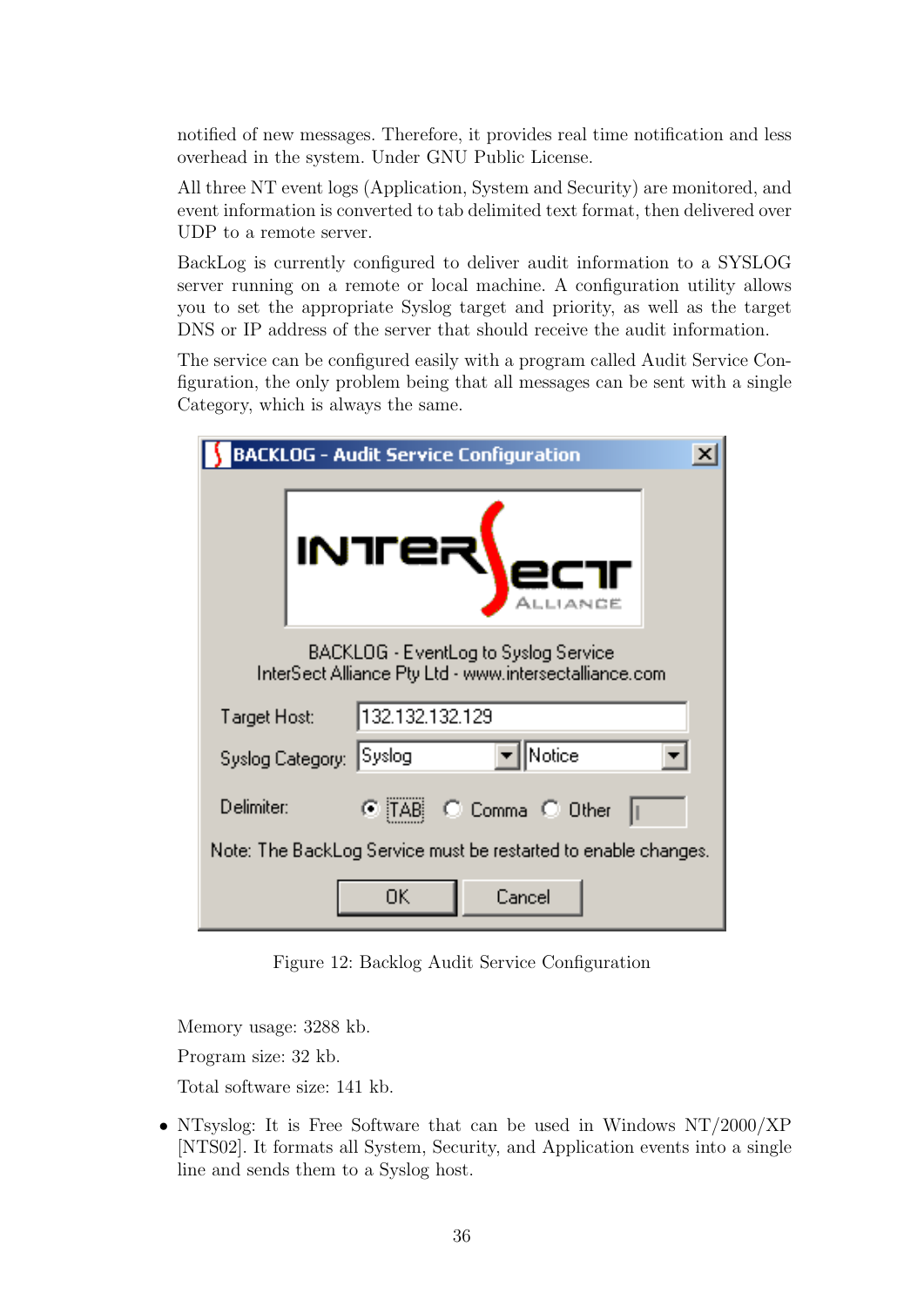notified of new messages. Therefore, it provides real time notification and less overhead in the system. Under GNU Public License.

All three NT event logs (Application, System and Security) are monitored, and event information is converted to tab delimited text format, then delivered over UDP to a remote server.

BackLog is currently configured to deliver audit information to a SYSLOG server running on a remote or local machine. A configuration utility allows you to set the appropriate Syslog target and priority, as well as the target DNS or IP address of the server that should receive the audit information.

The service can be configured easily with a program called Audit Service Configuration, the only problem being that all messages can be sent with a single Category, which is always the same.

Figure 12: Backlog Audit Service Configuration

Memory usage: 3288 kb.

Program size: 32 kb.

Total software size: 141 kb.

- NTsyslog: It is Free Software that can be used in Windows NT/2000/XP [NTS02]. It formats all System, Security, and Application events into a single line and sends them to a Syslog host.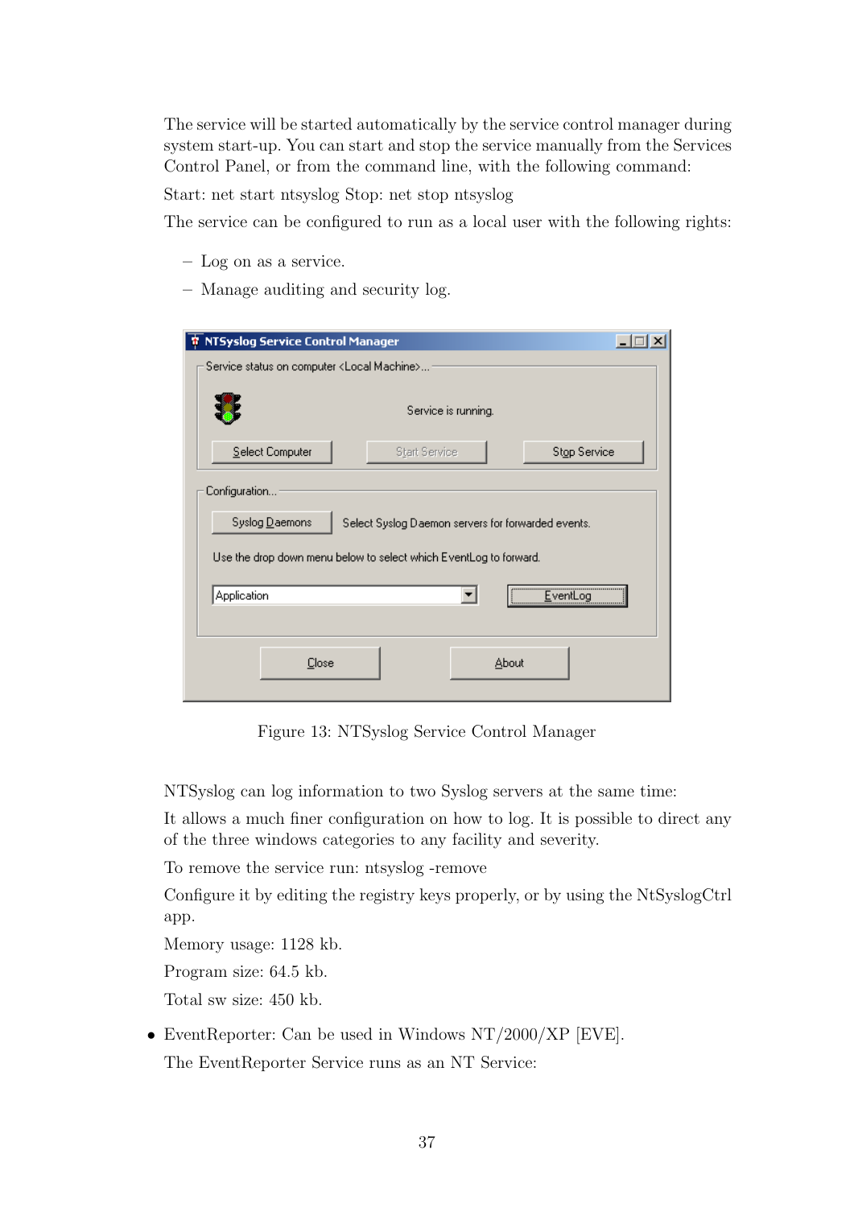The service will be started automatically by the service control manager during system start-up. You can start and stop the service manually from the Services Control Panel, or from the command line, with the following command:

Start: net start ntsyslog Stop: net stop ntsyslog

The service can be configured to run as a local user with the following rights:

- Log on as a service.
- Manage auditing and security log.

Figure 13: NTSyslog Service Control Manager

NTSyslog can log information to two Syslog servers at the same time:

It allows a much finer configuration on how to log. It is possible to direct any of the three windows categories to any facility and severity.

To remove the service run: ntsyslog -remove

Configure it by editing the registry keys properly, or by using the NtSyslogCtrl app.

Memory usage: 1128 kb.

Program size: 64.5 kb.

Total sw size: 450 kb.

- EventReporter: Can be used in Windows NT/2000/XP [EVE].

  The EventReporter Service runs as an NT Service: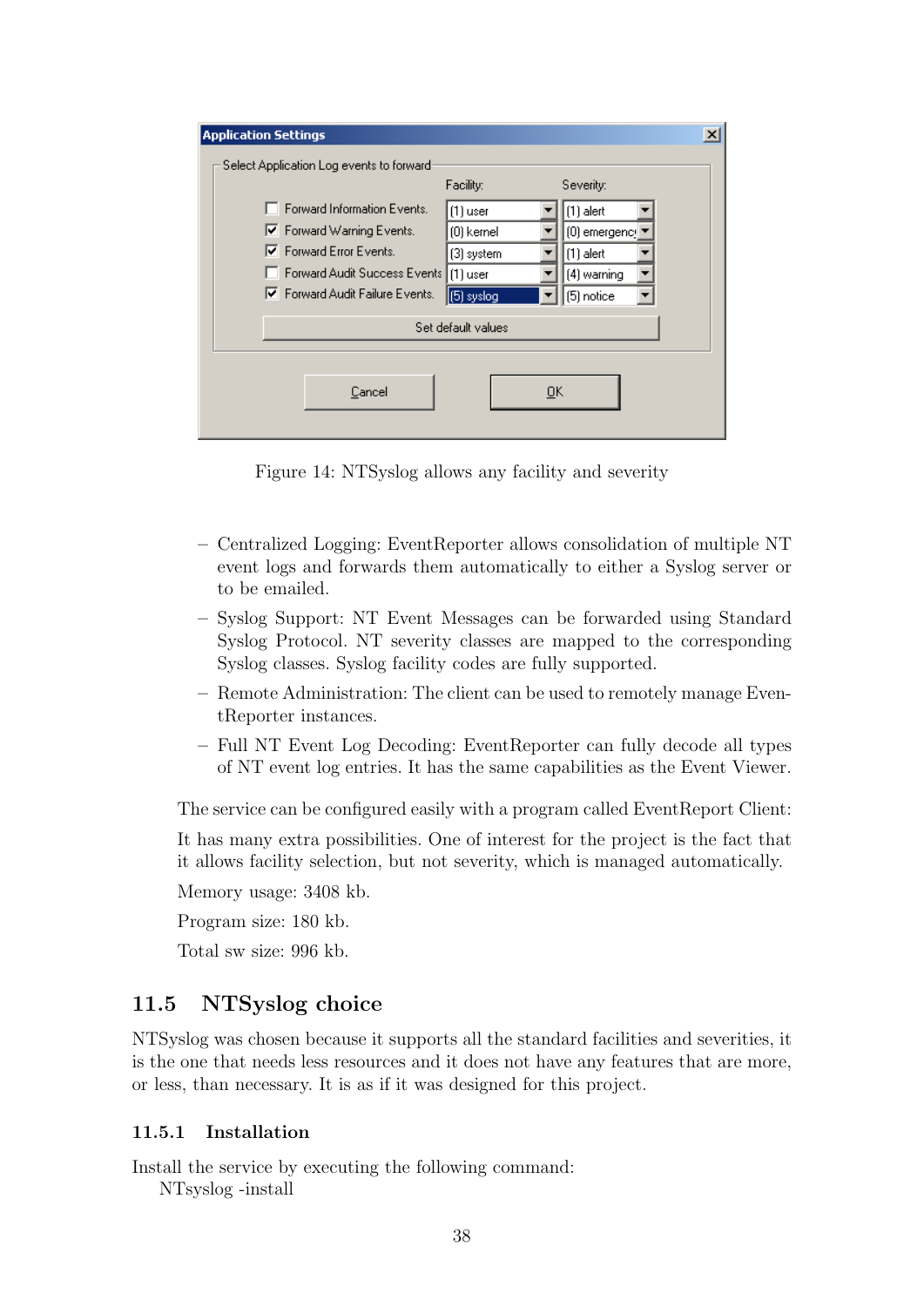Figure 14: NTSyslog allows any facility and severity

- Centralized Logging: EventReporter allows consolidation of multiple NT event logs and forwards them automatically to either a Syslog server or to be emailed.
- Syslog Support: NT Event Messages can be forwarded using Standard Syslog Protocol. NT severity classes are mapped to the corresponding Syslog classes. Syslog facility codes are fully supported.
- Remote Administration: The client can be used to remotely manage EventReporter instances.
- Full NT Event Log Decoding: EventReporter can fully decode all types of NT event log entries. It has the same capabilities as the Event Viewer.

The service can be configured easily with a program called EventReport Client:

It has many extra possibilities. One of interest for the project is the fact that it allows facility selection, but not severity, which is managed automatically.

Memory usage: 3408 kb.

Program size: 180 kb.

Total sw size: 996 kb.

## 11.5 NTSyslog choice

NTSyslog was chosen because it supports all the standard facilities and severities, it is the one that needs less resources and it does not have any features that are more, or less, than necessary. It is as if it was designed for this project.

### 11.5.1 Installation

Install the service by executing the following command:
NTsyslog -install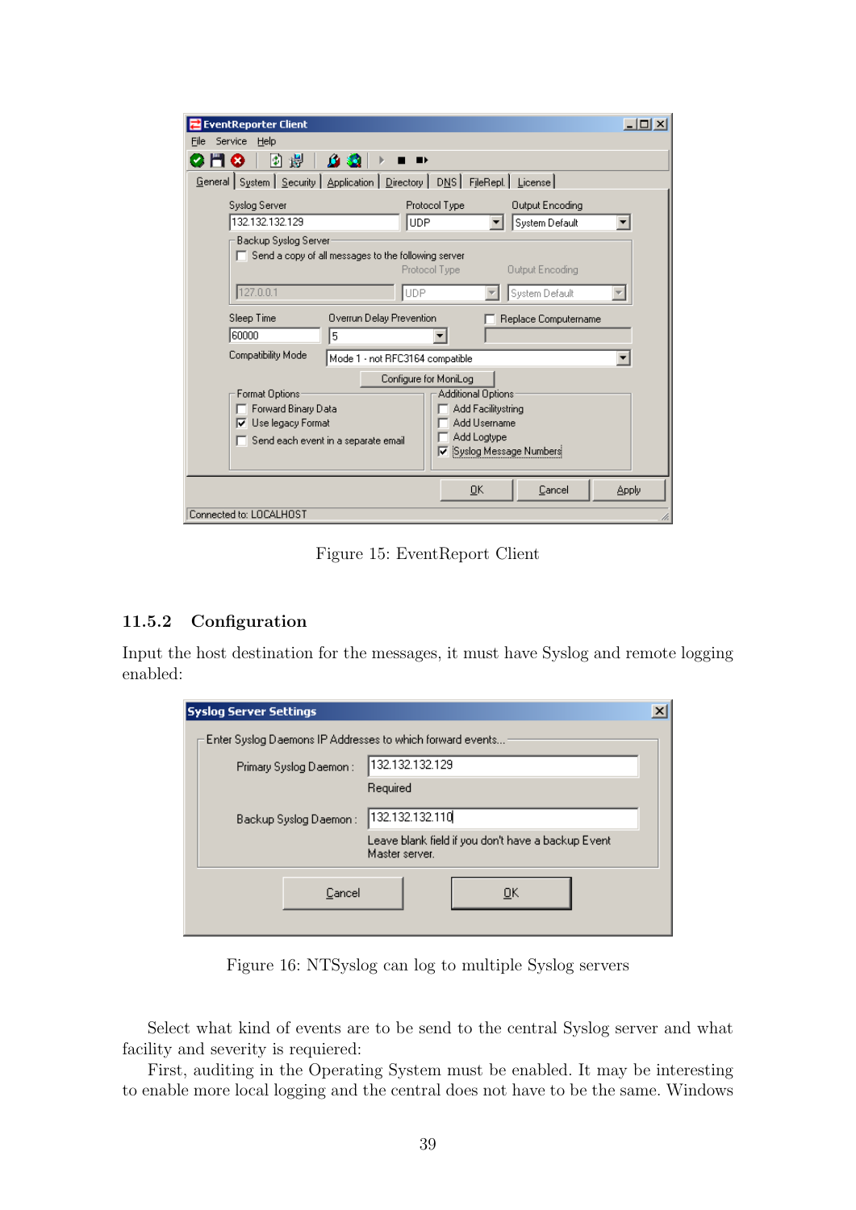Figure 15: EventReport Client

### 11.5.2 Configuration

Input the host destination for the messages, it must have Syslog and remote logging enabled:

Figure 16: NTSyslog can log to multiple Syslog servers

Select what kind of events are to be send to the central Syslog server and what facility and severity is requiered:

First, auditing in the Operating System must be enabled. It may be interesting to enable more local logging and the central does not have to be the same. Windows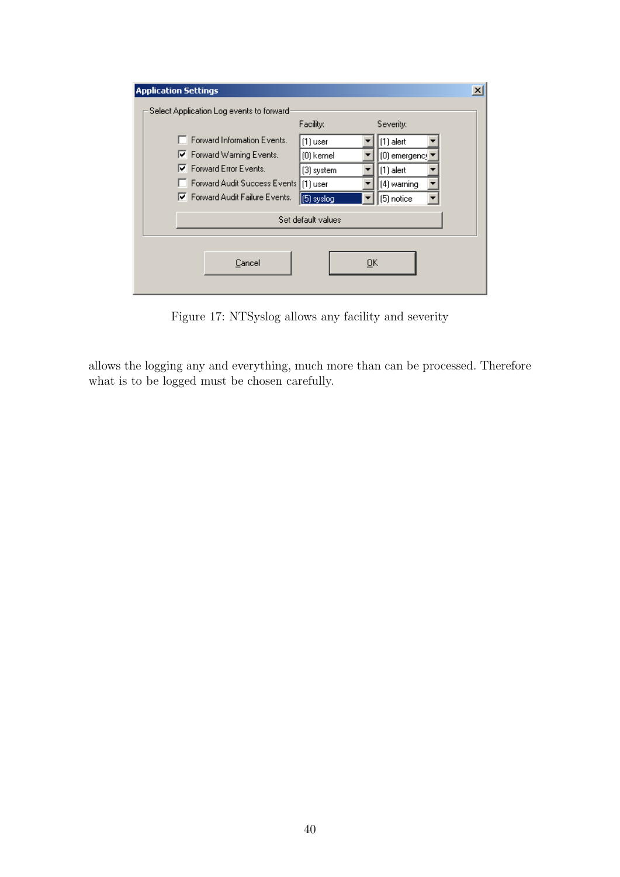Figure 17: NTSyslog allows any facility and severity

allows the logging any and everything, much more than can be processed. Therefore what is to be logged must be chosen carefully.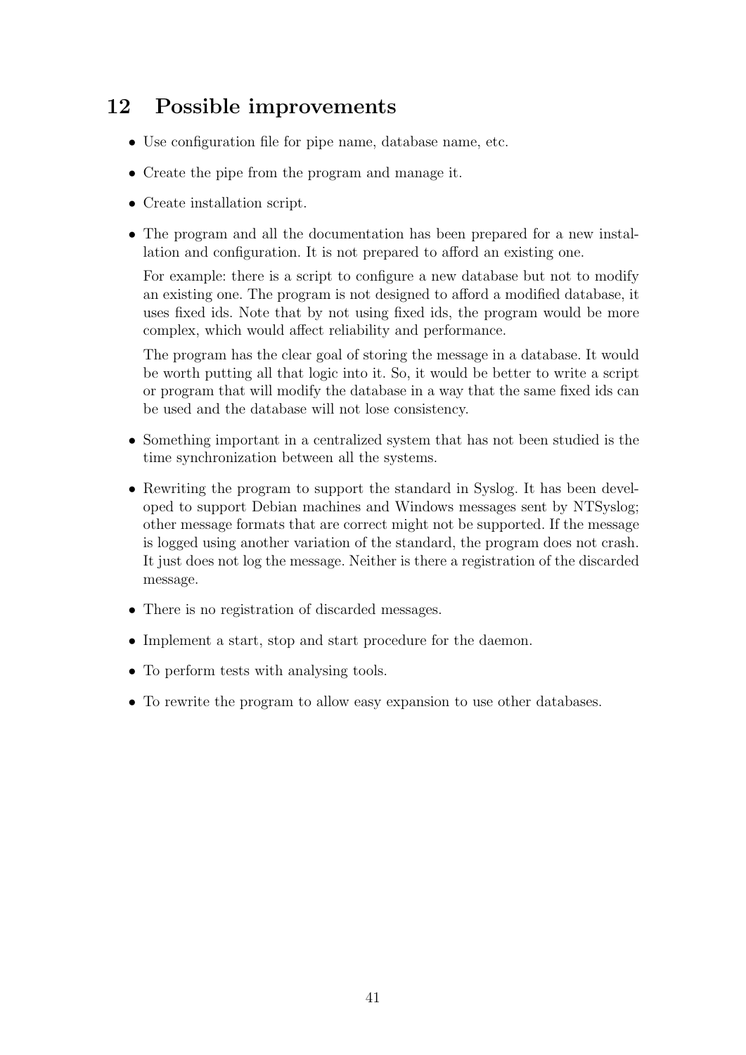## 12 Possible improvements

- Use configuration file for pipe name, database name, etc.
- Create the pipe from the program and manage it.
- Create installation script.
- The program and all the documentation has been prepared for a new installation and configuration. It is not prepared to afford an existing one.

  For example: there is a script to configure a new database but not to modify an existing one. The program is not designed to afford a modified database, it uses fixed ids. Note that by not using fixed ids, the program would be more complex, which would affect reliability and performance.

  The program has the clear goal of storing the message in a database. It would be worth putting all that logic into it. So, it would be better to write a script or program that will modify the database in a way that the same fixed ids can be used and the database will not lose consistency.
- Something important in a centralized system that has not been studied is the time synchronization between all the systems.
- Rewriting the program to support the standard in Syslog. It has been developed to support Debian machines and Windows messages sent by NTSyslog; other message formats that are correct might not be supported. If the message is logged using another variation of the standard, the program does not crash. It just does not log the message. Neither is there a registration of the discarded message.
- There is no registration of discarded messages.
- Implement a start, stop and start procedure for the daemon.
- To perform tests with analysing tools.
- To rewrite the program to allow easy expansion to use other databases.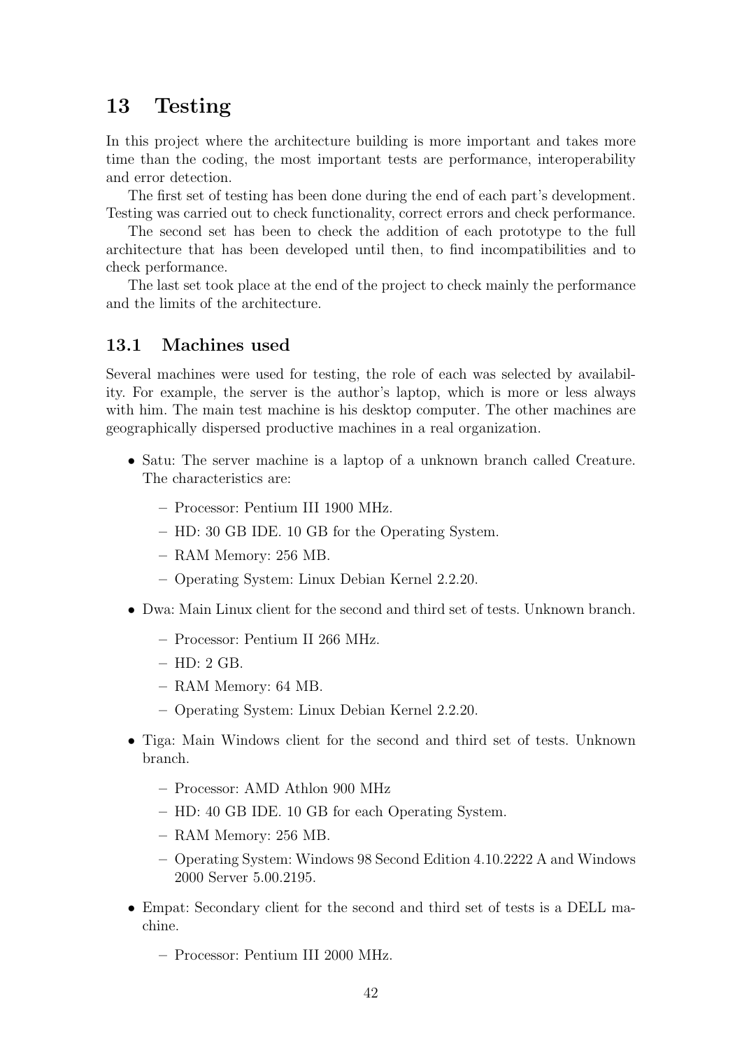## 13 Testing

In this project where the architecture building is more important and takes more time than the coding, the most important tests are performance, interoperability and error detection.

The first set of testing has been done during the end of each part's development. Testing was carried out to check functionality, correct errors and check performance.

The second set has been to check the addition of each prototype to the full architecture that has been developed until then, to find incompatibilities and to check performance.

The last set took place at the end of the project to check mainly the performance and the limits of the architecture.

### 13.1 Machines used

Several machines were used for testing, the role of each was selected by availability. For example, the server is the author's laptop, which is more or less always with him. The main test machine is his desktop computer. The other machines are geographically dispersed productive machines in a real organization.

- Satu: The server machine is a laptop of a unknown branch called Creature. The characteristics are:
  - Processor: Pentium III 1900 MHz.
  - HD: 30 GB IDE. 10 GB for the Operating System.
  - RAM Memory: 256 MB.
  - Operating System: Linux Debian Kernel 2.2.20.
- Dwa: Main Linux client for the second and third set of tests. Unknown branch.
  - Processor: Pentium II 266 MHz.
  - HD: 2 GB.
  - RAM Memory: 64 MB.
  - Operating System: Linux Debian Kernel 2.2.20.
- Tiga: Main Windows client for the second and third set of tests. Unknown branch.
  - Processor: AMD Athlon 900 MHz
  - HD: 40 GB IDE. 10 GB for each Operating System.
  - RAM Memory: 256 MB.
  - Operating System: Windows 98 Second Edition 4.10.2222 A and Windows 2000 Server 5.00.2195.
- Empat: Secondary client for the second and third set of tests is a DELL machine.
  - Processor: Pentium III 2000 MHz.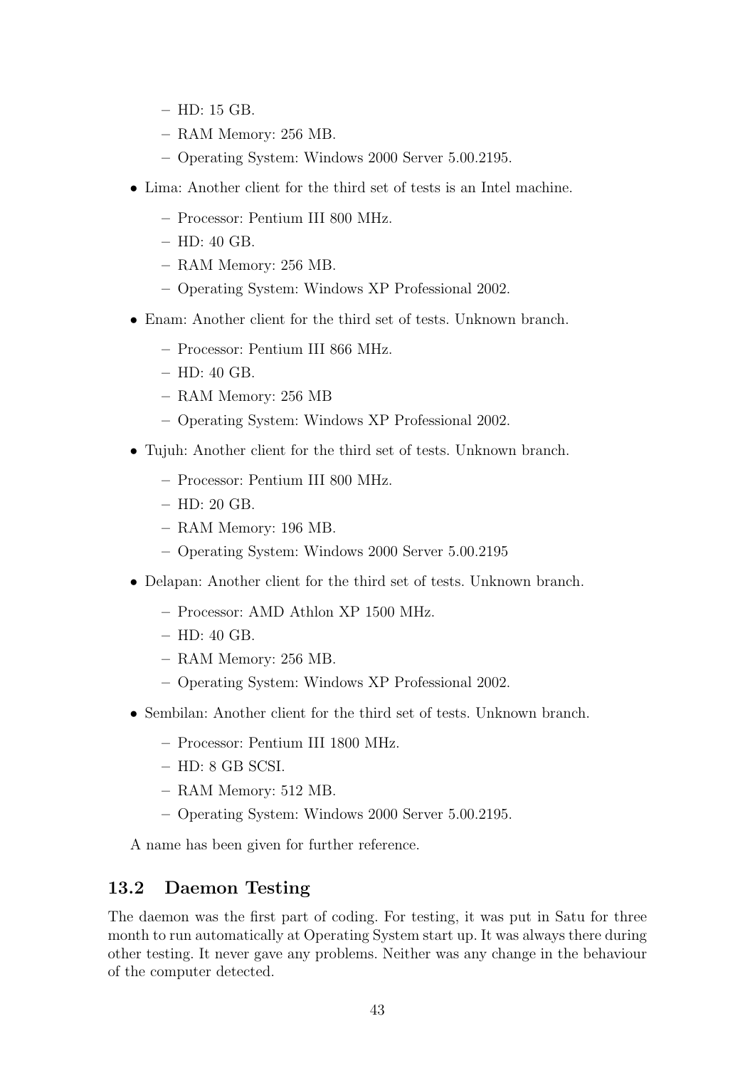- HD: 15 GB.
  - RAM Memory: 256 MB.
  - Operating System: Windows 2000 Server 5.00.2195.

- Lima: Another client for the third set of tests is an Intel machine.
  - Processor: Pentium III 800 MHz.
  - HD: 40 GB.
  - RAM Memory: 256 MB.
  - Operating System: Windows XP Professional 2002.

- Enam: Another client for the third set of tests. Unknown branch.
  - Processor: Pentium III 866 MHz.
  - HD: 40 GB.
  - RAM Memory: 256 MB
  - Operating System: Windows XP Professional 2002.

- Tujuh: Another client for the third set of tests. Unknown branch.
  - Processor: Pentium III 800 MHz.
  - HD: 20 GB.
  - RAM Memory: 196 MB.
  - Operating System: Windows 2000 Server 5.00.2195

- Delapan: Another client for the third set of tests. Unknown branch.
  - Processor: AMD Athlon XP 1500 MHz.
  - HD: 40 GB.
  - RAM Memory: 256 MB.
  - Operating System: Windows XP Professional 2002.

- Sembilan: Another client for the third set of tests. Unknown branch.
  - Processor: Pentium III 1800 MHz.
  - HD: 8 GB SCSI.
  - RAM Memory: 512 MB.
  - Operating System: Windows 2000 Server 5.00.2195.

A name has been given for further reference.

## 13.2 Daemon Testing

The daemon was the first part of coding. For testing, it was put in Satu for three month to run automatically at Operating System start up. It was always there during other testing. It never gave any problems. Neither was any change in the behaviour of the computer detected.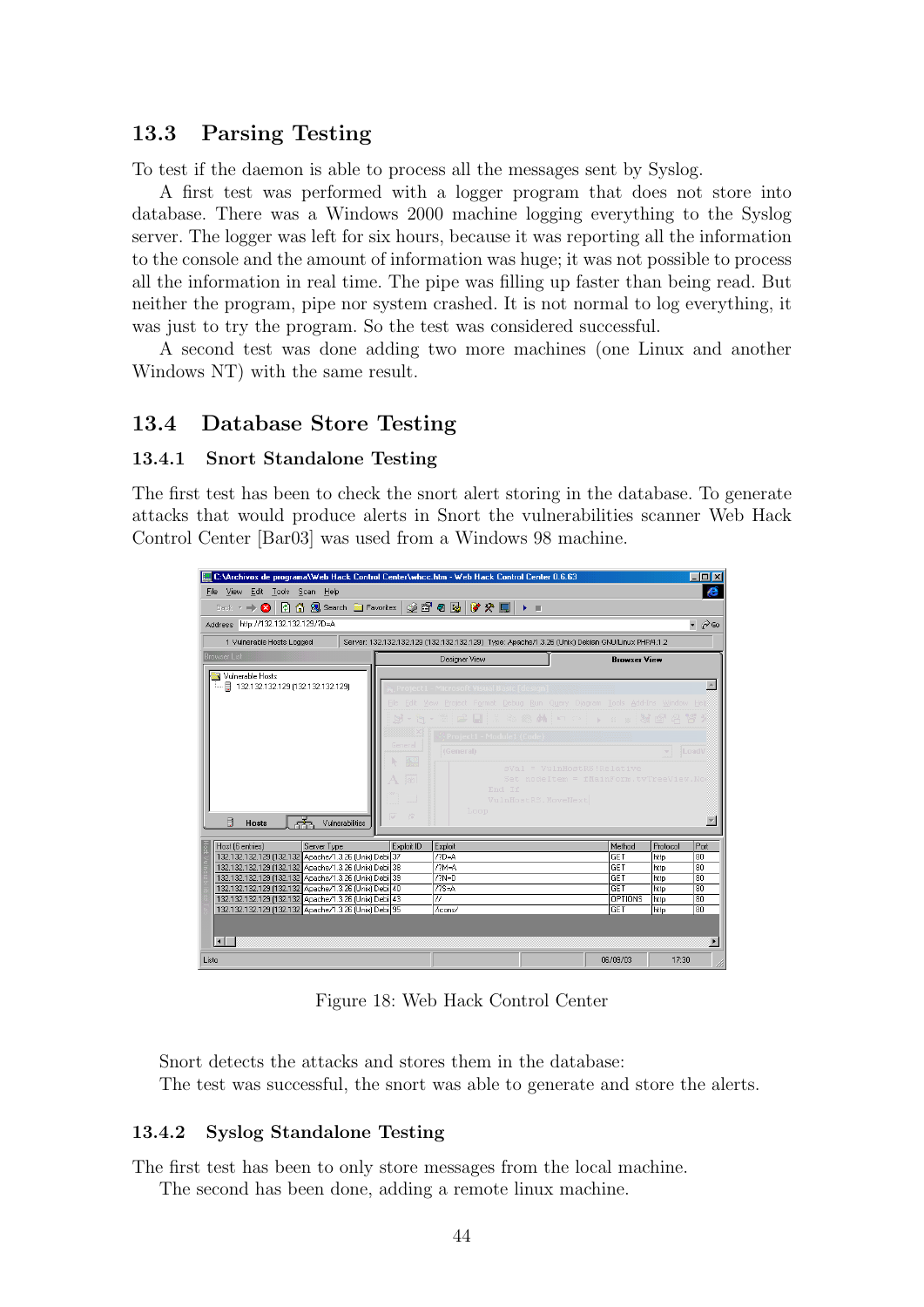## 13.3 Parsing Testing

To test if the daemon is able to process all the messages sent by Syslog.

A first test was performed with a logger program that does not store into database. There was a Windows 2000 machine logging everything to the Syslog server. The logger was left for six hours, because it was reporting all the information to the console and the amount of information was huge; it was not possible to process all the information in real time. The pipe was filling up faster than being read. But neither the program, pipe nor system crashed. It is not normal to log everything, it was just to try the program. So the test was considered successful.

A second test was done adding two more machines (one Linux and another Windows NT) with the same result.

## 13.4 Database Store Testing

### 13.4.1 Snort Standalone Testing

The first test has been to check the snort alert storing in the database. To generate attacks that would produce alerts in Snort the vulnerabilities scanner Web Hack Control Center [Bar03] was used from a Windows 98 machine.

Figure 18: Web Hack Control Center

Snort detects the attacks and stores them in the database:

The test was successful, the snort was able to generate and store the alerts.

### 13.4.2 Syslog Standalone Testing

The first test has been to only store messages from the local machine.

The second has been done, adding a remote linux machine.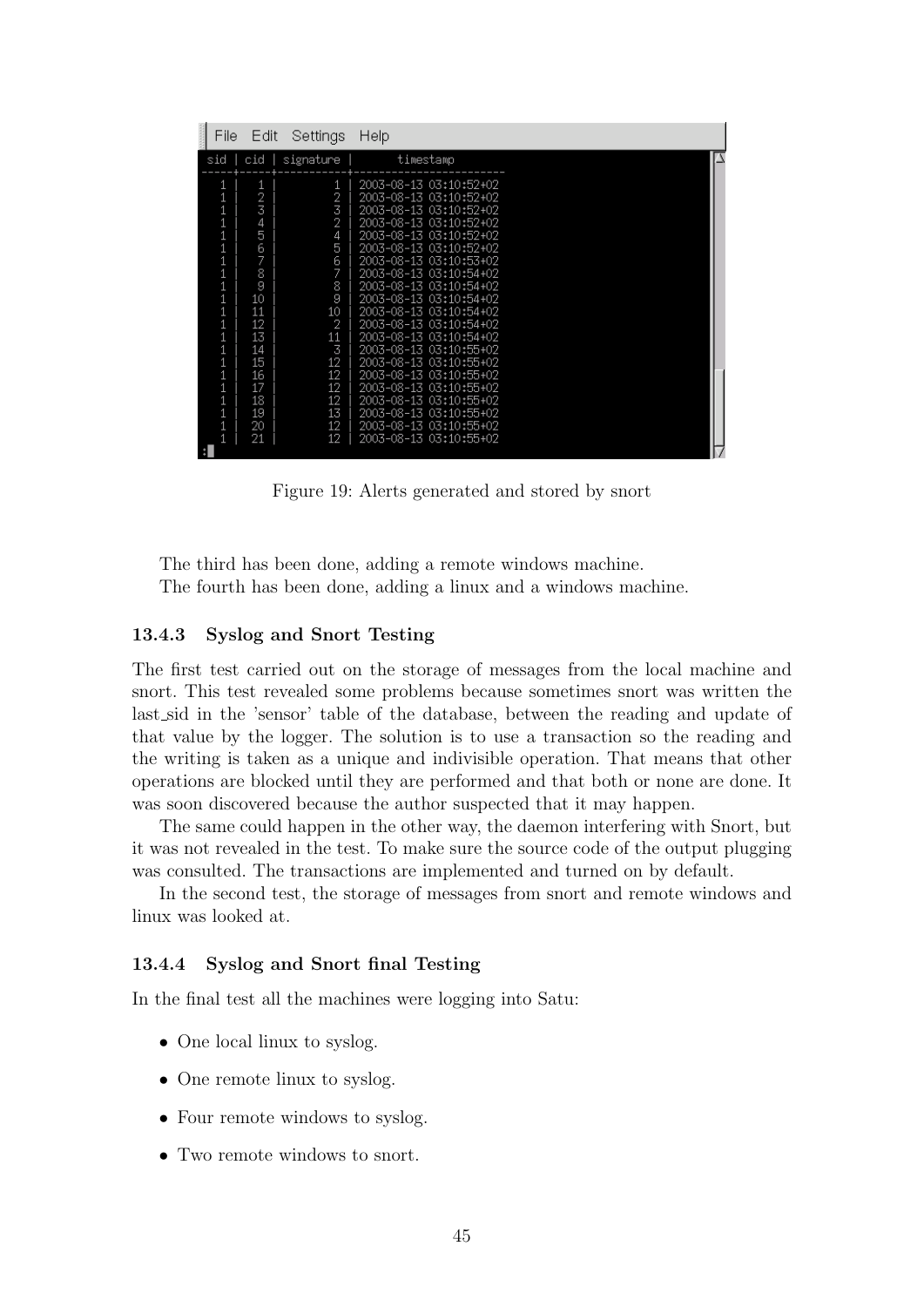```
File  Edit  Settings  Help
 sid | cid | signature |       timestamp
-----+-----+-----------+------------------------
   1 |   1 |         1 | 2003-08-13 03:10:52+02
   1 |   2 |         2 | 2003-08-13 03:10:52+02
   1 |   3 |         3 | 2003-08-13 03:10:52+02
   1 |   4 |         2 | 2003-08-13 03:10:52+02
   1 |   5 |         4 | 2003-08-13 03:10:52+02
   1 |   6 |         5 | 2003-08-13 03:10:52+02
   1 |   7 |         6 | 2003-08-13 03:10:53+02
   1 |   8 |         7 | 2003-08-13 03:10:54+02
   1 |   9 |         8 | 2003-08-13 03:10:54+02
   1 |  10 |         9 | 2003-08-13 03:10:54+02
   1 |  11 |        10 | 2003-08-13 03:10:54+02
   1 |  12 |         2 | 2003-08-13 03:10:54+02
   1 |  13 |        11 | 2003-08-13 03:10:54+02
   1 |  14 |         3 | 2003-08-13 03:10:55+02
   1 |  15 |        12 | 2003-08-13 03:10:55+02
   1 |  16 |        12 | 2003-08-13 03:10:55+02
   1 |  17 |        12 | 2003-08-13 03:10:55+02
   1 |  18 |        12 | 2003-08-13 03:10:55+02
   1 |  19 |        13 | 2003-08-13 03:10:55+02
   1 |  20 |        12 | 2003-08-13 03:10:55+02
   1 |  21 |        12 | 2003-08-13 03:10:55+02
:
```

Figure 19: Alerts generated and stored by snort

The third has been done, adding a remote windows machine.
The fourth has been done, adding a linux and a windows machine.

### 13.4.3 Syslog and Snort Testing

The first test carried out on the storage of messages from the local machine and snort. This test revealed some problems because sometimes snort was written the last_sid in the 'sensor' table of the database, between the reading and update of that value by the logger. The solution is to use a transaction so the reading and the writing is taken as a unique and indivisible operation. That means that other operations are blocked until they are performed and that both or none are done. It was soon discovered because the author suspected that it may happen.

The same could happen in the other way, the daemon interfering with Snort, but it was not revealed in the test. To make sure the source code of the output plugging was consulted. The transactions are implemented and turned on by default.

In the second test, the storage of messages from snort and remote windows and linux was looked at.

### 13.4.4 Syslog and Snort final Testing

In the final test all the machines were logging into Satu:

- One local linux to syslog.
- One remote linux to syslog.
- Four remote windows to syslog.
- Two remote windows to snort.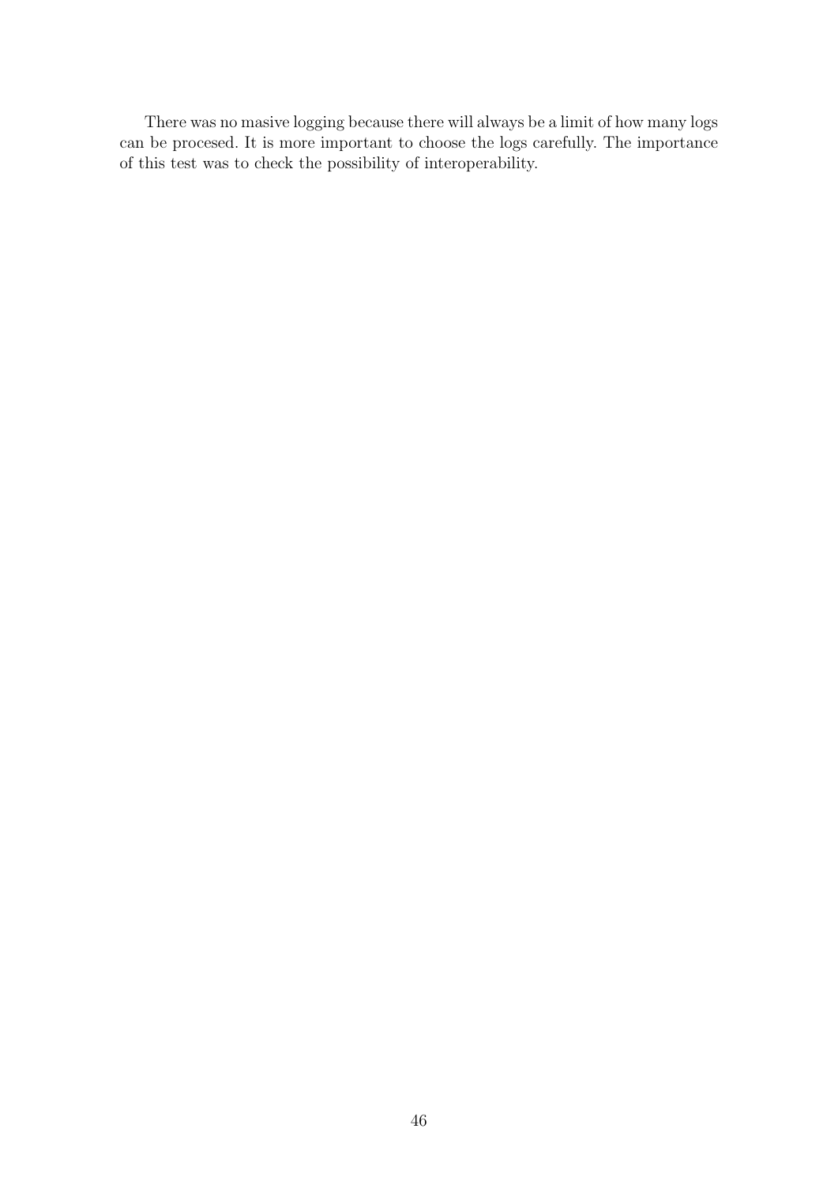There was no masive logging because there will always be a limit of how many logs can be procesed. It is more important to choose the logs carefully. The importance of this test was to check the possibility of interoperability.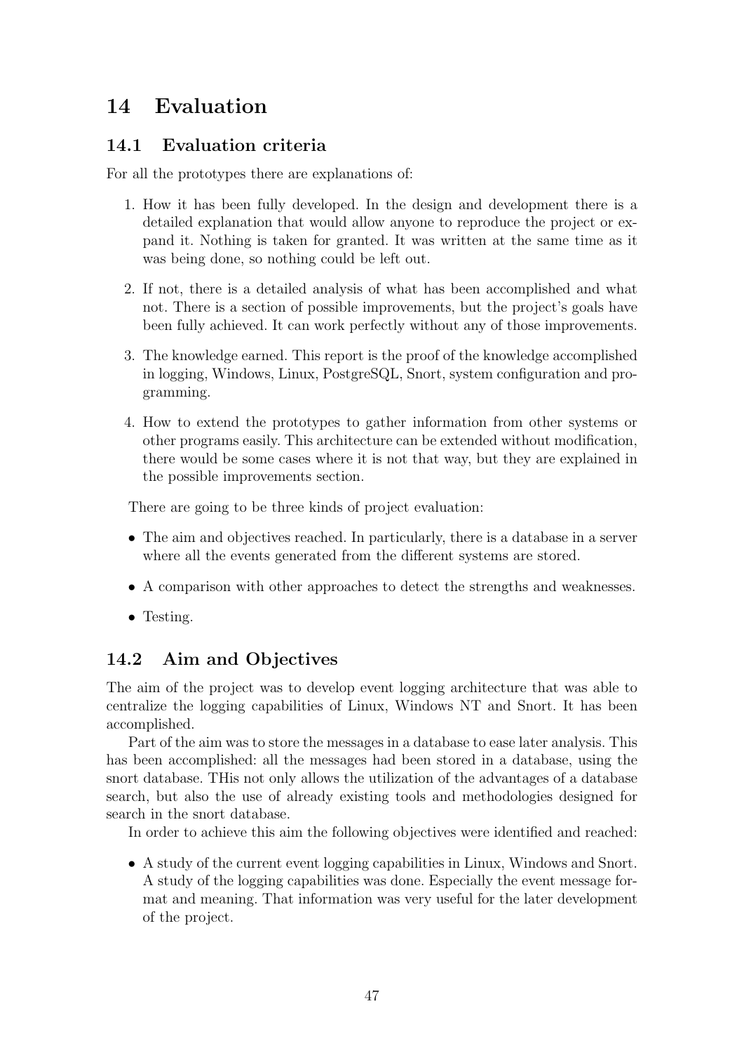# 14 Evaluation

## 14.1 Evaluation criteria

For all the prototypes there are explanations of:

1. How it has been fully developed. In the design and development there is a detailed explanation that would allow anyone to reproduce the project or expand it. Nothing is taken for granted. It was written at the same time as it was being done, so nothing could be left out.

2. If not, there is a detailed analysis of what has been accomplished and what not. There is a section of possible improvements, but the project's goals have been fully achieved. It can work perfectly without any of those improvements.

3. The knowledge earned. This report is the proof of the knowledge accomplished in logging, Windows, Linux, PostgreSQL, Snort, system configuration and programming.

4. How to extend the prototypes to gather information from other systems or other programs easily. This architecture can be extended without modification, there would be some cases where it is not that way, but they are explained in the possible improvements section.

There are going to be three kinds of project evaluation:

- The aim and objectives reached. In particularly, there is a database in a server where all the events generated from the different systems are stored.
- A comparison with other approaches to detect the strengths and weaknesses.
- Testing.

## 14.2 Aim and Objectives

The aim of the project was to develop event logging architecture that was able to centralize the logging capabilities of Linux, Windows NT and Snort. It has been accomplished.

Part of the aim was to store the messages in a database to ease later analysis. This has been accomplished: all the messages had been stored in a database, using the snort database. THis not only allows the utilization of the advantages of a database search, but also the use of already existing tools and methodologies designed for search in the snort database.

In order to achieve this aim the following objectives were identified and reached:

- A study of the current event logging capabilities in Linux, Windows and Snort. A study of the logging capabilities was done. Especially the event message format and meaning. That information was very useful for the later development of the project.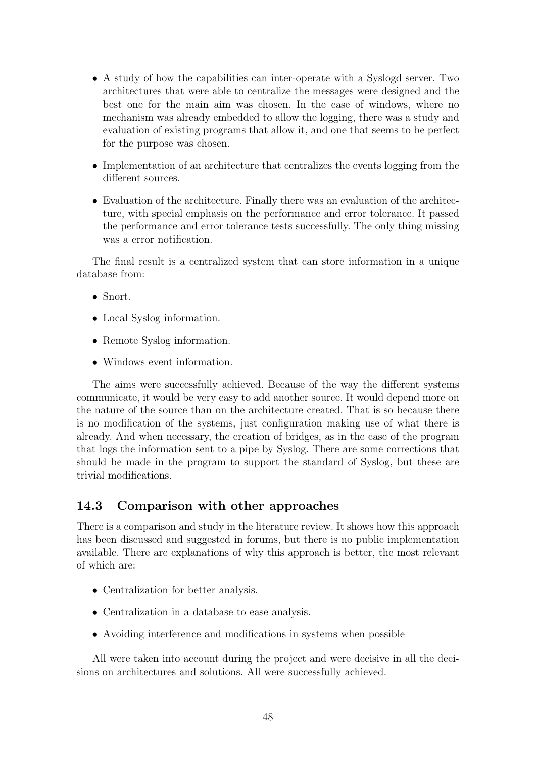- A study of how the capabilities can inter-operate with a Syslogd server. Two architectures that were able to centralize the messages were designed and the best one for the main aim was chosen. In the case of windows, where no mechanism was already embedded to allow the logging, there was a study and evaluation of existing programs that allow it, and one that seems to be perfect for the purpose was chosen.
- Implementation of an architecture that centralizes the events logging from the different sources.
- Evaluation of the architecture. Finally there was an evaluation of the architecture, with special emphasis on the performance and error tolerance. It passed the performance and error tolerance tests successfully. The only thing missing was a error notification.

The final result is a centralized system that can store information in a unique database from:

- Snort.
- Local Syslog information.
- Remote Syslog information.
- Windows event information.

The aims were successfully achieved. Because of the way the different systems communicate, it would be very easy to add another source. It would depend more on the nature of the source than on the architecture created. That is so because there is no modification of the systems, just configuration making use of what there is already. And when necessary, the creation of bridges, as in the case of the program that logs the information sent to a pipe by Syslog. There are some corrections that should be made in the program to support the standard of Syslog, but these are trivial modifications.

## 14.3 Comparison with other approaches

There is a comparison and study in the literature review. It shows how this approach has been discussed and suggested in forums, but there is no public implementation available. There are explanations of why this approach is better, the most relevant of which are:

- Centralization for better analysis.
- Centralization in a database to ease analysis.
- Avoiding interference and modifications in systems when possible

All were taken into account during the project and were decisive in all the decisions on architectures and solutions. All were successfully achieved.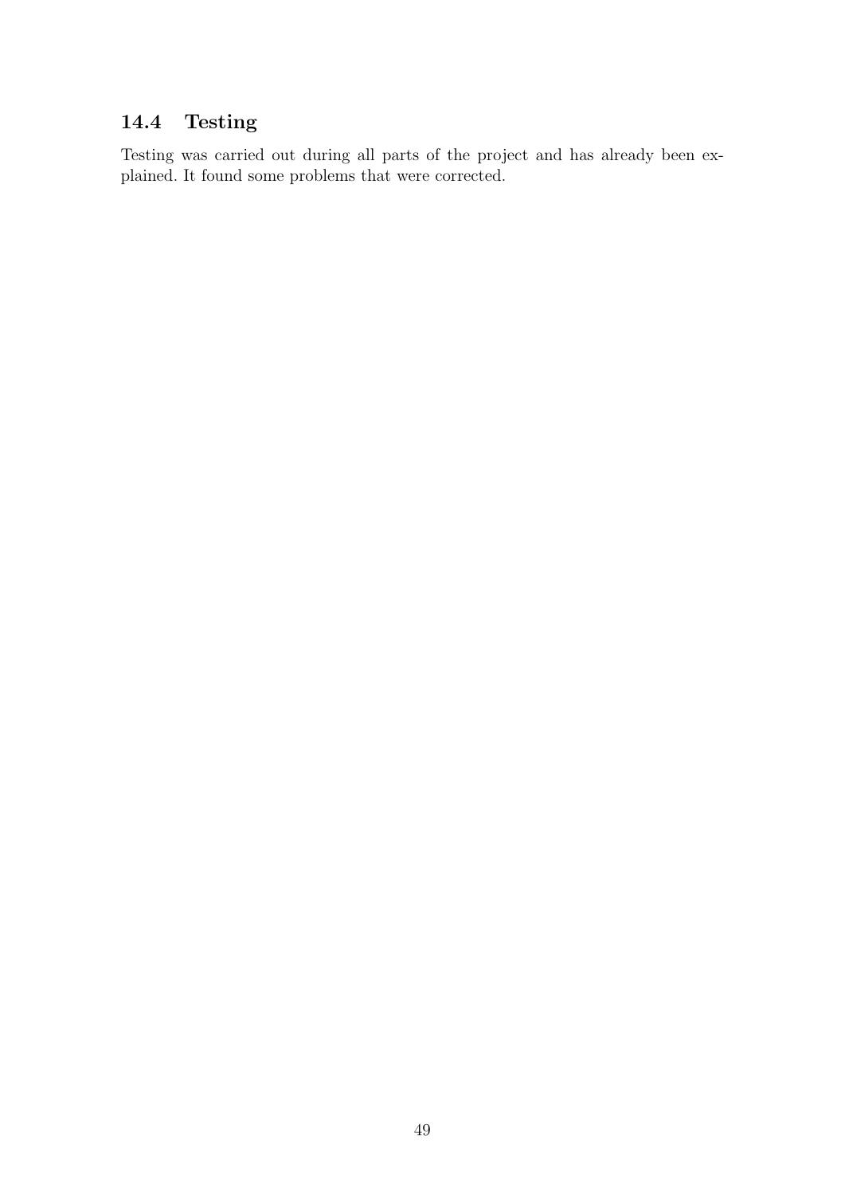## 14.4 Testing

Testing was carried out during all parts of the project and has already been explained. It found some problems that were corrected.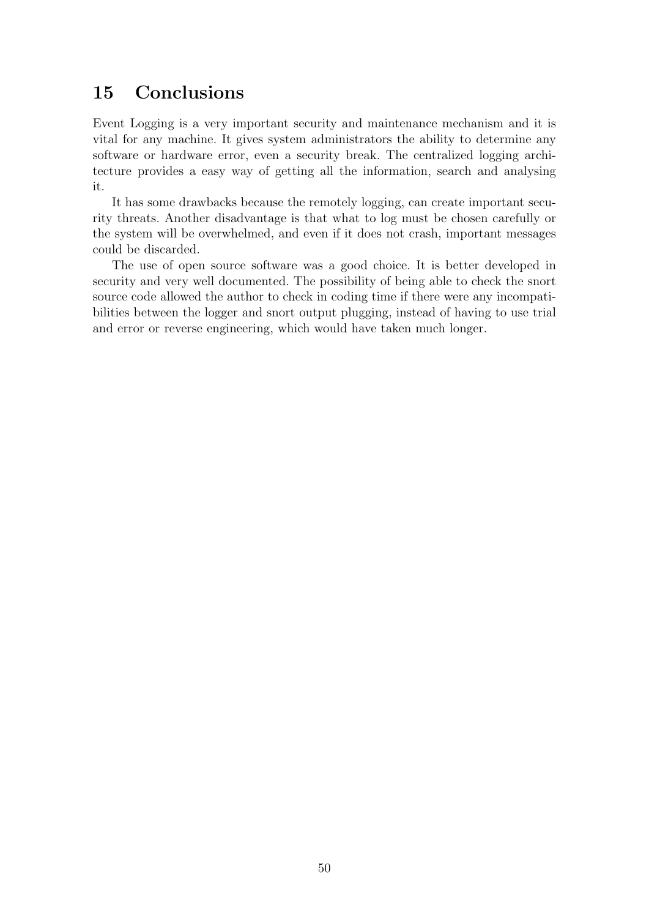# 15 Conclusions

Event Logging is a very important security and maintenance mechanism and it is vital for any machine. It gives system administrators the ability to determine any software or hardware error, even a security break. The centralized logging architecture provides a easy way of getting all the information, search and analysing it.

It has some drawbacks because the remotely logging, can create important security threats. Another disadvantage is that what to log must be chosen carefully or the system will be overwhelmed, and even if it does not crash, important messages could be discarded.

The use of open source software was a good choice. It is better developed in security and very well documented. The possibility of being able to check the snort source code allowed the author to check in coding time if there were any incompatibilities between the logger and snort output plugging, instead of having to use trial and error or reverse engineering, which would have taken much longer.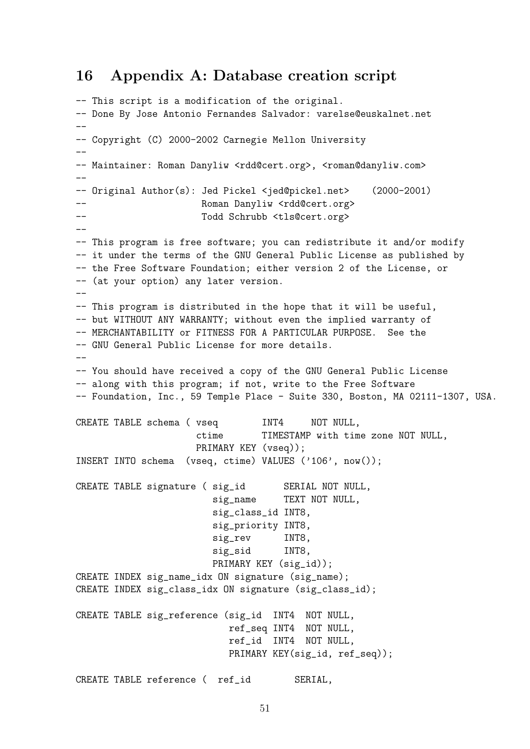# 16 Appendix A: Database creation script

```
-- This script is a modification of the original.
-- Done By Jose Antonio Fernandes Salvador: varelse@euskalnet.net
--
-- Copyright (C) 2000-2002 Carnegie Mellon University
--
-- Maintainer: Roman Danyliw <rdd@cert.org>, <roman@danyliw.com>
--
-- Original Author(s): Jed Pickel <jed@pickel.net>    (2000-2001)
--                     Roman Danyliw <rdd@cert.org>
--                     Todd Schrubb <tls@cert.org>
--
-- This program is free software; you can redistribute it and/or modify
-- it under the terms of the GNU General Public License as published by
-- the Free Software Foundation; either version 2 of the License, or
-- (at your option) any later version.
--
-- This program is distributed in the hope that it will be useful,
-- but WITHOUT ANY WARRANTY; without even the implied warranty of
-- MERCHANTABILITY or FITNESS FOR A PARTICULAR PURPOSE.  See the
-- GNU General Public License for more details.
--
-- You should have received a copy of the GNU General Public License
-- along with this program; if not, write to the Free Software
-- Foundation, Inc., 59 Temple Place - Suite 330, Boston, MA 02111-1307, USA.

CREATE TABLE schema ( vseq        INT4     NOT NULL,
                      ctime       TIMESTAMP with time zone NOT NULL,
                      PRIMARY KEY (vseq));
INSERT INTO schema  (vseq, ctime) VALUES ('106', now());

CREATE TABLE signature ( sig_id       SERIAL NOT NULL,
                         sig_name     TEXT NOT NULL,
                         sig_class_id INT8,
                         sig_priority INT8,
                         sig_rev      INT8,
                         sig_sid      INT8,
                         PRIMARY KEY (sig_id));
CREATE INDEX sig_name_idx ON signature (sig_name);
CREATE INDEX sig_class_idx ON signature (sig_class_id);

CREATE TABLE sig_reference (sig_id  INT4  NOT NULL,
                            ref_seq INT4  NOT NULL,
                            ref_id  INT4  NOT NULL,
                            PRIMARY KEY(sig_id, ref_seq));

CREATE TABLE reference (  ref_id        SERIAL,
```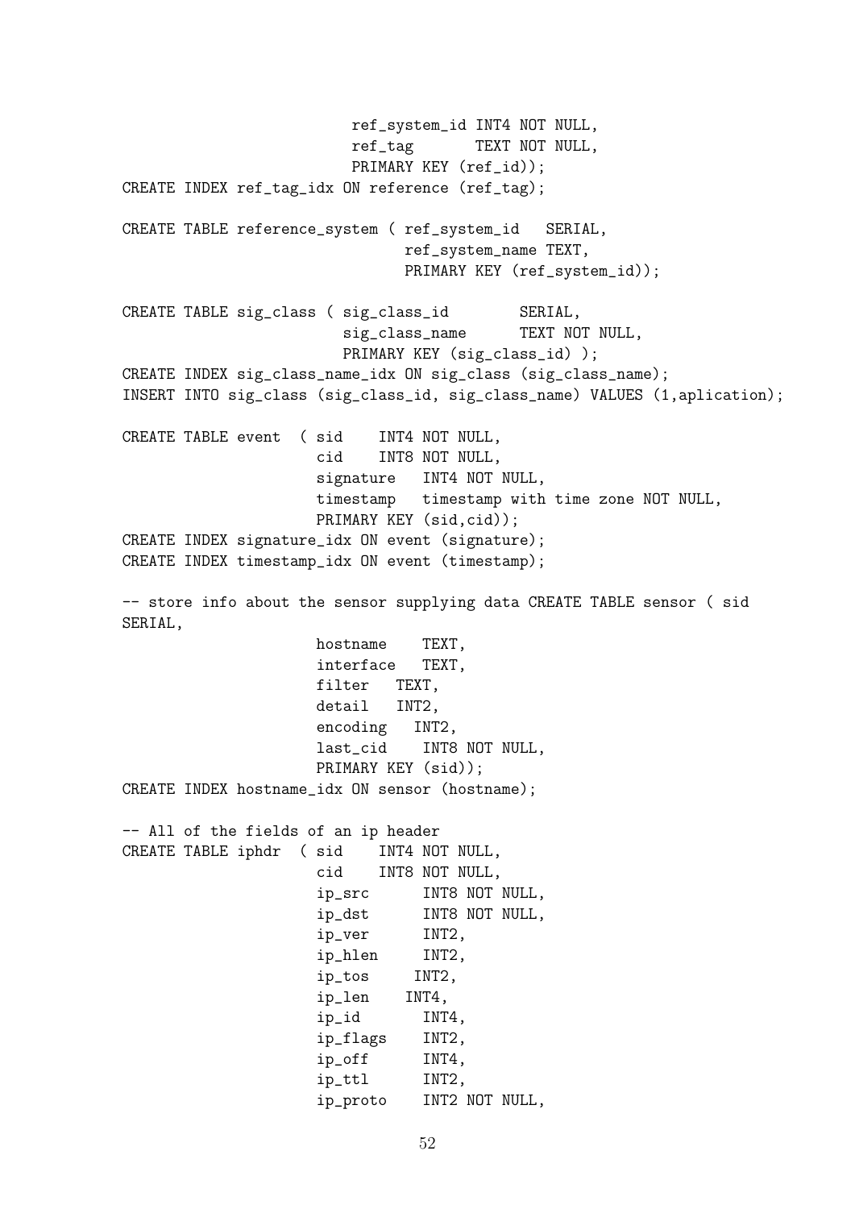```
                        ref_system_id INT4 NOT NULL,
                        ref_tag       TEXT NOT NULL,
                        PRIMARY KEY (ref_id));
CREATE INDEX ref_tag_idx ON reference (ref_tag);

CREATE TABLE reference_system ( ref_system_id   SERIAL,
                                ref_system_name TEXT,
                                PRIMARY KEY (ref_system_id));

CREATE TABLE sig_class ( sig_class_id        SERIAL,
                         sig_class_name      TEXT NOT NULL,
                         PRIMARY KEY (sig_class_id) );
CREATE INDEX sig_class_name_idx ON sig_class (sig_class_name);
INSERT INTO sig_class (sig_class_id, sig_class_name) VALUES (1,aplication);

CREATE TABLE event  ( sid    INT4 NOT NULL,
                      cid    INT8 NOT NULL,
                      signature   INT4 NOT NULL,
                      timestamp   timestamp with time zone NOT NULL,
                      PRIMARY KEY (sid,cid));
CREATE INDEX signature_idx ON event (signature);
CREATE INDEX timestamp_idx ON event (timestamp);

-- store info about the sensor supplying data CREATE TABLE sensor ( sid
SERIAL,
                      hostname    TEXT,
                      interface   TEXT,
                      filter   TEXT,
                      detail   INT2,
                      encoding   INT2,
                      last_cid    INT8 NOT NULL,
                      PRIMARY KEY (sid));
CREATE INDEX hostname_idx ON sensor (hostname);

-- All of the fields of an ip header
CREATE TABLE iphdr  ( sid    INT4 NOT NULL,
                      cid    INT8 NOT NULL,
                      ip_src      INT8 NOT NULL,
                      ip_dst      INT8 NOT NULL,
                      ip_ver      INT2,
                      ip_hlen     INT2,
                      ip_tos     INT2,
                      ip_len    INT4,
                      ip_id       INT4,
                      ip_flags    INT2,
                      ip_off      INT4,
                      ip_ttl      INT2,
                      ip_proto    INT2 NOT NULL,
```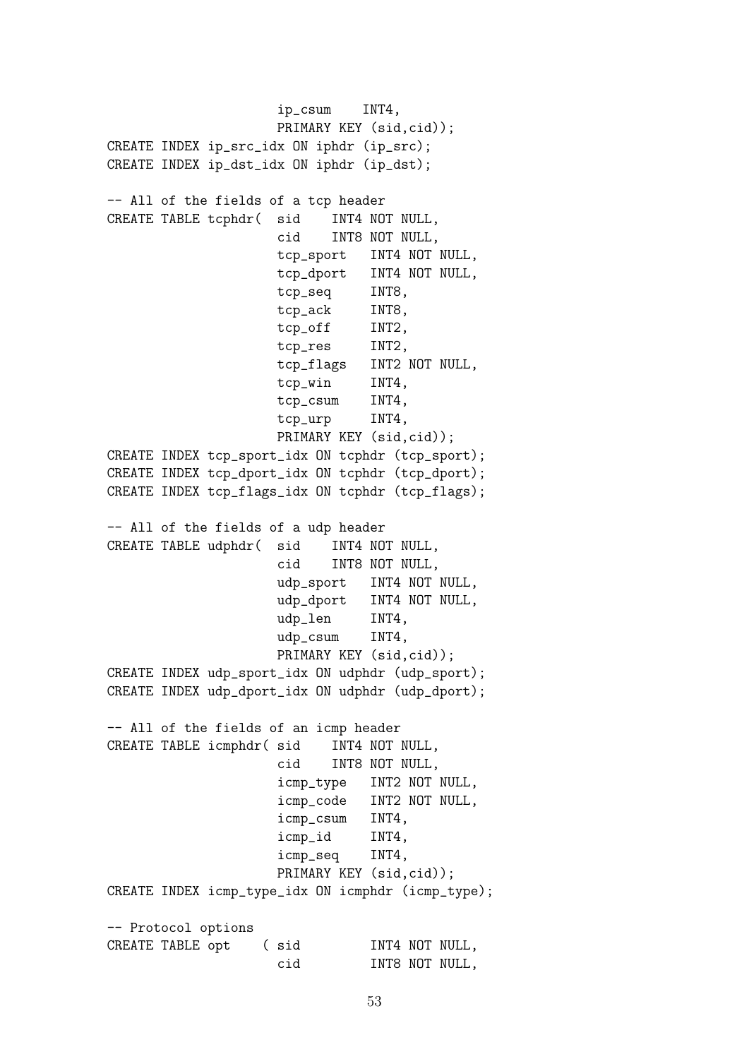```
                    ip_csum    INT4,
                    PRIMARY KEY (sid,cid));
CREATE INDEX ip_src_idx ON iphdr (ip_src);
CREATE INDEX ip_dst_idx ON iphdr (ip_dst);

-- All of the fields of a tcp header
CREATE TABLE tcphdr(  sid    INT4 NOT NULL,
                      cid    INT8 NOT NULL,
                      tcp_sport   INT4 NOT NULL,
                      tcp_dport   INT4 NOT NULL,
                      tcp_seq     INT8,
                      tcp_ack     INT8,
                      tcp_off     INT2,
                      tcp_res     INT2,
                      tcp_flags   INT2 NOT NULL,
                      tcp_win     INT4,
                      tcp_csum    INT4,
                      tcp_urp     INT4,
                      PRIMARY KEY (sid,cid));
CREATE INDEX tcp_sport_idx ON tcphdr (tcp_sport);
CREATE INDEX tcp_dport_idx ON tcphdr (tcp_dport);
CREATE INDEX tcp_flags_idx ON tcphdr (tcp_flags);

-- All of the fields of a udp header
CREATE TABLE udphdr(  sid    INT4 NOT NULL,
                      cid    INT8 NOT NULL,
                      udp_sport   INT4 NOT NULL,
                      udp_dport   INT4 NOT NULL,
                      udp_len     INT4,
                      udp_csum    INT4,
                      PRIMARY KEY (sid,cid));
CREATE INDEX udp_sport_idx ON udphdr (udp_sport);
CREATE INDEX udp_dport_idx ON udphdr (udp_dport);

-- All of the fields of an icmp header
CREATE TABLE icmphdr( sid    INT4 NOT NULL,
                      cid    INT8 NOT NULL,
                      icmp_type   INT2 NOT NULL,
                      icmp_code   INT2 NOT NULL,
                      icmp_csum   INT4,
                      icmp_id     INT4,
                      icmp_seq    INT4,
                      PRIMARY KEY (sid,cid));
CREATE INDEX icmp_type_idx ON icmphdr (icmp_type);

-- Protocol options
CREATE TABLE opt    ( sid         INT4 NOT NULL,
                      cid         INT8 NOT NULL,
```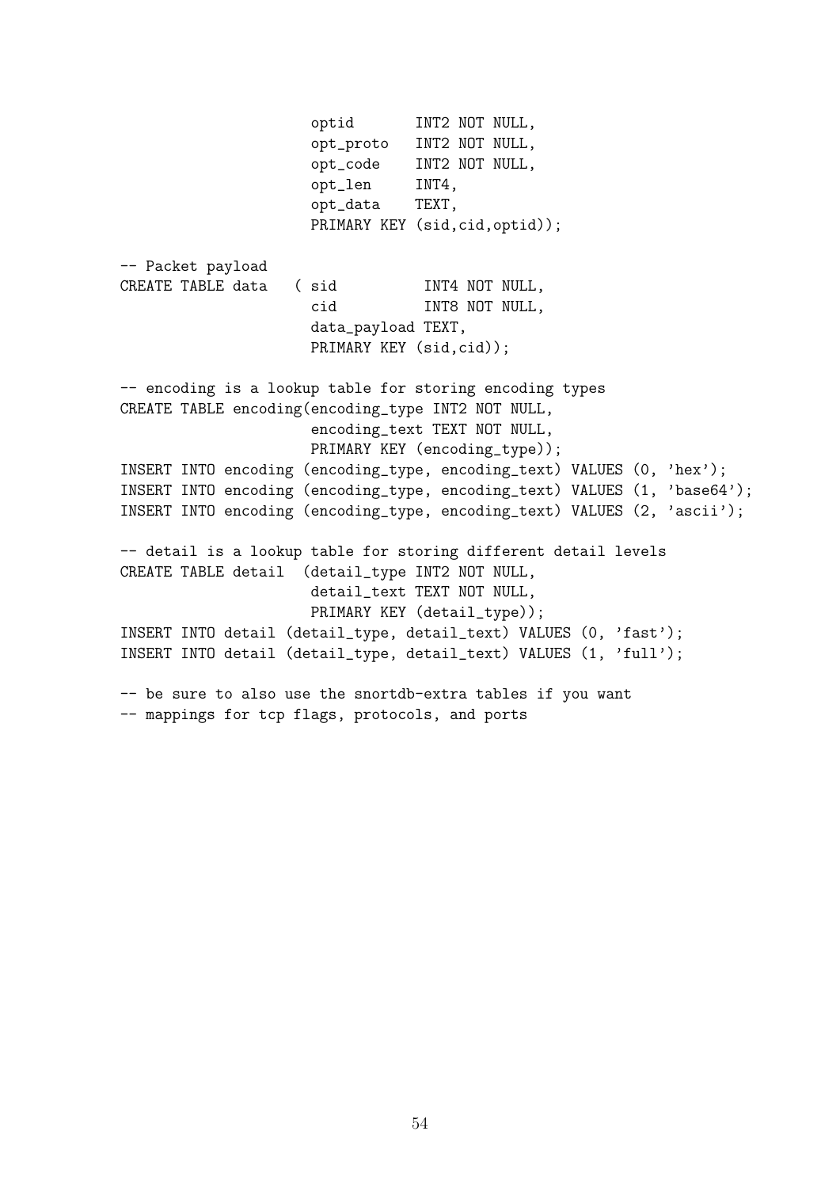```
                    optid       INT2 NOT NULL,
                    opt_proto   INT2 NOT NULL,
                    opt_code    INT2 NOT NULL,
                    opt_len     INT4,
                    opt_data    TEXT,
                    PRIMARY KEY (sid,cid,optid));

-- Packet payload
CREATE TABLE data   ( sid          INT4 NOT NULL,
                    cid          INT8 NOT NULL,
                    data_payload TEXT,
                    PRIMARY KEY (sid,cid));

-- encoding is a lookup table for storing encoding types
CREATE TABLE encoding(encoding_type INT2 NOT NULL,
                    encoding_text TEXT NOT NULL,
                    PRIMARY KEY (encoding_type));
INSERT INTO encoding (encoding_type, encoding_text) VALUES (0, 'hex');
INSERT INTO encoding (encoding_type, encoding_text) VALUES (1, 'base64');
INSERT INTO encoding (encoding_type, encoding_text) VALUES (2, 'ascii');

-- detail is a lookup table for storing different detail levels
CREATE TABLE detail  (detail_type INT2 NOT NULL,
                    detail_text TEXT NOT NULL,
                    PRIMARY KEY (detail_type));
INSERT INTO detail (detail_type, detail_text) VALUES (0, 'fast');
INSERT INTO detail (detail_type, detail_text) VALUES (1, 'full');

-- be sure to also use the snortdb-extra tables if you want
-- mappings for tcp flags, protocols, and ports
```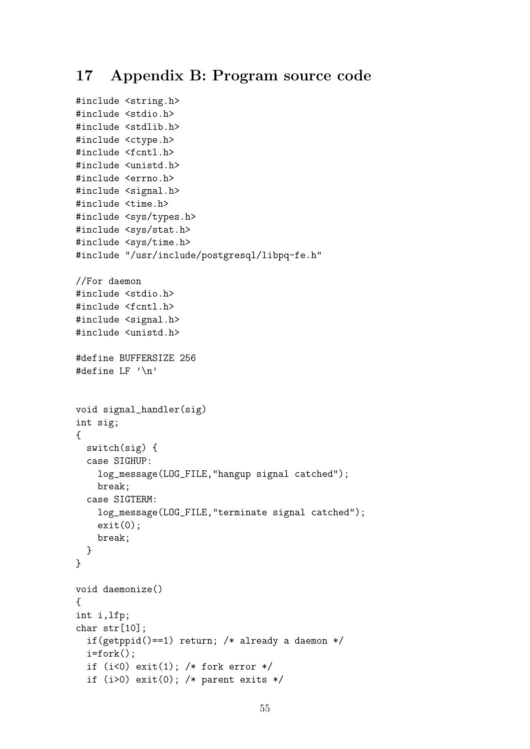# 17 Appendix B: Program source code

```
#include <string.h>
#include <stdio.h>
#include <stdlib.h>
#include <ctype.h>
#include <fcntl.h>
#include <unistd.h>
#include <errno.h>
#include <signal.h>
#include <time.h>
#include <sys/types.h>
#include <sys/stat.h>
#include <sys/time.h>
#include "/usr/include/postgresql/libpq-fe.h"

//For daemon
#include <stdio.h>
#include <fcntl.h>
#include <signal.h>
#include <unistd.h>

#define BUFFERSIZE 256
#define LF '\n'


void signal_handler(sig)
int sig;
{
  switch(sig) {
  case SIGHUP:
    log_message(LOG_FILE,"hangup signal catched");
    break;
  case SIGTERM:
    log_message(LOG_FILE,"terminate signal catched");
    exit(0);
    break;
  }
}

void daemonize()
{
int i,lfp;
char str[10];
  if(getppid()==1) return; /* already a daemon */
  i=fork();
  if (i<0) exit(1); /* fork error */
  if (i>0) exit(0); /* parent exits */
```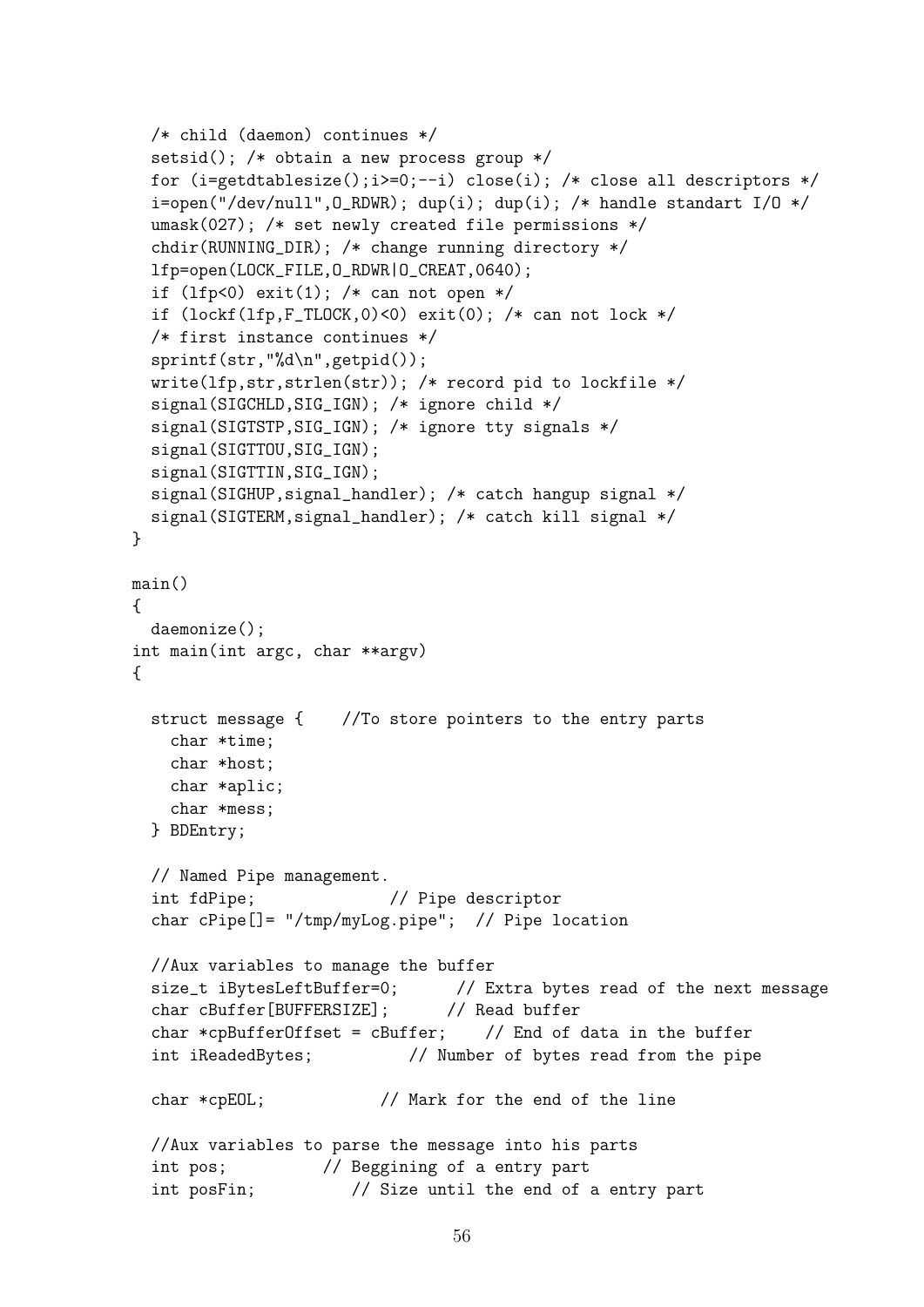```
  /* child (daemon) continues */
  setsid(); /* obtain a new process group */
  for (i=getdtablesize();i>=0;--i) close(i); /* close all descriptors */
  i=open("/dev/null",O_RDWR); dup(i); dup(i); /* handle standart I/O */
  umask(027); /* set newly created file permissions */
  chdir(RUNNING_DIR); /* change running directory */
  lfp=open(LOCK_FILE,O_RDWR|O_CREAT,0640);
  if (lfp<0) exit(1); /* can not open */
  if (lockf(lfp,F_TLOCK,0)<0) exit(0); /* can not lock */
  /* first instance continues */
  sprintf(str,"%d\n",getpid());
  write(lfp,str,strlen(str)); /* record pid to lockfile */
  signal(SIGCHLD,SIG_IGN); /* ignore child */
  signal(SIGTSTP,SIG_IGN); /* ignore tty signals */
  signal(SIGTTOU,SIG_IGN);
  signal(SIGTTIN,SIG_IGN);
  signal(SIGHUP,signal_handler); /* catch hangup signal */
  signal(SIGTERM,signal_handler); /* catch kill signal */
}

main()
{
  daemonize();
int main(int argc, char **argv)
{

  struct message {    //To store pointers to the entry parts
    char *time;
    char *host;
    char *aplic;
    char *mess;
  } BDEntry;

  // Named Pipe management.
  int fdPipe;              // Pipe descriptor
  char cPipe[]= "/tmp/myLog.pipe";  // Pipe location

  //Aux variables to manage the buffer
  size_t iBytesLeftBuffer=0;      // Extra bytes read of the next message
  char cBuffer[BUFFERSIZE];      // Read buffer
  char *cpBufferOffset = cBuffer;    // End of data in the buffer
  int iReadedBytes;          // Number of bytes read from the pipe

  char *cpEOL;            // Mark for the end of the line

  //Aux variables to parse the message into his parts
  int pos;          // Beggining of a entry part
  int posFin;          // Size until the end of a entry part
```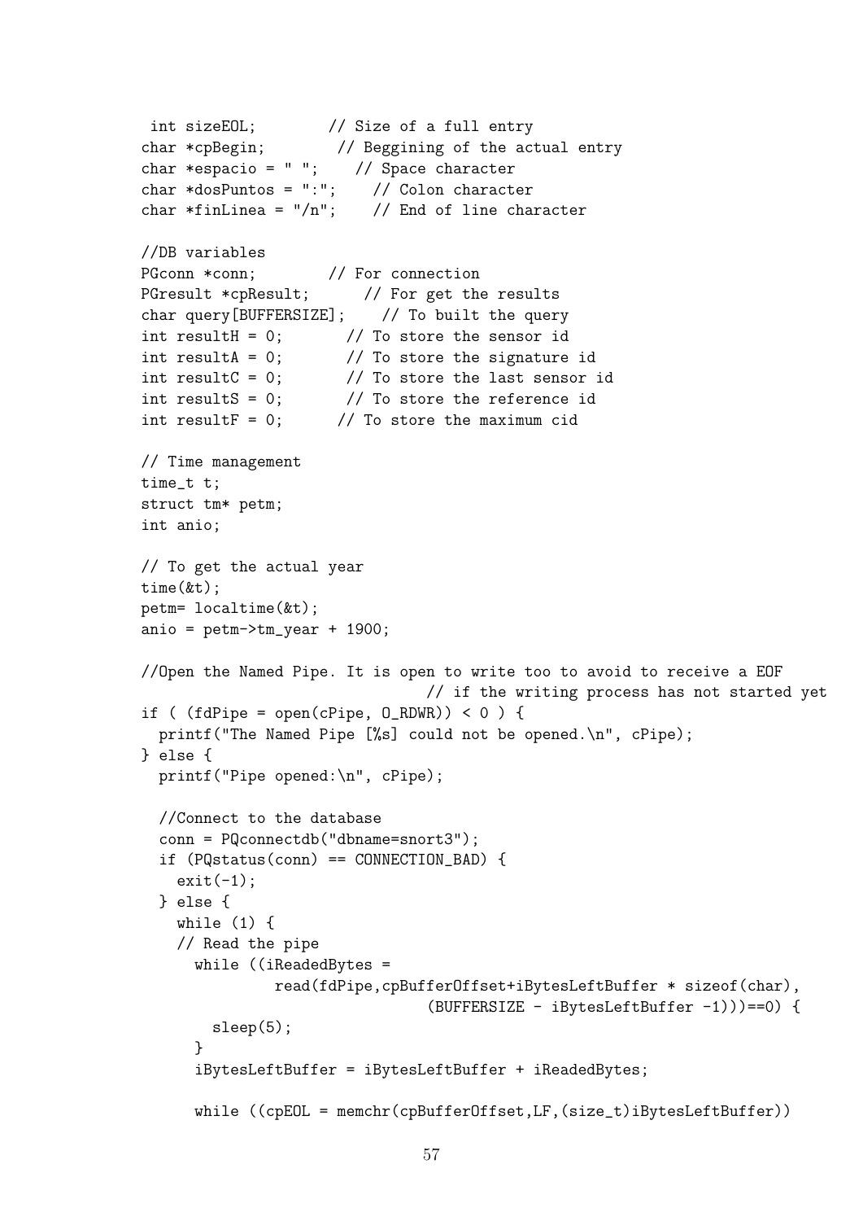```
 int sizeEOL;        // Size of a full entry
char *cpBegin;        // Beggining of the actual entry
char *espacio = " ";    // Space character
char *dosPuntos = ":";    // Colon character
char *finLinea = "/n";    // End of line character

//DB variables
PGconn *conn;        // For connection
PGresult *cpResult;      // For get the results
char query[BUFFERSIZE];    // To built the query
int resultH = 0;       // To store the sensor id
int resultA = 0;       // To store the signature id
int resultC = 0;       // To store the last sensor id
int resultS = 0;       // To store the reference id
int resultF = 0;      // To store the maximum cid

// Time management
time_t t;
struct tm* petm;
int anio;

// To get the actual year
time(&t);
petm= localtime(&t);
anio = petm->tm_year + 1900;

//Open the Named Pipe. It is open to write too to avoid to receive a EOF
                                // if the writing process has not started yet
if ( (fdPipe = open(cPipe, O_RDWR)) < 0 ) {
  printf("The Named Pipe [%s] could not be opened.\n", cPipe);
} else {
  printf("Pipe opened:\n", cPipe);

  //Connect to the database
  conn = PQconnectdb("dbname=snort3");
  if (PQstatus(conn) == CONNECTION_BAD) {
    exit(-1);
  } else {
    while (1) {
    // Read the pipe
      while ((iReadedBytes =
              read(fdPipe,cpBufferOffset+iBytesLeftBuffer * sizeof(char),
                          (BUFFERSIZE - iBytesLeftBuffer -1)))==0) {
        sleep(5);
      }
      iBytesLeftBuffer = iBytesLeftBuffer + iReadedBytes;

      while ((cpEOL = memchr(cpBufferOffset,LF,(size_t)iBytesLeftBuffer))
```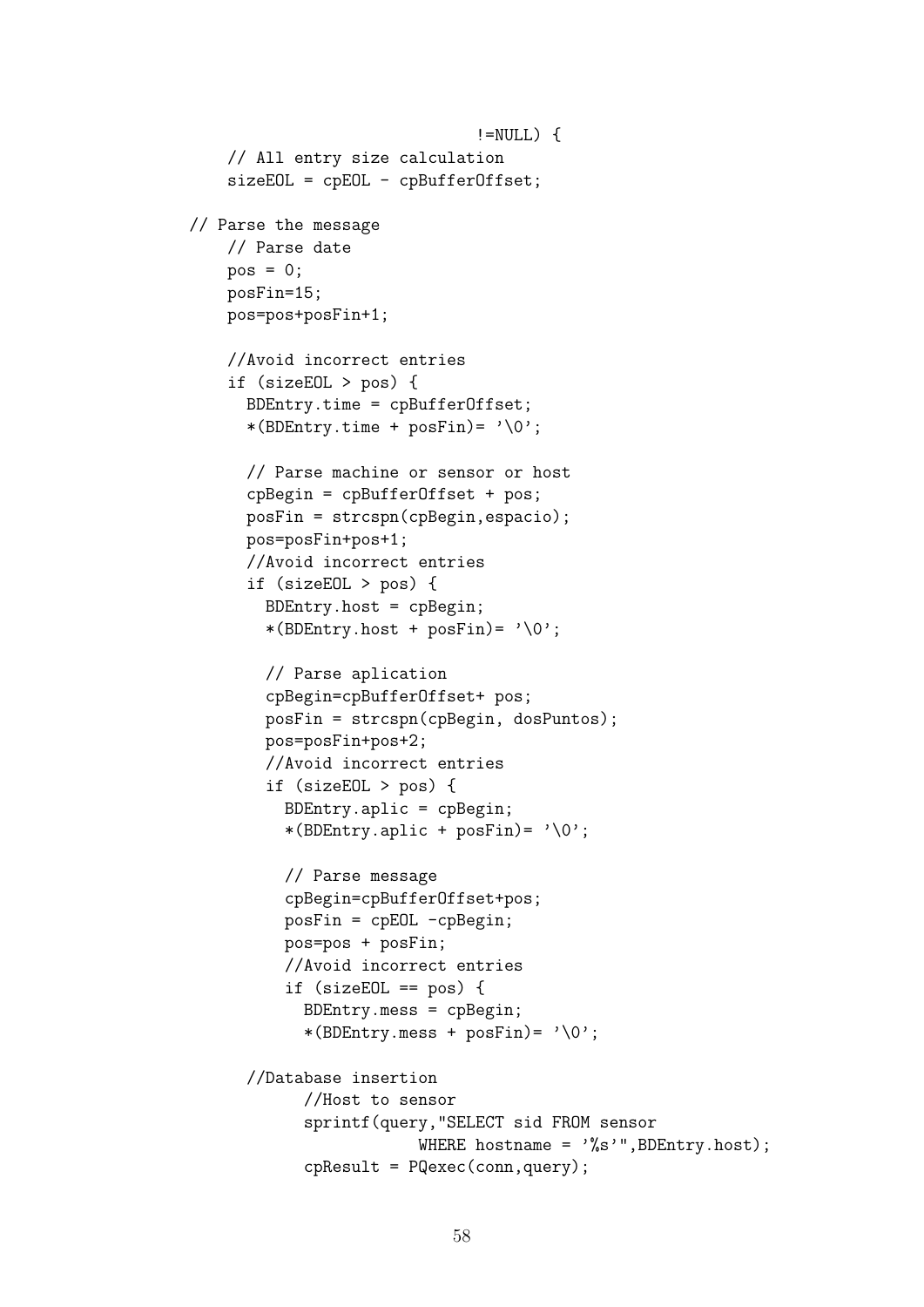```
                              !=NULL) {
    // All entry size calculation
    sizeEOL = cpEOL - cpBufferOffset;

// Parse the message
    // Parse date
    pos = 0;
    posFin=15;
    pos=pos+posFin+1;

    //Avoid incorrect entries
    if (sizeEOL > pos) {
      BDEntry.time = cpBufferOffset;
      *(BDEntry.time + posFin)= '\0';

      // Parse machine or sensor or host
      cpBegin = cpBufferOffset + pos;
      posFin = strcspn(cpBegin,espacio);
      pos=posFin+pos+1;
      //Avoid incorrect entries
      if (sizeEOL > pos) {
        BDEntry.host = cpBegin;
        *(BDEntry.host + posFin)= '\0';

        // Parse aplication
        cpBegin=cpBufferOffset+ pos;
        posFin = strcspn(cpBegin, dosPuntos);
        pos=posFin+pos+2;
        //Avoid incorrect entries
        if (sizeEOL > pos) {
          BDEntry.aplic = cpBegin;
          *(BDEntry.aplic + posFin)= '\0';

          // Parse message
          cpBegin=cpBufferOffset+pos;
          posFin = cpEOL -cpBegin;
          pos=pos + posFin;
          //Avoid incorrect entries
          if (sizeEOL == pos) {
            BDEntry.mess = cpBegin;
            *(BDEntry.mess + posFin)= '\0';

      //Database insertion
            //Host to sensor
            sprintf(query,"SELECT sid FROM sensor
                        WHERE hostname = '%s'",BDEntry.host);
            cpResult = PQexec(conn,query);
```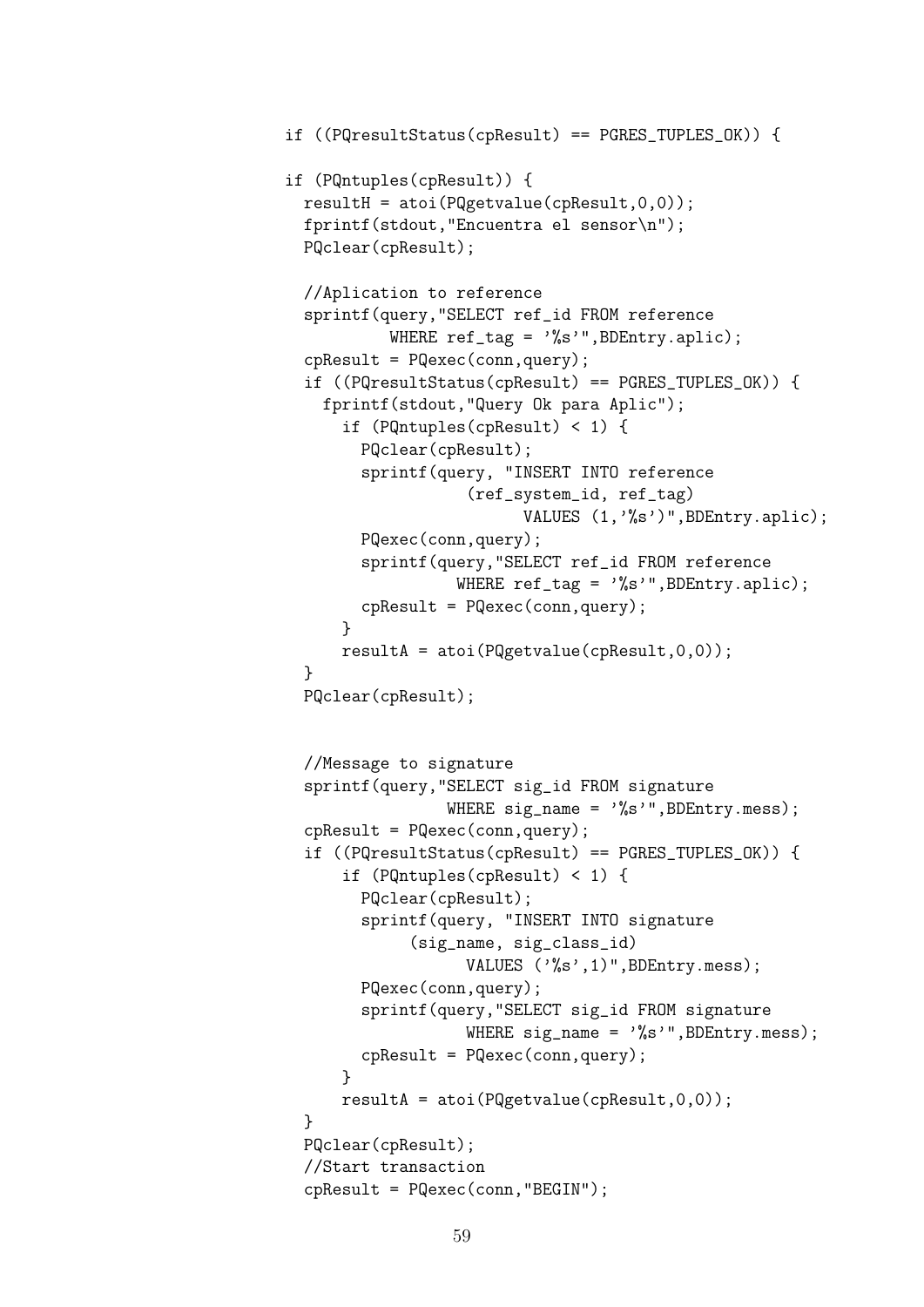```
if ((PQresultStatus(cpResult) == PGRES_TUPLES_OK)) {

if (PQntuples(cpResult)) {
  resultH = atoi(PQgetvalue(cpResult,0,0));
  fprintf(stdout,"Encuentra el sensor\n");
  PQclear(cpResult);

  //Aplication to reference
  sprintf(query,"SELECT ref_id FROM reference
           WHERE ref_tag = '%s'",BDEntry.aplic);
  cpResult = PQexec(conn,query);
  if ((PQresultStatus(cpResult) == PGRES_TUPLES_OK)) {
    fprintf(stdout,"Query Ok para Aplic");
      if (PQntuples(cpResult) < 1) {
        PQclear(cpResult);
        sprintf(query, "INSERT INTO reference
                   (ref_system_id, ref_tag)
                         VALUES (1,'%s')",BDEntry.aplic);
        PQexec(conn,query);
        sprintf(query,"SELECT ref_id FROM reference
                  WHERE ref_tag = '%s'",BDEntry.aplic);
        cpResult = PQexec(conn,query);
      }
      resultA = atoi(PQgetvalue(cpResult,0,0));
  }
  PQclear(cpResult);


  //Message to signature
  sprintf(query,"SELECT sig_id FROM signature
              WHERE sig_name = '%s'",BDEntry.mess);
  cpResult = PQexec(conn,query);
  if ((PQresultStatus(cpResult) == PGRES_TUPLES_OK)) {
      if (PQntuples(cpResult) < 1) {
        PQclear(cpResult);
        sprintf(query, "INSERT INTO signature
             (sig_name, sig_class_id)
                   VALUES ('%s',1)",BDEntry.mess);
        PQexec(conn,query);
        sprintf(query,"SELECT sig_id FROM signature
                   WHERE sig_name = '%s'",BDEntry.mess);
        cpResult = PQexec(conn,query);
      }
      resultA = atoi(PQgetvalue(cpResult,0,0));
  }
  PQclear(cpResult);
  //Start transaction
  cpResult = PQexec(conn,"BEGIN");
```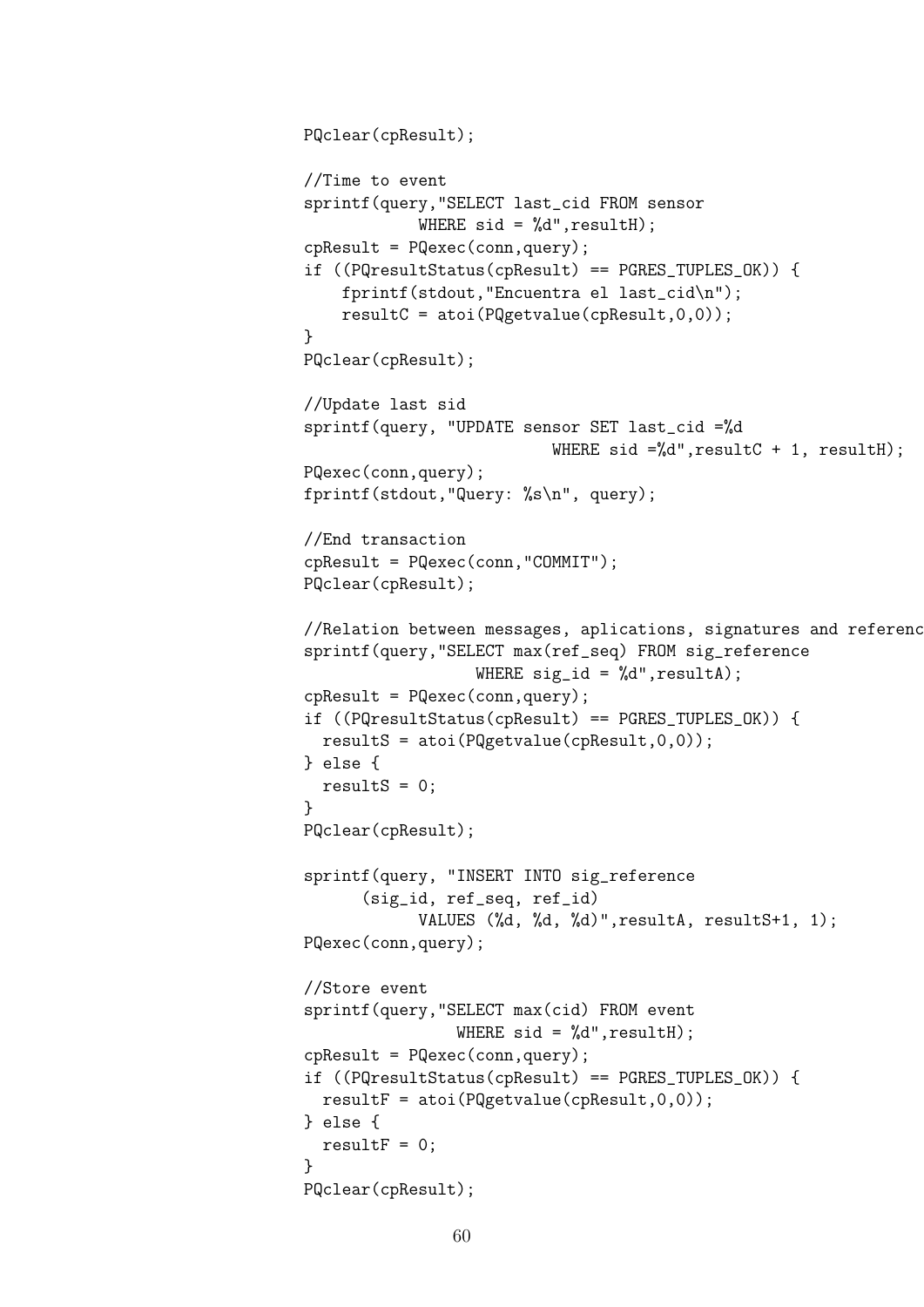```
PQclear(cpResult);

//Time to event
sprintf(query,"SELECT last_cid FROM sensor
           WHERE sid = %d",resultH);
cpResult = PQexec(conn,query);
if ((PQresultStatus(cpResult) == PGRES_TUPLES_OK)) {
    fprintf(stdout,"Encuentra el last_cid\n");
    resultC = atoi(PQgetvalue(cpResult,0,0));
}
PQclear(cpResult);

//Update last sid
sprintf(query, "UPDATE sensor SET last_cid =%d
                          WHERE sid =%d",resultC + 1, resultH);
PQexec(conn,query);
fprintf(stdout,"Query: %s\n", query);

//End transaction
cpResult = PQexec(conn,"COMMIT");
PQclear(cpResult);

//Relation between messages, aplications, signatures and referenc
sprintf(query,"SELECT max(ref_seq) FROM sig_reference
                  WHERE sig_id = %d",resultA);
cpResult = PQexec(conn,query);
if ((PQresultStatus(cpResult) == PGRES_TUPLES_OK)) {
  resultS = atoi(PQgetvalue(cpResult,0,0));
} else {
  resultS = 0;
}
PQclear(cpResult);

sprintf(query, "INSERT INTO sig_reference
      (sig_id, ref_seq, ref_id)
           VALUES (%d, %d, %d)",resultA, resultS+1, 1);
PQexec(conn,query);

//Store event
sprintf(query,"SELECT max(cid) FROM event
                WHERE sid = %d",resultH);
cpResult = PQexec(conn,query);
if ((PQresultStatus(cpResult) == PGRES_TUPLES_OK)) {
  resultF = atoi(PQgetvalue(cpResult,0,0));
} else {
  resultF = 0;
}
PQclear(cpResult);
```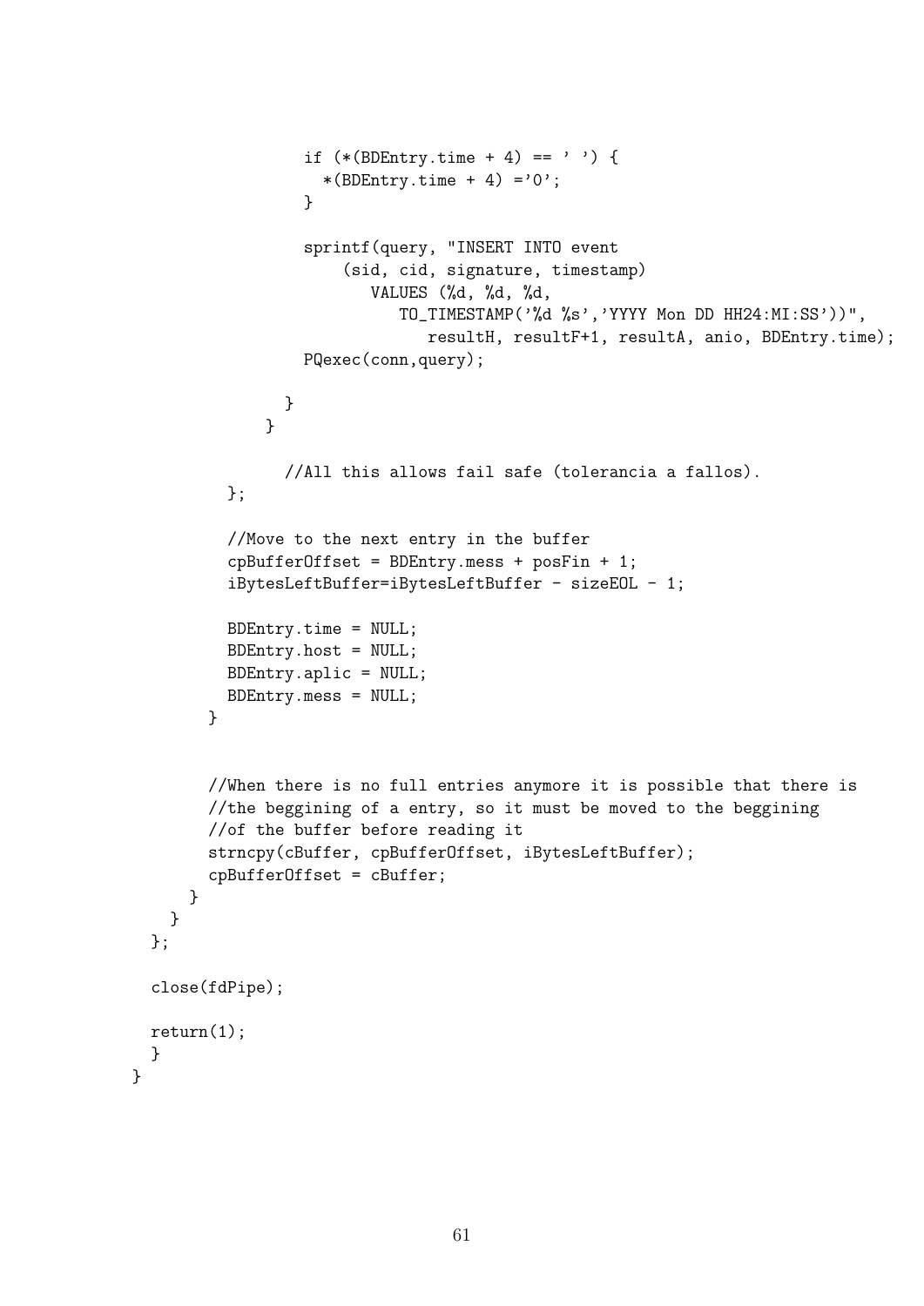```
                if (*(BDEntry.time + 4) == ' ') {
                  *(BDEntry.time + 4) ='0';
                }

                sprintf(query, "INSERT INTO event
                    (sid, cid, signature, timestamp)
                       VALUES (%d, %d, %d,
                          TO_TIMESTAMP('%d %s','YYYY Mon DD HH24:MI:SS'))",
                             resultH, resultF+1, resultA, anio, BDEntry.time);
                PQexec(conn,query);

              }
            }

              //All this allows fail safe (tolerancia a fallos).
          };

          //Move to the next entry in the buffer
          cpBufferOffset = BDEntry.mess + posFin + 1;
          iBytesLeftBuffer=iBytesLeftBuffer - sizeEOL - 1;

          BDEntry.time = NULL;
          BDEntry.host = NULL;
          BDEntry.aplic = NULL;
          BDEntry.mess = NULL;
        }


        //When there is no full entries anymore it is possible that there is
        //the beggining of a entry, so it must be moved to the beggining
        //of the buffer before reading it
        strncpy(cBuffer, cpBufferOffset, iBytesLeftBuffer);
        cpBufferOffset = cBuffer;
      }
    }
  };

  close(fdPipe);

  return(1);
  }
}
```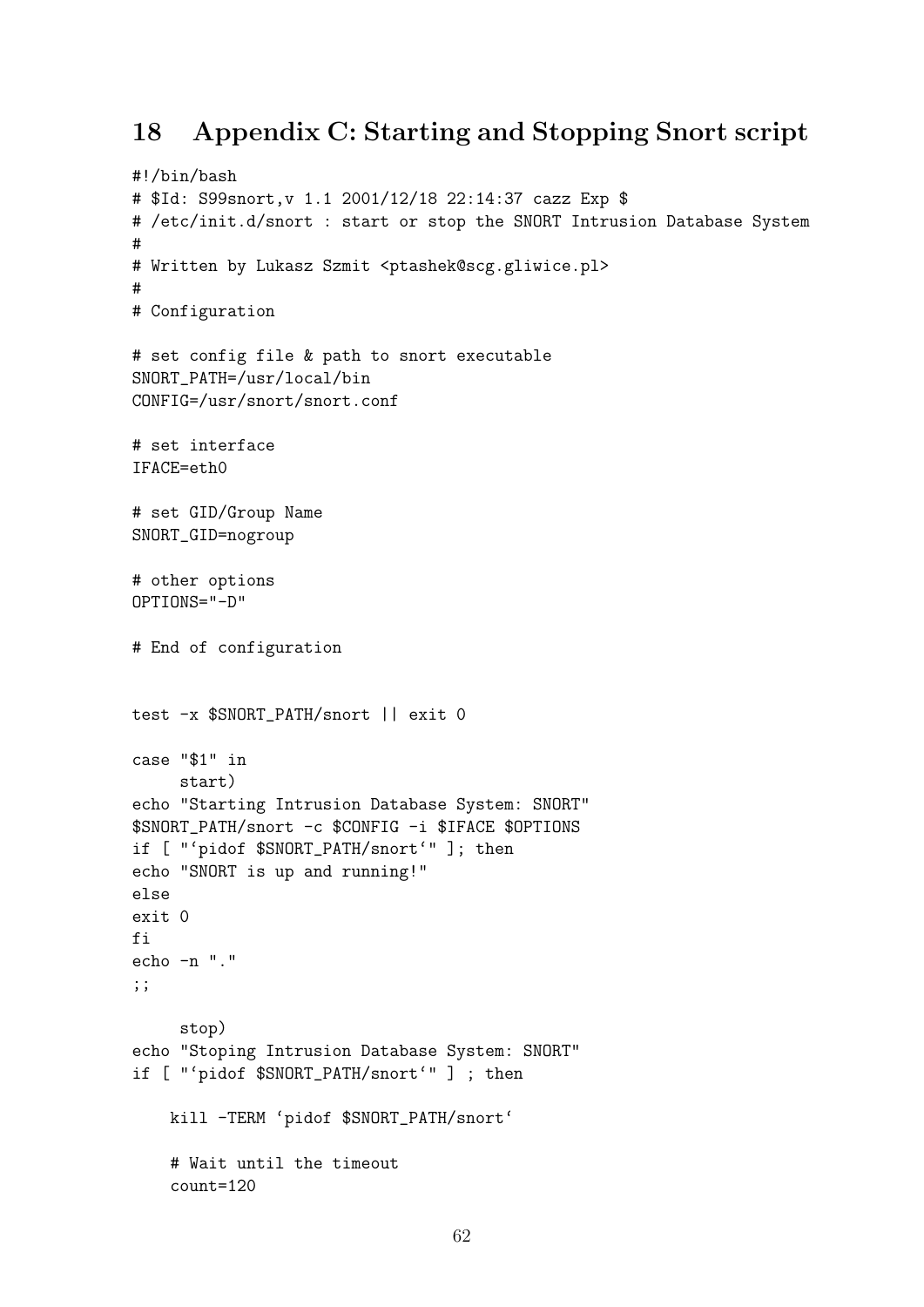# 18 Appendix C: Starting and Stopping Snort script

```
#!/bin/bash
# $Id: S99snort,v 1.1 2001/12/18 22:14:37 cazz Exp $
# /etc/init.d/snort : start or stop the SNORT Intrusion Database System
#
# Written by Lukasz Szmit <ptashek@scg.gliwice.pl>
#
# Configuration

# set config file & path to snort executable
SNORT_PATH=/usr/local/bin
CONFIG=/usr/snort/snort.conf

# set interface
IFACE=eth0

# set GID/Group Name
SNORT_GID=nogroup

# other options
OPTIONS="-D"

# End of configuration


test -x $SNORT_PATH/snort || exit 0

case "$1" in
     start)
echo "Starting Intrusion Database System: SNORT"
$SNORT_PATH/snort -c $CONFIG -i $IFACE $OPTIONS
if [ "`pidof $SNORT_PATH/snort`" ]; then
echo "SNORT is up and running!"
else
exit 0
fi
echo -n "."
;;

     stop)
echo "Stoping Intrusion Database System: SNORT"
if [ "`pidof $SNORT_PATH/snort`" ] ; then

    kill -TERM `pidof $SNORT_PATH/snort`

    # Wait until the timeout
    count=120
```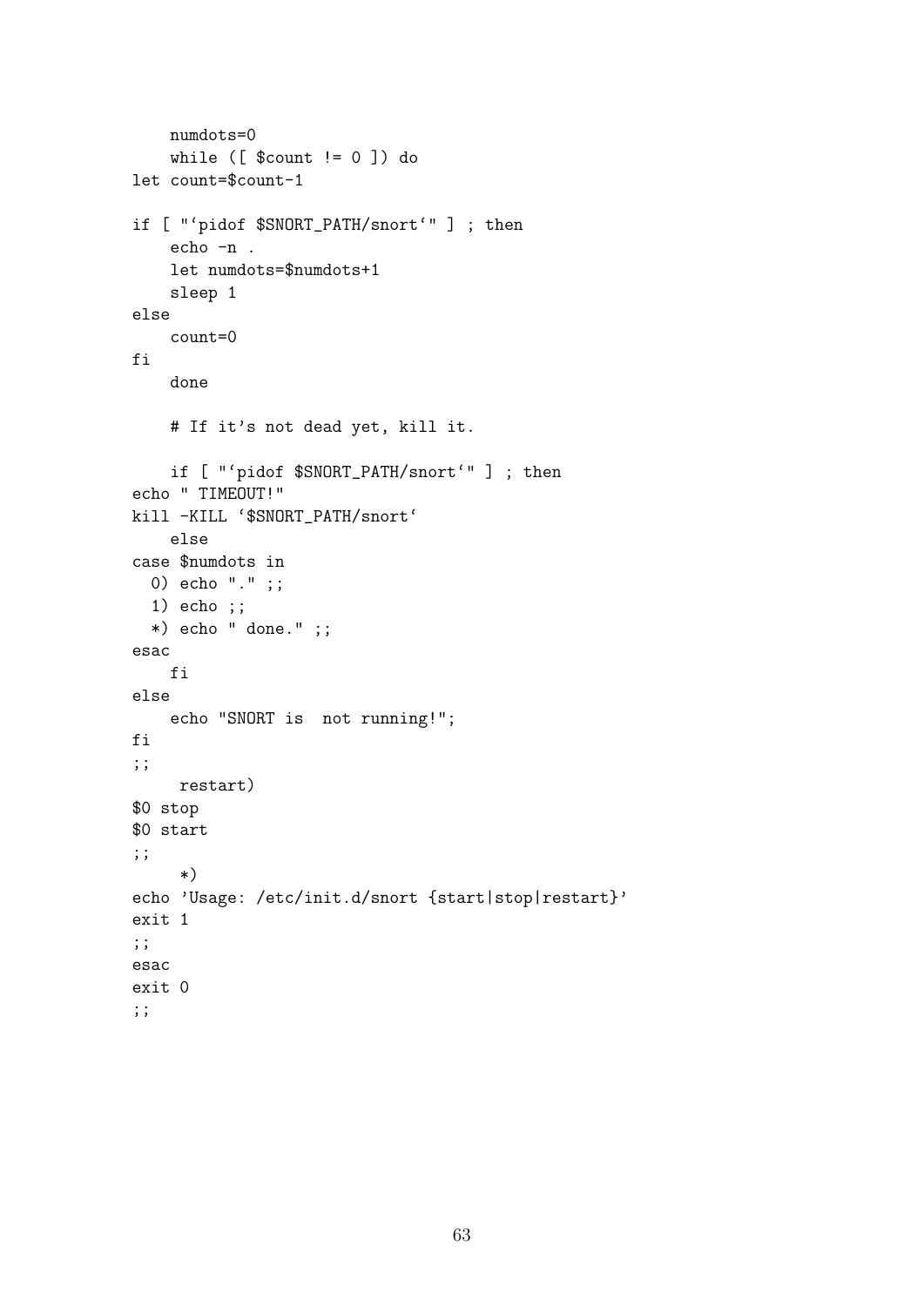```
    numdots=0
    while ([ $count != 0 ]) do
let count=$count-1

if [ "`pidof $SNORT_PATH/snort`" ] ; then
    echo -n .
    let numdots=$numdots+1
    sleep 1
else
    count=0
fi
    done

    # If it's not dead yet, kill it.

    if [ "`pidof $SNORT_PATH/snort`" ] ; then
echo " TIMEOUT!"
kill -KILL `$SNORT_PATH/snort`
    else
case $numdots in
  0) echo "." ;;
  1) echo ;;
  *) echo " done." ;;
esac
    fi
else
    echo "SNORT is  not running!";
fi
;;
     restart)
$0 stop
$0 start
;;
     *)
echo 'Usage: /etc/init.d/snort {start|stop|restart}'
exit 1
;;
esac
exit 0
;;
```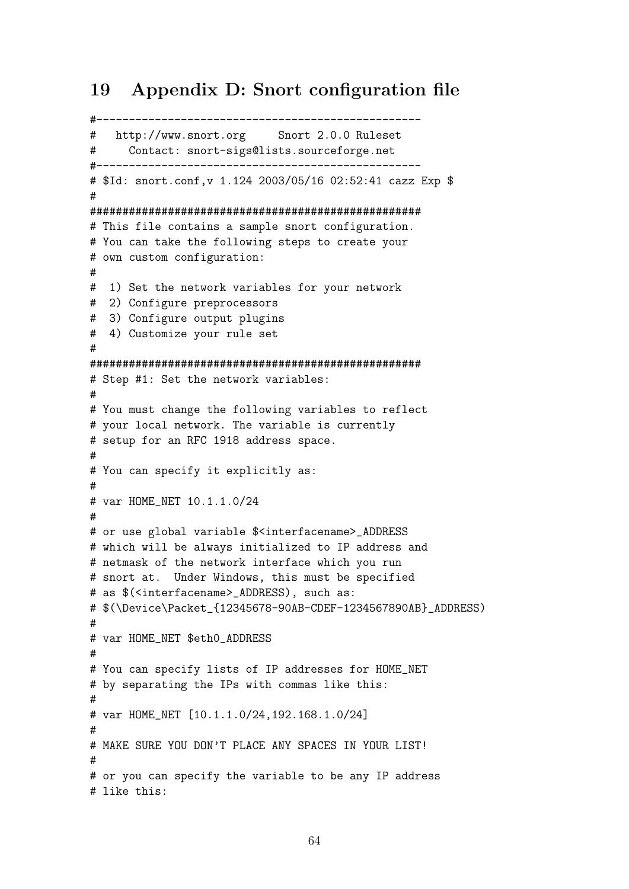# 19 Appendix D: Snort configuration file

```
#--------------------------------------------------
#   http://www.snort.org     Snort 2.0.0 Ruleset
#     Contact: snort-sigs@lists.sourceforge.net
#--------------------------------------------------
# $Id: snort.conf,v 1.124 2003/05/16 02:52:41 cazz Exp $
#
###################################################
# This file contains a sample snort configuration.
# You can take the following steps to create your
# own custom configuration:
#
#  1) Set the network variables for your network
#  2) Configure preprocessors
#  3) Configure output plugins
#  4) Customize your rule set
#
###################################################
# Step #1: Set the network variables:
#
# You must change the following variables to reflect
# your local network. The variable is currently
# setup for an RFC 1918 address space.
#
# You can specify it explicitly as:
#
# var HOME_NET 10.1.1.0/24
#
# or use global variable $<interfacename>_ADDRESS
# which will be always initialized to IP address and
# netmask of the network interface which you run
# snort at.  Under Windows, this must be specified
# as $(<interfacename>_ADDRESS), such as:
# $(\Device\Packet_{12345678-90AB-CDEF-1234567890AB}_ADDRESS)
#
# var HOME_NET $eth0_ADDRESS
#
# You can specify lists of IP addresses for HOME_NET
# by separating the IPs with commas like this:
#
# var HOME_NET [10.1.1.0/24,192.168.1.0/24]
#
# MAKE SURE YOU DON'T PLACE ANY SPACES IN YOUR LIST!
#
# or you can specify the variable to be any IP address
# like this:
```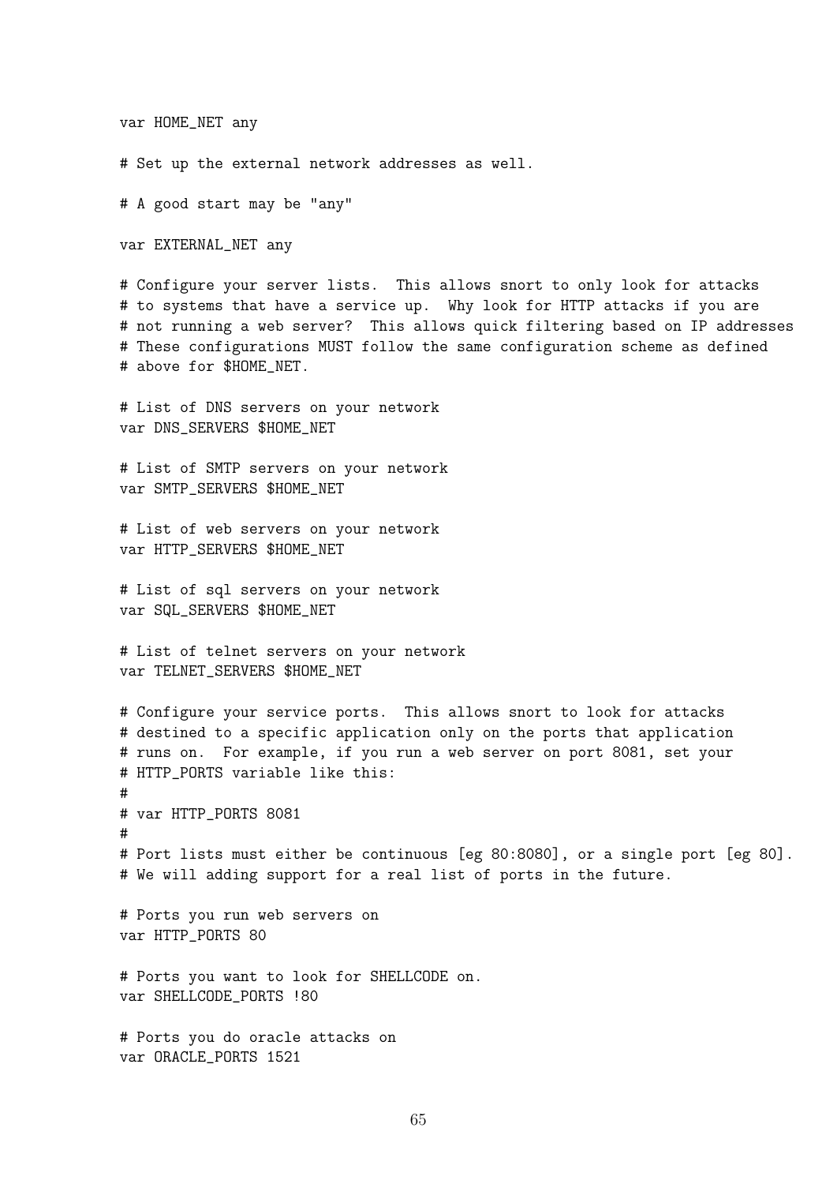```
var HOME_NET any

# Set up the external network addresses as well.

# A good start may be "any"

var EXTERNAL_NET any

# Configure your server lists.  This allows snort to only look for attacks
# to systems that have a service up.  Why look for HTTP attacks if you are
# not running a web server?  This allows quick filtering based on IP addresses
# These configurations MUST follow the same configuration scheme as defined
# above for $HOME_NET.

# List of DNS servers on your network
var DNS_SERVERS $HOME_NET

# List of SMTP servers on your network
var SMTP_SERVERS $HOME_NET

# List of web servers on your network
var HTTP_SERVERS $HOME_NET

# List of sql servers on your network
var SQL_SERVERS $HOME_NET

# List of telnet servers on your network
var TELNET_SERVERS $HOME_NET

# Configure your service ports.  This allows snort to look for attacks
# destined to a specific application only on the ports that application
# runs on.  For example, if you run a web server on port 8081, set your
# HTTP_PORTS variable like this:
#
# var HTTP_PORTS 8081
#
# Port lists must either be continuous [eg 80:8080], or a single port [eg 80].
# We will adding support for a real list of ports in the future.

# Ports you run web servers on
var HTTP_PORTS 80

# Ports you want to look for SHELLCODE on.
var SHELLCODE_PORTS !80

# Ports you do oracle attacks on
var ORACLE_PORTS 1521
```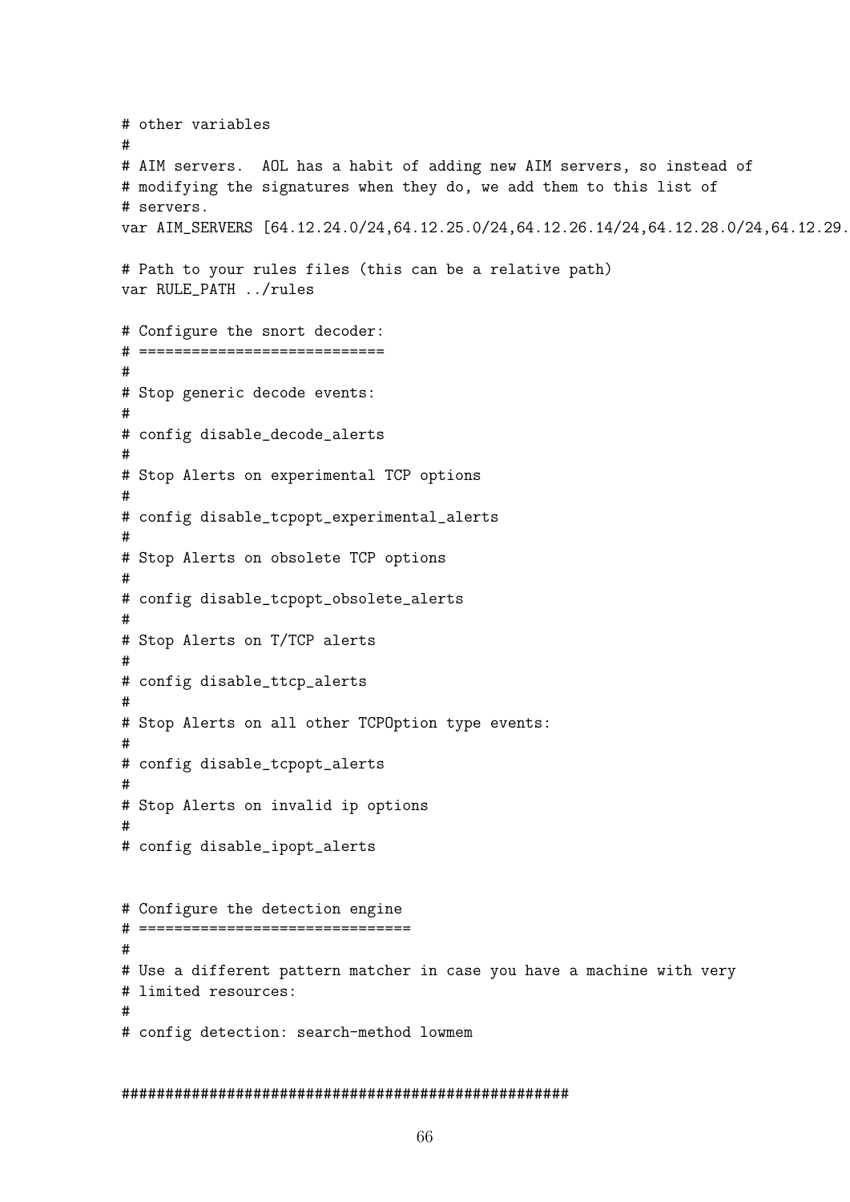```
# other variables
#
# AIM servers.  AOL has a habit of adding new AIM servers, so instead of
# modifying the signatures when they do, we add them to this list of
# servers.
var AIM_SERVERS [64.12.24.0/24,64.12.25.0/24,64.12.26.14/24,64.12.28.0/24,64.12.29.

# Path to your rules files (this can be a relative path)
var RULE_PATH ../rules

# Configure the snort decoder:
# ============================
#
# Stop generic decode events:
#
# config disable_decode_alerts
#
# Stop Alerts on experimental TCP options
#
# config disable_tcpopt_experimental_alerts
#
# Stop Alerts on obsolete TCP options
#
# config disable_tcpopt_obsolete_alerts
#
# Stop Alerts on T/TCP alerts
#
# config disable_ttcp_alerts
#
# Stop Alerts on all other TCPOption type events:
#
# config disable_tcpopt_alerts
#
# Stop Alerts on invalid ip options
#
# config disable_ipopt_alerts


# Configure the detection engine
# ===============================
#
# Use a different pattern matcher in case you have a machine with very
# limited resources:
#
# config detection: search-method lowmem


###################################################
```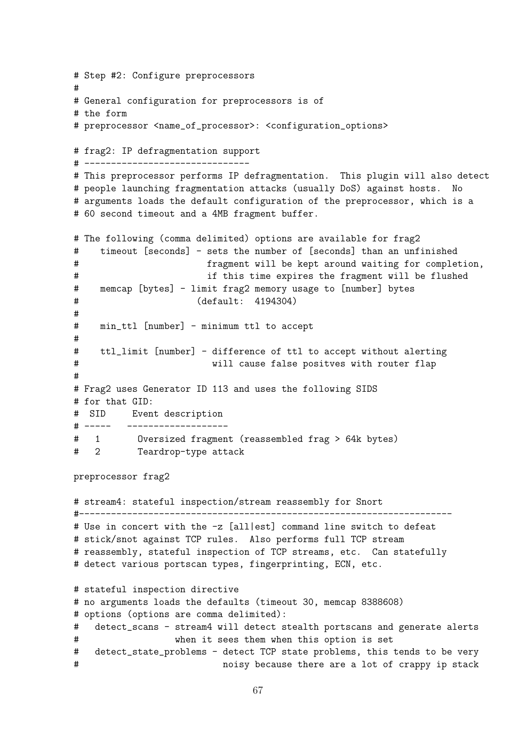```
# Step #2: Configure preprocessors
#
# General configuration for preprocessors is of
# the form
# preprocessor <name_of_processor>: <configuration_options>

# frag2: IP defragmentation support
# -------------------------------
# This preprocessor performs IP defragmentation.  This plugin will also detect
# people launching fragmentation attacks (usually DoS) against hosts.  No
# arguments loads the default configuration of the preprocessor, which is a
# 60 second timeout and a 4MB fragment buffer.

# The following (comma delimited) options are available for frag2
#    timeout [seconds] - sets the number of [seconds] than an unfinished
#                        fragment will be kept around waiting for completion,
#                        if this time expires the fragment will be flushed
#    memcap [bytes] - limit frag2 memory usage to [number] bytes
#                      (default:  4194304)
#
#    min_ttl [number] - minimum ttl to accept
#
#    ttl_limit [number] - difference of ttl to accept without alerting
#                         will cause false positves with router flap
#
# Frag2 uses Generator ID 113 and uses the following SIDS
# for that GID:
#  SID     Event description
# -----   -------------------
#   1       Oversized fragment (reassembled frag > 64k bytes)
#   2       Teardrop-type attack

preprocessor frag2

# stream4: stateful inspection/stream reassembly for Snort
#----------------------------------------------------------------------
# Use in concert with the -z [all|est] command line switch to defeat
# stick/snot against TCP rules.  Also performs full TCP stream
# reassembly, stateful inspection of TCP streams, etc.  Can statefully
# detect various portscan types, fingerprinting, ECN, etc.

# stateful inspection directive
# no arguments loads the defaults (timeout 30, memcap 8388608)
# options (options are comma delimited):
#   detect_scans - stream4 will detect stealth portscans and generate alerts
#                  when it sees them when this option is set
#   detect_state_problems - detect TCP state problems, this tends to be very
#                           noisy because there are a lot of crappy ip stack
```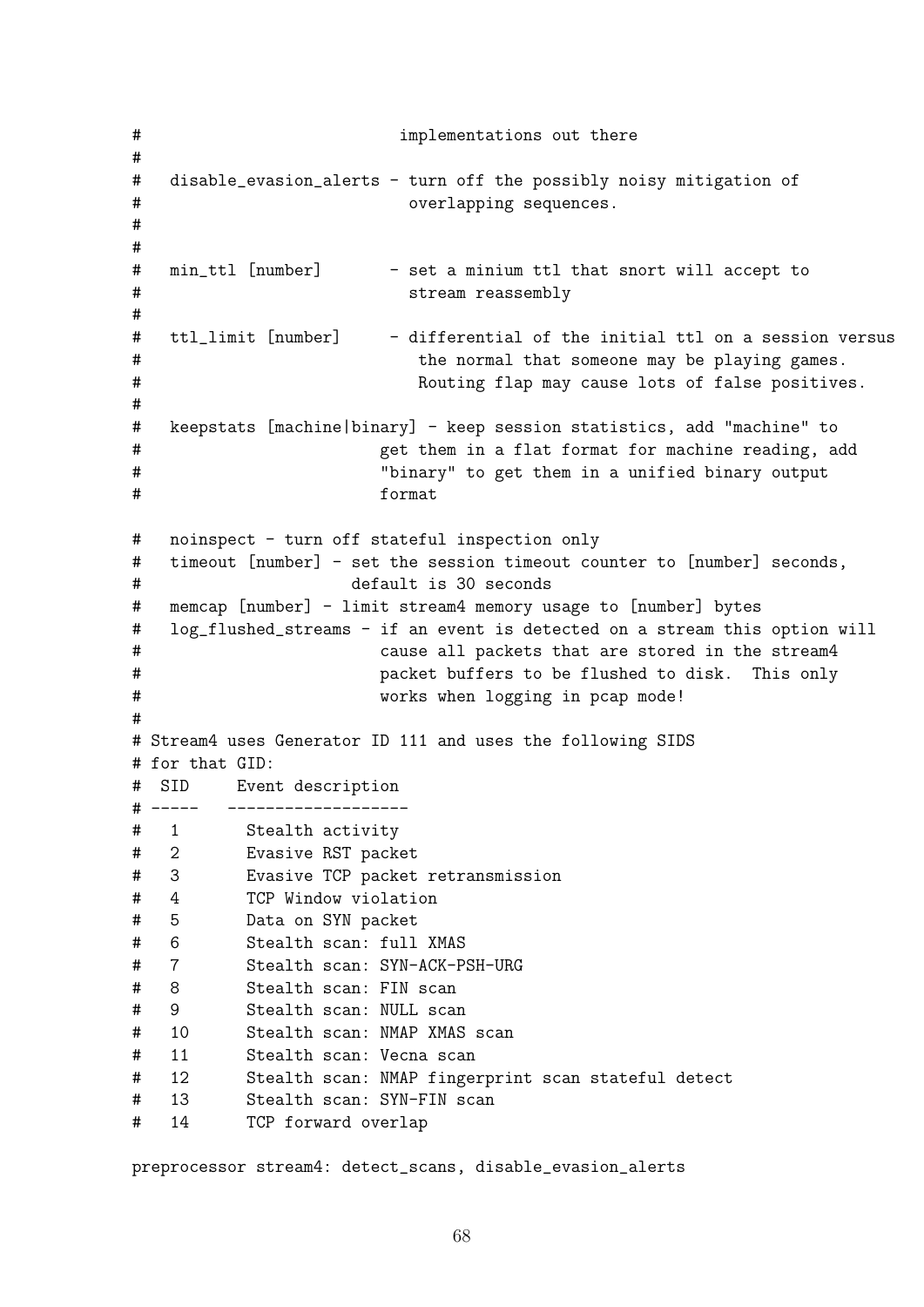```
#                           implementations out there
#
#   disable_evasion_alerts - turn off the possibly noisy mitigation of
#                             overlapping sequences.
#
#
#   min_ttl [number]       - set a minium ttl that snort will accept to
#                             stream reassembly
#
#   ttl_limit [number]     - differential of the initial ttl on a session versus
#                              the normal that someone may be playing games.
#                              Routing flap may cause lots of false positives.
#
#   keepstats [machine|binary] - keep session statistics, add "machine" to
#                          get them in a flat format for machine reading, add
#                          "binary" to get them in a unified binary output
#                          format

#   noinspect - turn off stateful inspection only
#   timeout [number] - set the session timeout counter to [number] seconds,
#                       default is 30 seconds
#   memcap [number] - limit stream4 memory usage to [number] bytes
#   log_flushed_streams - if an event is detected on a stream this option will
#                          cause all packets that are stored in the stream4
#                          packet buffers to be flushed to disk.  This only
#                          works when logging in pcap mode!
#
# Stream4 uses Generator ID 111 and uses the following SIDS
# for that GID:
#  SID     Event description
# -----   -------------------
#   1       Stealth activity
#   2       Evasive RST packet
#   3       Evasive TCP packet retransmission
#   4       TCP Window violation
#   5       Data on SYN packet
#   6       Stealth scan: full XMAS
#   7       Stealth scan: SYN-ACK-PSH-URG
#   8       Stealth scan: FIN scan
#   9       Stealth scan: NULL scan
#   10      Stealth scan: NMAP XMAS scan
#   11      Stealth scan: Vecna scan
#   12      Stealth scan: NMAP fingerprint scan stateful detect
#   13      Stealth scan: SYN-FIN scan
#   14      TCP forward overlap

preprocessor stream4: detect_scans, disable_evasion_alerts
```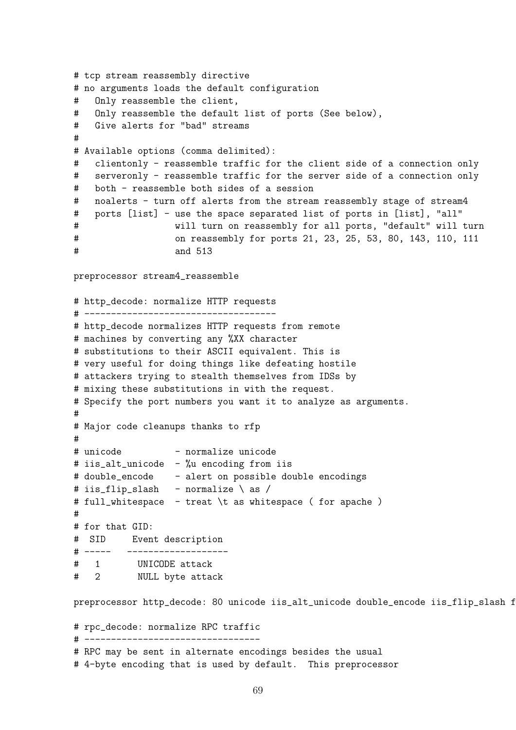```
# tcp stream reassembly directive
# no arguments loads the default configuration
#   Only reassemble the client,
#   Only reassemble the default list of ports (See below),
#   Give alerts for "bad" streams
#
# Available options (comma delimited):
#   clientonly - reassemble traffic for the client side of a connection only
#   serveronly - reassemble traffic for the server side of a connection only
#   both - reassemble both sides of a session
#   noalerts - turn off alerts from the stream reassembly stage of stream4
#   ports [list] - use the space separated list of ports in [list], "all"
#                  will turn on reassembly for all ports, "default" will turn
#                  on reassembly for ports 21, 23, 25, 53, 80, 143, 110, 111
#                  and 513

preprocessor stream4_reassemble

# http_decode: normalize HTTP requests
# ------------------------------------
# http_decode normalizes HTTP requests from remote
# machines by converting any %XX character
# substitutions to their ASCII equivalent. This is
# very useful for doing things like defeating hostile
# attackers trying to stealth themselves from IDSs by
# mixing these substitutions in with the request.
# Specify the port numbers you want it to analyze as arguments.
#
# Major code cleanups thanks to rfp
#
# unicode          - normalize unicode
# iis_alt_unicode  - %u encoding from iis
# double_encode    - alert on possible double encodings
# iis_flip_slash   - normalize \ as /
# full_whitespace  - treat \t as whitespace ( for apache )
#
# for that GID:
#  SID     Event description
# -----   -------------------
#   1       UNICODE attack
#   2       NULL byte attack

preprocessor http_decode: 80 unicode iis_alt_unicode double_encode iis_flip_slash f

# rpc_decode: normalize RPC traffic
# ---------------------------------
# RPC may be sent in alternate encodings besides the usual
# 4-byte encoding that is used by default.  This preprocessor
```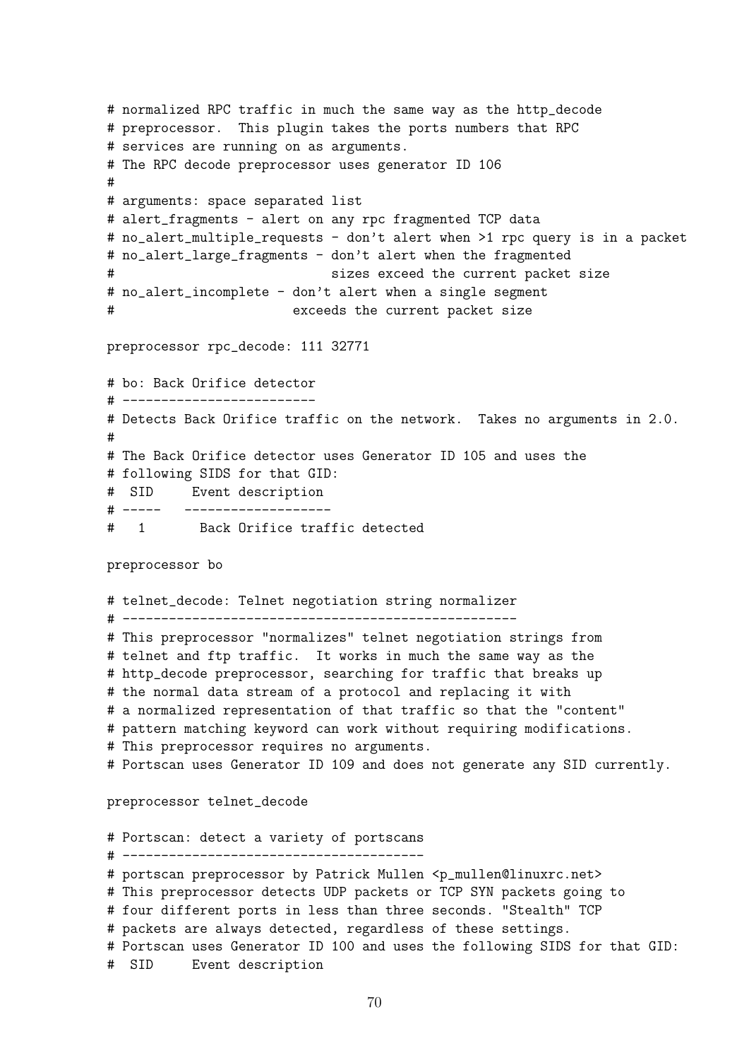```
# normalized RPC traffic in much the same way as the http_decode
# preprocessor.  This plugin takes the ports numbers that RPC
# services are running on as arguments.
# The RPC decode preprocessor uses generator ID 106
#
# arguments: space separated list
# alert_fragments - alert on any rpc fragmented TCP data
# no_alert_multiple_requests - don't alert when >1 rpc query is in a packet
# no_alert_large_fragments - don't alert when the fragmented
#                            sizes exceed the current packet size
# no_alert_incomplete - don't alert when a single segment
#                       exceeds the current packet size

preprocessor rpc_decode: 111 32771

# bo: Back Orifice detector
# -------------------------
# Detects Back Orifice traffic on the network.  Takes no arguments in 2.0.
#
# The Back Orifice detector uses Generator ID 105 and uses the
# following SIDS for that GID:
#  SID     Event description
# -----   -------------------
#   1       Back Orifice traffic detected

preprocessor bo

# telnet_decode: Telnet negotiation string normalizer
# ---------------------------------------------------
# This preprocessor "normalizes" telnet negotiation strings from
# telnet and ftp traffic.  It works in much the same way as the
# http_decode preprocessor, searching for traffic that breaks up
# the normal data stream of a protocol and replacing it with
# a normalized representation of that traffic so that the "content"
# pattern matching keyword can work without requiring modifications.
# This preprocessor requires no arguments.
# Portscan uses Generator ID 109 and does not generate any SID currently.

preprocessor telnet_decode

# Portscan: detect a variety of portscans
# ---------------------------------------
# portscan preprocessor by Patrick Mullen <p_mullen@linuxrc.net>
# This preprocessor detects UDP packets or TCP SYN packets going to
# four different ports in less than three seconds. "Stealth" TCP
# packets are always detected, regardless of these settings.
# Portscan uses Generator ID 100 and uses the following SIDS for that GID:
#  SID     Event description
```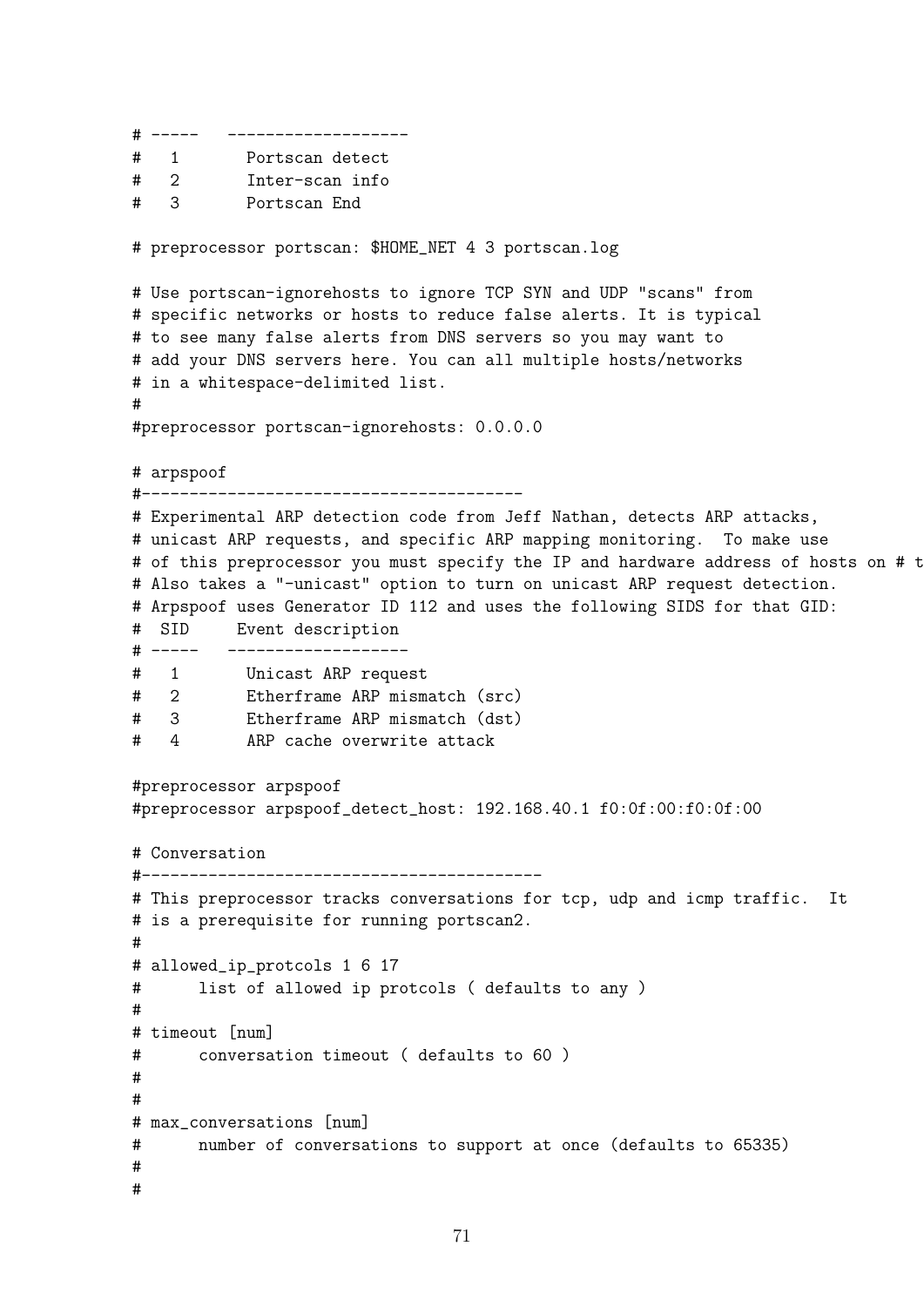```
# -----   -------------------
#   1       Portscan detect
#   2       Inter-scan info
#   3       Portscan End

# preprocessor portscan: $HOME_NET 4 3 portscan.log

# Use portscan-ignorehosts to ignore TCP SYN and UDP "scans" from
# specific networks or hosts to reduce false alerts. It is typical
# to see many false alerts from DNS servers so you may want to
# add your DNS servers here. You can all multiple hosts/networks
# in a whitespace-delimited list.
#
#preprocessor portscan-ignorehosts: 0.0.0.0

# arpspoof
#----------------------------------------
# Experimental ARP detection code from Jeff Nathan, detects ARP attacks,
# unicast ARP requests, and specific ARP mapping monitoring.  To make use
# of this preprocessor you must specify the IP and hardware address of hosts on # t
# Also takes a "-unicast" option to turn on unicast ARP request detection.
# Arpspoof uses Generator ID 112 and uses the following SIDS for that GID:
#  SID     Event description
# -----   -------------------
#   1       Unicast ARP request
#   2       Etherframe ARP mismatch (src)
#   3       Etherframe ARP mismatch (dst)
#   4       ARP cache overwrite attack

#preprocessor arpspoof
#preprocessor arpspoof_detect_host: 192.168.40.1 f0:0f:00:f0:0f:00

# Conversation
#------------------------------------------
# This preprocessor tracks conversations for tcp, udp and icmp traffic.  It
# is a prerequisite for running portscan2.
#
# allowed_ip_protcols 1 6 17
#      list of allowed ip protcols ( defaults to any )
#
# timeout [num]
#      conversation timeout ( defaults to 60 )
#
#
# max_conversations [num]
#      number of conversations to support at once (defaults to 65335)
#
#
```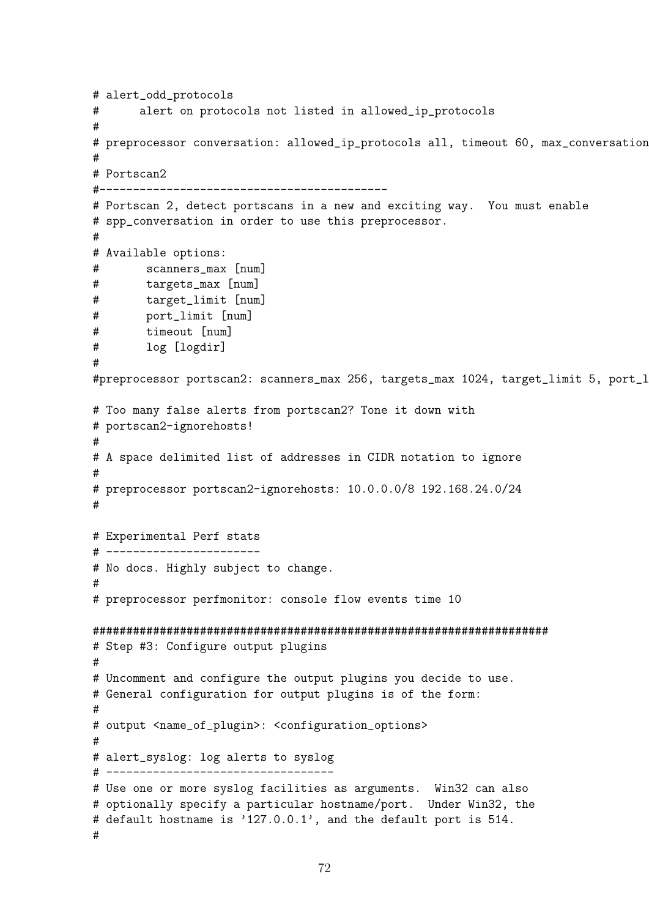```
# alert_odd_protocols
#      alert on protocols not listed in allowed_ip_protocols
#
# preprocessor conversation: allowed_ip_protocols all, timeout 60, max_conversation
#
# Portscan2
#-------------------------------------------
# Portscan 2, detect portscans in a new and exciting way.  You must enable
# spp_conversation in order to use this preprocessor.
#
# Available options:
#       scanners_max [num]
#       targets_max [num]
#       target_limit [num]
#       port_limit [num]
#       timeout [num]
#       log [logdir]
#
#preprocessor portscan2: scanners_max 256, targets_max 1024, target_limit 5, port_l

# Too many false alerts from portscan2? Tone it down with
# portscan2-ignorehosts!
#
# A space delimited list of addresses in CIDR notation to ignore
#
# preprocessor portscan2-ignorehosts: 10.0.0.0/8 192.168.24.0/24
#

# Experimental Perf stats
# -----------------------
# No docs. Highly subject to change.
#
# preprocessor perfmonitor: console flow events time 10

####################################################################
# Step #3: Configure output plugins
#
# Uncomment and configure the output plugins you decide to use.
# General configuration for output plugins is of the form:
#
# output <name_of_plugin>: <configuration_options>
#
# alert_syslog: log alerts to syslog
# ----------------------------------
# Use one or more syslog facilities as arguments.  Win32 can also
# optionally specify a particular hostname/port.  Under Win32, the
# default hostname is '127.0.0.1', and the default port is 514.
#
```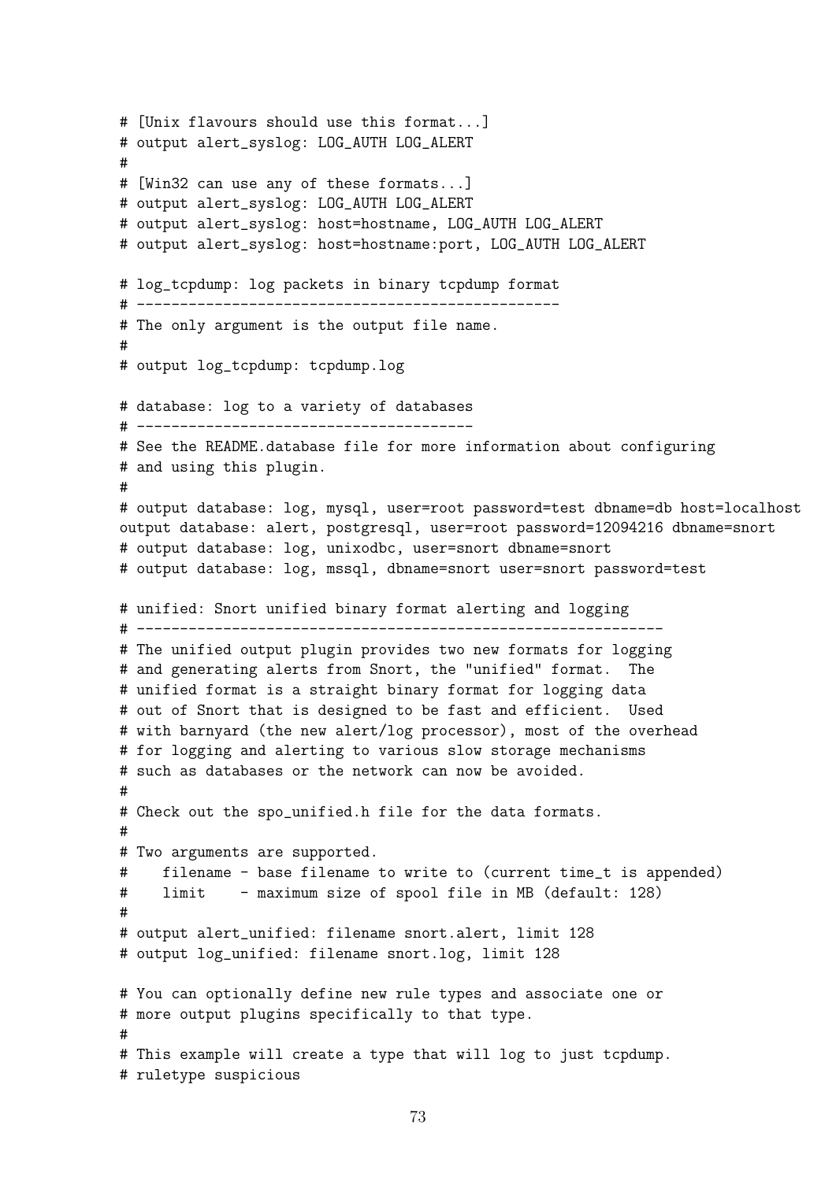```
# [Unix flavours should use this format...]
# output alert_syslog: LOG_AUTH LOG_ALERT
#
# [Win32 can use any of these formats...]
# output alert_syslog: LOG_AUTH LOG_ALERT
# output alert_syslog: host=hostname, LOG_AUTH LOG_ALERT
# output alert_syslog: host=hostname:port, LOG_AUTH LOG_ALERT

# log_tcpdump: log packets in binary tcpdump format
# -------------------------------------------------
# The only argument is the output file name.
#
# output log_tcpdump: tcpdump.log

# database: log to a variety of databases
# ---------------------------------------
# See the README.database file for more information about configuring
# and using this plugin.
#
# output database: log, mysql, user=root password=test dbname=db host=localhost
output database: alert, postgresql, user=root password=12094216 dbname=snort
# output database: log, unixodbc, user=snort dbname=snort
# output database: log, mssql, dbname=snort user=snort password=test

# unified: Snort unified binary format alerting and logging
# -------------------------------------------------------------
# The unified output plugin provides two new formats for logging
# and generating alerts from Snort, the "unified" format.  The
# unified format is a straight binary format for logging data
# out of Snort that is designed to be fast and efficient.  Used
# with barnyard (the new alert/log processor), most of the overhead
# for logging and alerting to various slow storage mechanisms
# such as databases or the network can now be avoided.
#
# Check out the spo_unified.h file for the data formats.
#
# Two arguments are supported.
#    filename - base filename to write to (current time_t is appended)
#    limit    - maximum size of spool file in MB (default: 128)
#
# output alert_unified: filename snort.alert, limit 128
# output log_unified: filename snort.log, limit 128

# You can optionally define new rule types and associate one or
# more output plugins specifically to that type.
#
# This example will create a type that will log to just tcpdump.
# ruletype suspicious
```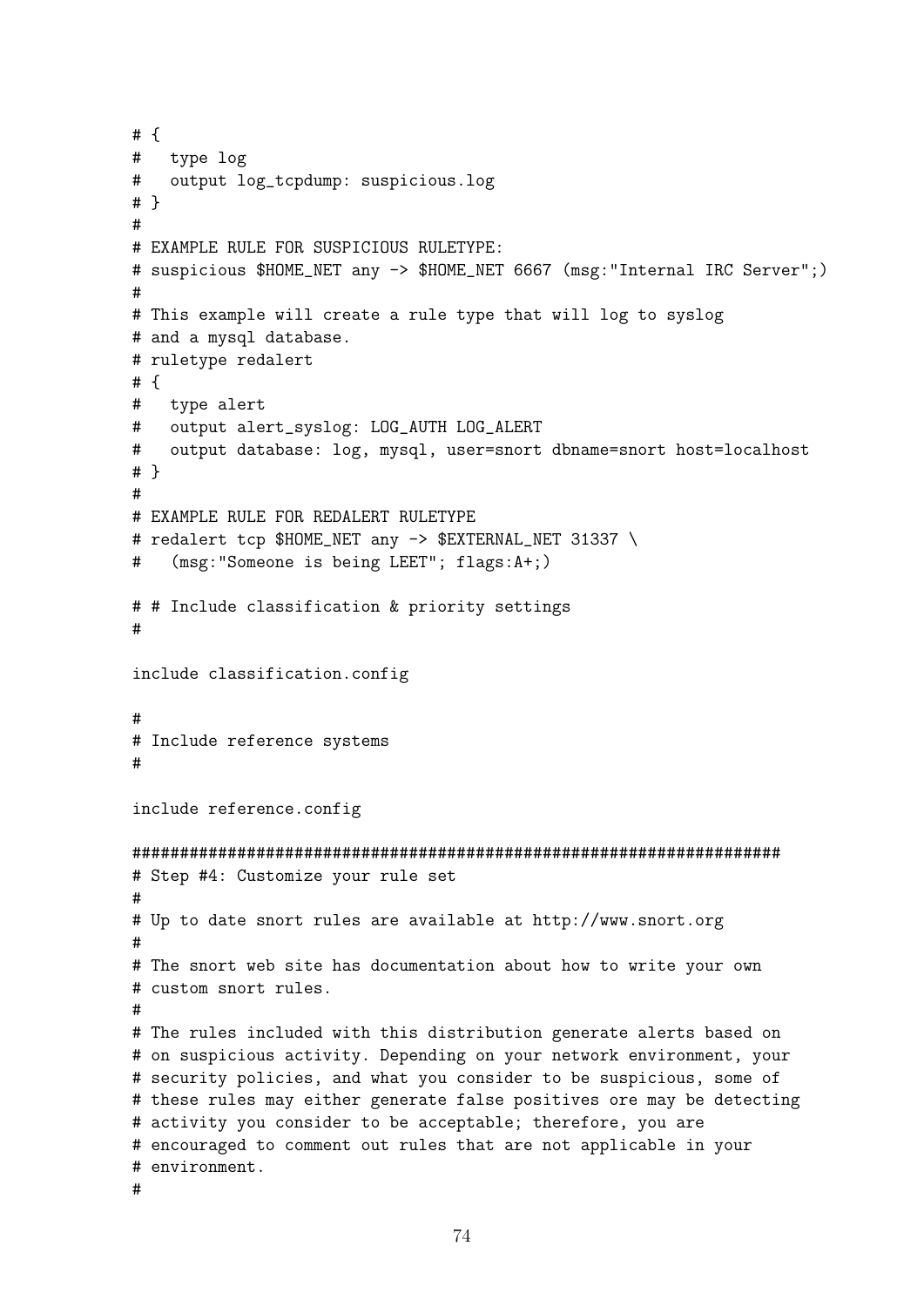```
# {
#   type log
#   output log_tcpdump: suspicious.log
# }
#
# EXAMPLE RULE FOR SUSPICIOUS RULETYPE:
# suspicious $HOME_NET any -> $HOME_NET 6667 (msg:"Internal IRC Server";)
#
# This example will create a rule type that will log to syslog
# and a mysql database.
# ruletype redalert
# {
#   type alert
#   output alert_syslog: LOG_AUTH LOG_ALERT
#   output database: log, mysql, user=snort dbname=snort host=localhost
# }
#
# EXAMPLE RULE FOR REDALERT RULETYPE
# redalert tcp $HOME_NET any -> $EXTERNAL_NET 31337 \
#   (msg:"Someone is being LEET"; flags:A+;)

# # Include classification & priority settings
#

include classification.config

#
# Include reference systems
#

include reference.config

####################################################################
# Step #4: Customize your rule set
#
# Up to date snort rules are available at http://www.snort.org
#
# The snort web site has documentation about how to write your own
# custom snort rules.
#
# The rules included with this distribution generate alerts based on
# on suspicious activity. Depending on your network environment, your
# security policies, and what you consider to be suspicious, some of
# these rules may either generate false positives ore may be detecting
# activity you consider to be acceptable; therefore, you are
# encouraged to comment out rules that are not applicable in your
# environment.
#
```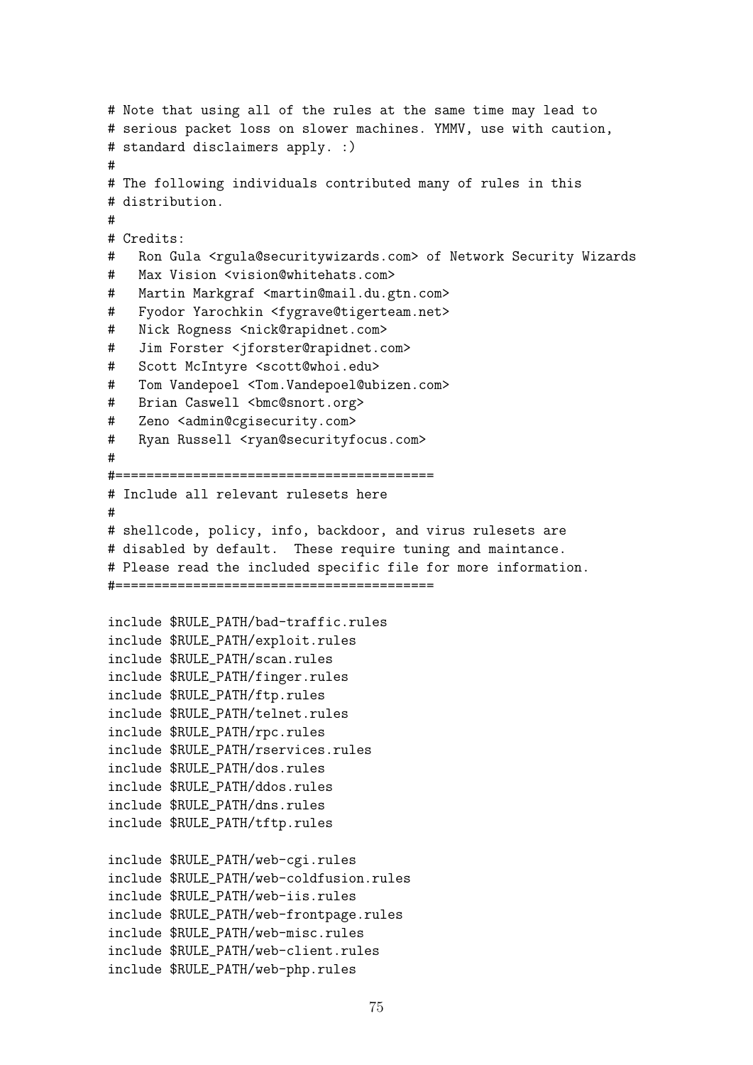```
# Note that using all of the rules at the same time may lead to
# serious packet loss on slower machines. YMMV, use with caution,
# standard disclaimers apply. :)
#
# The following individuals contributed many of rules in this
# distribution.
#
# Credits:
#   Ron Gula <rgula@securitywizards.com> of Network Security Wizards
#   Max Vision <vision@whitehats.com>
#   Martin Markgraf <martin@mail.du.gtn.com>
#   Fyodor Yarochkin <fygrave@tigerteam.net>
#   Nick Rogness <nick@rapidnet.com>
#   Jim Forster <jforster@rapidnet.com>
#   Scott McIntyre <scott@whoi.edu>
#   Tom Vandepoel <Tom.Vandepoel@ubizen.com>
#   Brian Caswell <bmc@snort.org>
#   Zeno <admin@cgisecurity.com>
#   Ryan Russell <ryan@securityfocus.com>
#
#=========================================
# Include all relevant rulesets here
#
# shellcode, policy, info, backdoor, and virus rulesets are
# disabled by default.  These require tuning and maintance.
# Please read the included specific file for more information.
#=========================================

include $RULE_PATH/bad-traffic.rules
include $RULE_PATH/exploit.rules
include $RULE_PATH/scan.rules
include $RULE_PATH/finger.rules
include $RULE_PATH/ftp.rules
include $RULE_PATH/telnet.rules
include $RULE_PATH/rpc.rules
include $RULE_PATH/rservices.rules
include $RULE_PATH/dos.rules
include $RULE_PATH/ddos.rules
include $RULE_PATH/dns.rules
include $RULE_PATH/tftp.rules

include $RULE_PATH/web-cgi.rules
include $RULE_PATH/web-coldfusion.rules
include $RULE_PATH/web-iis.rules
include $RULE_PATH/web-frontpage.rules
include $RULE_PATH/web-misc.rules
include $RULE_PATH/web-client.rules
include $RULE_PATH/web-php.rules
```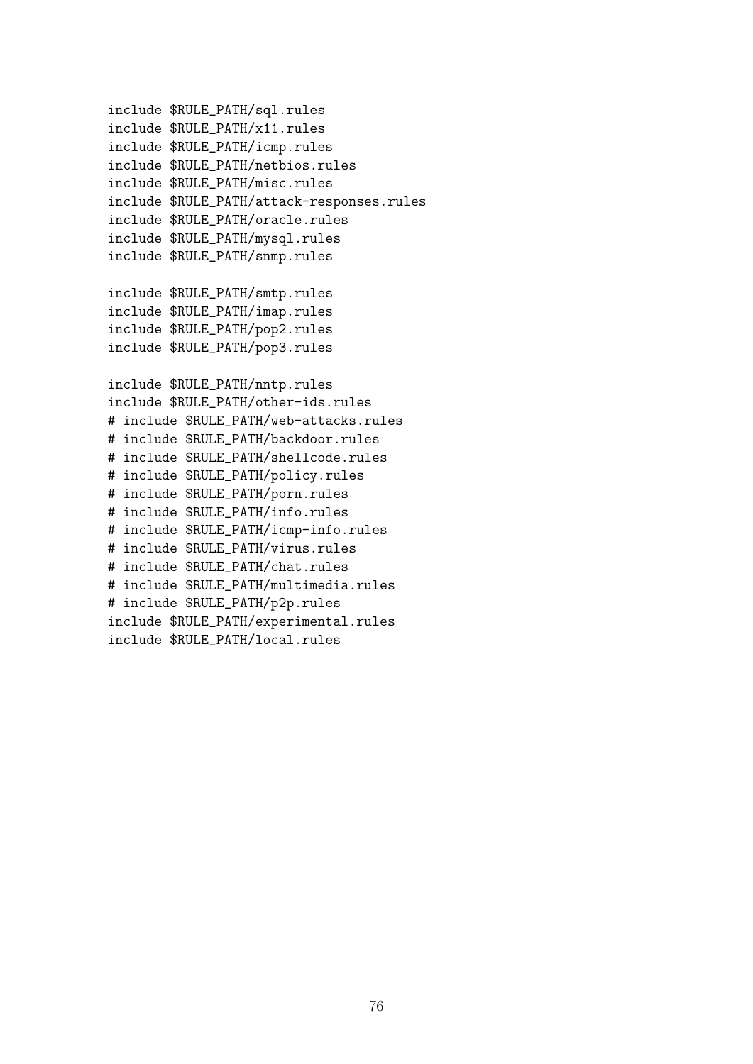```
include $RULE_PATH/sql.rules
include $RULE_PATH/x11.rules
include $RULE_PATH/icmp.rules
include $RULE_PATH/netbios.rules
include $RULE_PATH/misc.rules
include $RULE_PATH/attack-responses.rules
include $RULE_PATH/oracle.rules
include $RULE_PATH/mysql.rules
include $RULE_PATH/snmp.rules

include $RULE_PATH/smtp.rules
include $RULE_PATH/imap.rules
include $RULE_PATH/pop2.rules
include $RULE_PATH/pop3.rules

include $RULE_PATH/nntp.rules
include $RULE_PATH/other-ids.rules
# include $RULE_PATH/web-attacks.rules
# include $RULE_PATH/backdoor.rules
# include $RULE_PATH/shellcode.rules
# include $RULE_PATH/policy.rules
# include $RULE_PATH/porn.rules
# include $RULE_PATH/info.rules
# include $RULE_PATH/icmp-info.rules
# include $RULE_PATH/virus.rules
# include $RULE_PATH/chat.rules
# include $RULE_PATH/multimedia.rules
# include $RULE_PATH/p2p.rules
include $RULE_PATH/experimental.rules
include $RULE_PATH/local.rules
```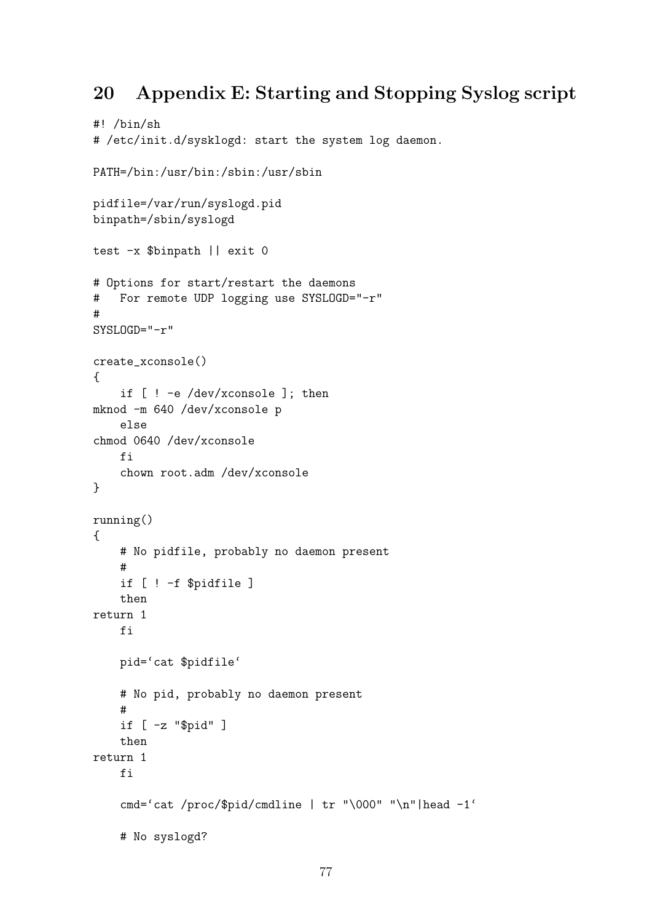## 20 Appendix E: Starting and Stopping Syslog script

```
#! /bin/sh
# /etc/init.d/sysklogd: start the system log daemon.

PATH=/bin:/usr/bin:/sbin:/usr/sbin

pidfile=/var/run/syslogd.pid
binpath=/sbin/syslogd

test -x $binpath || exit 0

# Options for start/restart the daemons
#   For remote UDP logging use SYSLOGD="-r"
#
SYSLOGD="-r"

create_xconsole()
{
    if [ ! -e /dev/xconsole ]; then
mknod -m 640 /dev/xconsole p
    else
chmod 0640 /dev/xconsole
    fi
    chown root.adm /dev/xconsole
}

running()
{
    # No pidfile, probably no daemon present
    #
    if [ ! -f $pidfile ]
    then
return 1
    fi

    pid=`cat $pidfile`

    # No pid, probably no daemon present
    #
    if [ -z "$pid" ]
    then
return 1
    fi

    cmd=`cat /proc/$pid/cmdline | tr "\000" "\n"|head -1`

    # No syslogd?
```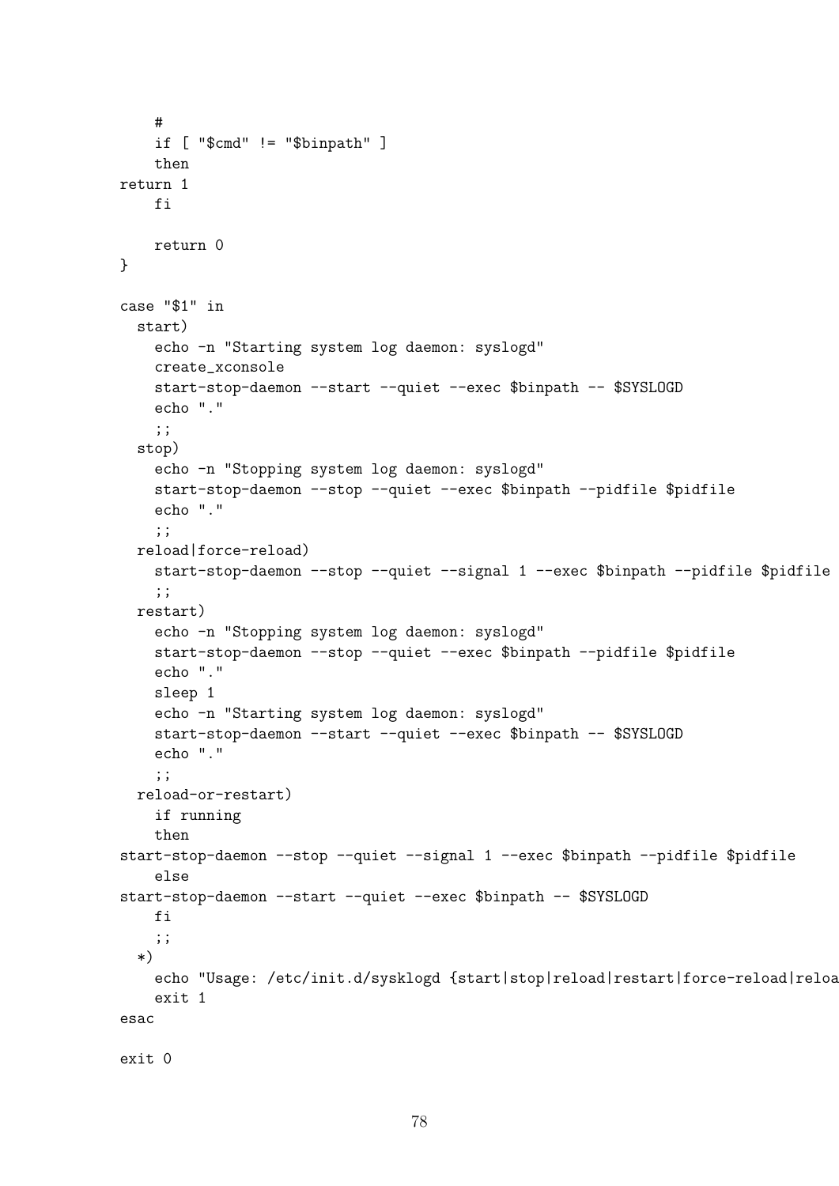```
    #
    if [ "$cmd" != "$binpath" ]
    then
return 1
    fi

    return 0
}

case "$1" in
  start)
    echo -n "Starting system log daemon: syslogd"
    create_xconsole
    start-stop-daemon --start --quiet --exec $binpath -- $SYSLOGD
    echo "."
    ;;
  stop)
    echo -n "Stopping system log daemon: syslogd"
    start-stop-daemon --stop --quiet --exec $binpath --pidfile $pidfile
    echo "."
    ;;
  reload|force-reload)
    start-stop-daemon --stop --quiet --signal 1 --exec $binpath --pidfile $pidfile
    ;;
  restart)
    echo -n "Stopping system log daemon: syslogd"
    start-stop-daemon --stop --quiet --exec $binpath --pidfile $pidfile
    echo "."
    sleep 1
    echo -n "Starting system log daemon: syslogd"
    start-stop-daemon --start --quiet --exec $binpath -- $SYSLOGD
    echo "."
    ;;
  reload-or-restart)
    if running
    then
start-stop-daemon --stop --quiet --signal 1 --exec $binpath --pidfile $pidfile
    else
start-stop-daemon --start --quiet --exec $binpath -- $SYSLOGD
    fi
    ;;
  *)
    echo "Usage: /etc/init.d/sysklogd {start|stop|reload|restart|force-reload|reloa
    exit 1
esac

exit 0
```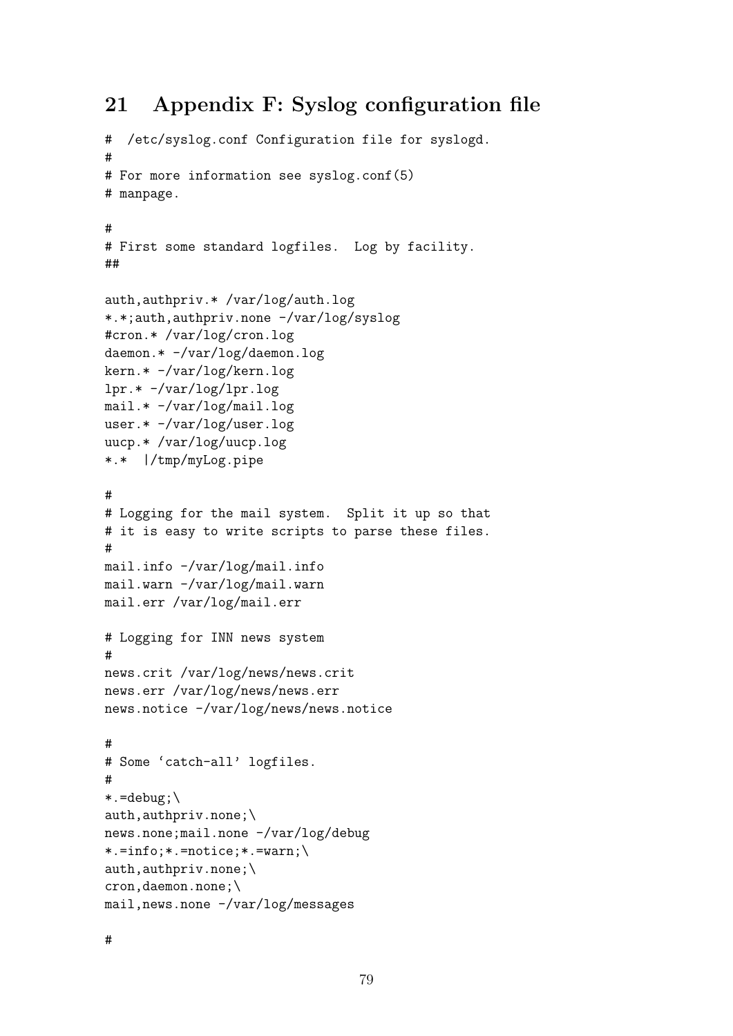# 21 Appendix F: Syslog configuration file

```
#  /etc/syslog.conf Configuration file for syslogd.
#
# For more information see syslog.conf(5)
# manpage.

#
# First some standard logfiles.  Log by facility.
##

auth,authpriv.* /var/log/auth.log
*.*;auth,authpriv.none -/var/log/syslog
#cron.* /var/log/cron.log
daemon.* -/var/log/daemon.log
kern.* -/var/log/kern.log
lpr.* -/var/log/lpr.log
mail.* -/var/log/mail.log
user.* -/var/log/user.log
uucp.* /var/log/uucp.log
*.*  |/tmp/myLog.pipe

#
# Logging for the mail system.  Split it up so that
# it is easy to write scripts to parse these files.
#
mail.info -/var/log/mail.info
mail.warn -/var/log/mail.warn
mail.err /var/log/mail.err

# Logging for INN news system
#
news.crit /var/log/news/news.crit
news.err /var/log/news/news.err
news.notice -/var/log/news/news.notice

#
# Some ‘catch-all’ logfiles.
#
*.=debug;\
auth,authpriv.none;\
news.none;mail.none -/var/log/debug
*.=info;*.=notice;*.=warn;\
auth,authpriv.none;\
cron,daemon.none;\
mail,news.none -/var/log/messages

#
```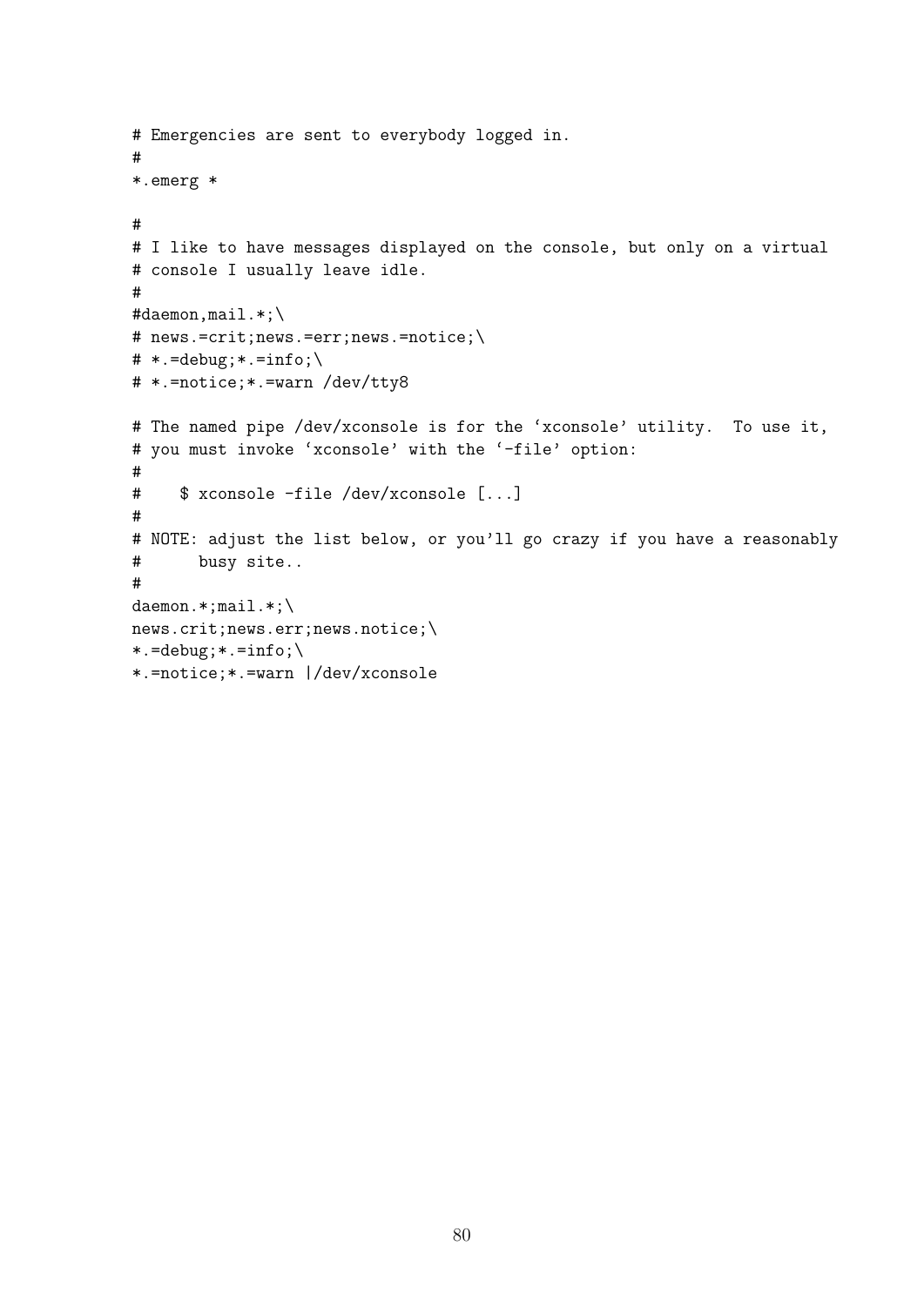```
# Emergencies are sent to everybody logged in.
#
*.emerg *

#
# I like to have messages displayed on the console, but only on a virtual
# console I usually leave idle.
#
#daemon,mail.*;\
# news.=crit;news.=err;news.=notice;\
# *.=debug;*.=info;\
# *.=notice;*.=warn /dev/tty8

# The named pipe /dev/xconsole is for the `xconsole' utility.  To use it,
# you must invoke `xconsole' with the `-file' option:
#
#    $ xconsole -file /dev/xconsole [...]
#
# NOTE: adjust the list below, or you'll go crazy if you have a reasonably
#      busy site..
#
daemon.*;mail.*;\
news.crit;news.err;news.notice;\
*.=debug;*.=info;\
*.=notice;*.=warn |/dev/xconsole
```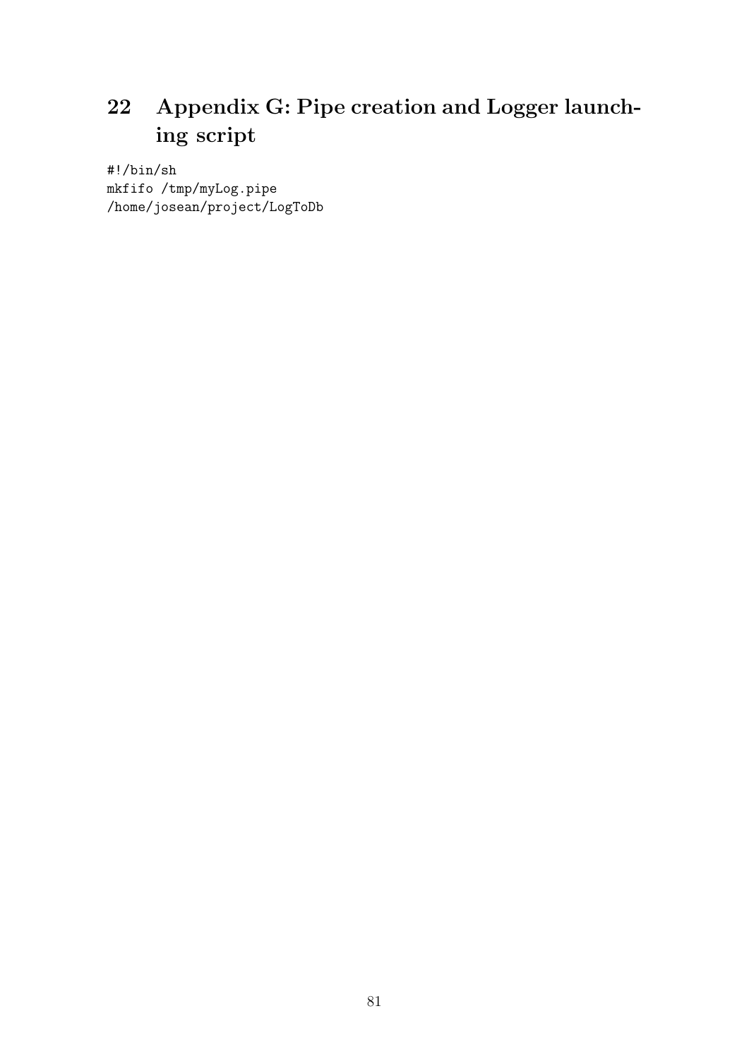# 22 Appendix G: Pipe creation and Logger launching script

```
#!/bin/sh
mkfifo /tmp/myLog.pipe
/home/josean/project/LogToDb
```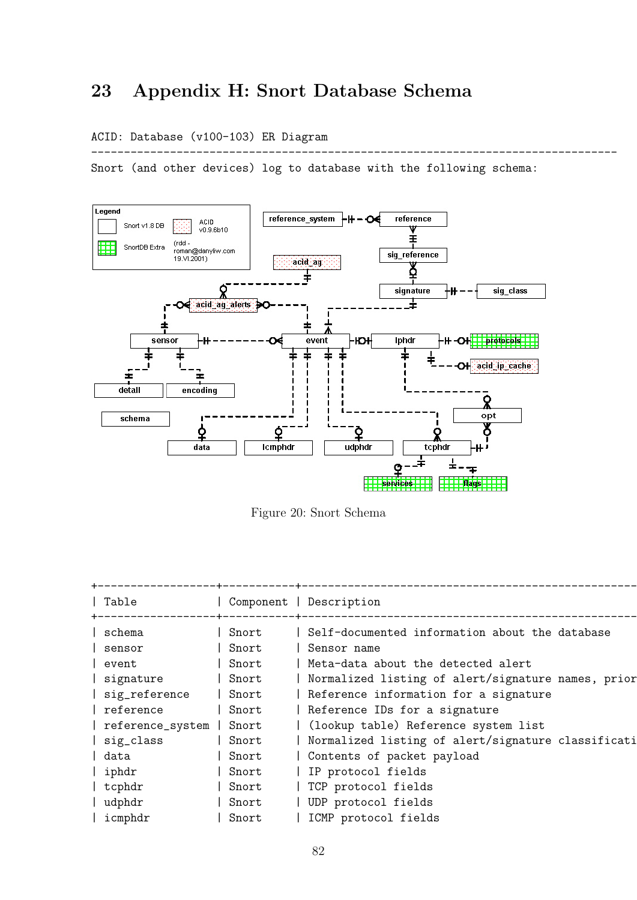# 23 Appendix H: Snort Database Schema

```
ACID: Database (v100-103) ER Diagram
------------------------------------------------------------------------------
Snort (and other devices) log to database with the following schema:
```

Figure 20: Snort Schema

| Table | Component | Description |
|---|---|---|
| schema | Snort | Self-documented information about the database |
| sensor | Snort | Sensor name |
| event | Snort | Meta-data about the detected alert |
| signature | Snort | Normalized listing of alert/signature names, prior |
| sig_reference | Snort | Reference information for a signature |
| reference | Snort | Reference IDs for a signature |
| reference_system | Snort | (lookup table) Reference system list |
| sig_class | Snort | Normalized listing of alert/signature classificati |
| data | Snort | Contents of packet payload |
| iphdr | Snort | IP protocol fields |
| tcphdr | Snort | TCP protocol fields |
| udphdr | Snort | UDP protocol fields |
| icmphdr | Snort | ICMP protocol fields |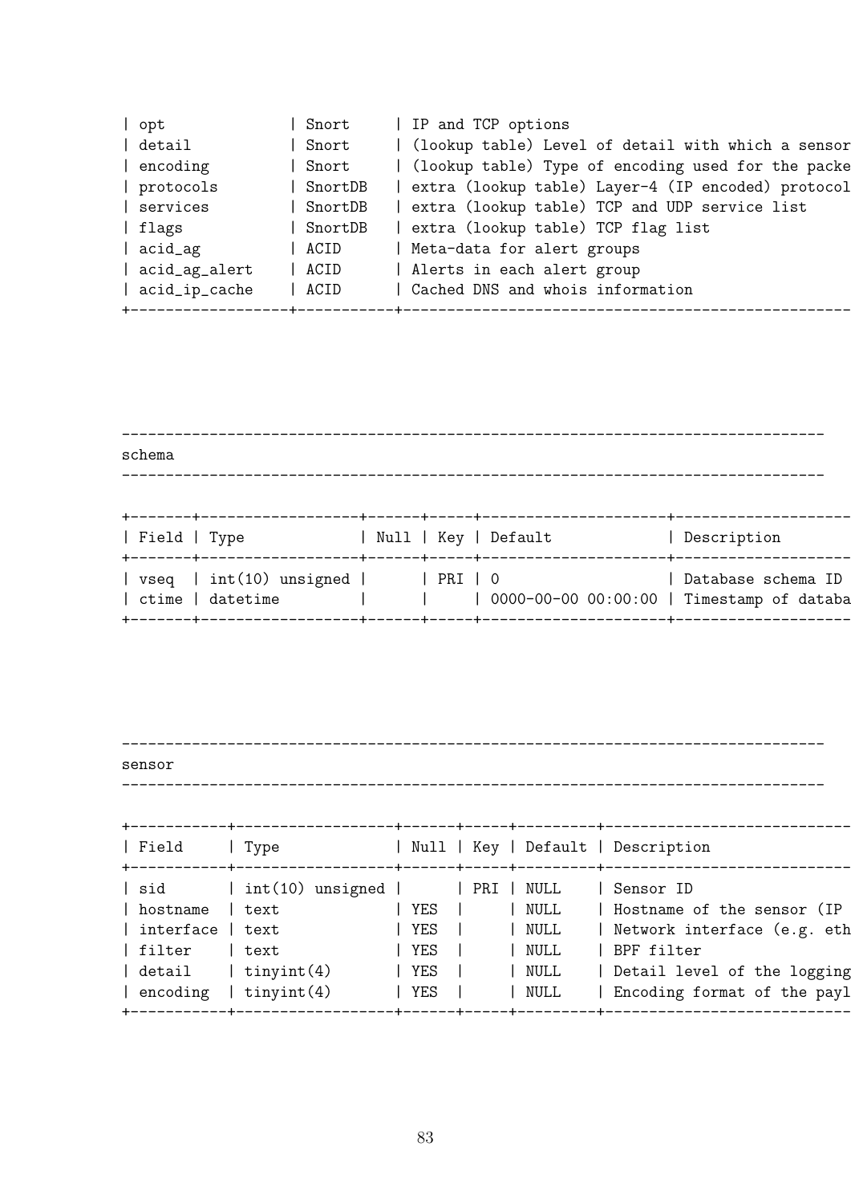| opt | Snort | IP and TCP options |
|---|---|---|
| detail | Snort | (lookup table) Level of detail with which a sensor |
| encoding | Snort | (lookup table) Type of encoding used for the packe |
| protocols | SnortDB | extra (lookup table) Layer-4 (IP encoded) protocol |
| services | SnortDB | extra (lookup table) TCP and UDP service list |
| flags | SnortDB | extra (lookup table) TCP flag list |
| acid_ag | ACID | Meta-data for alert groups |
| acid_ag_alert | ACID | Alerts in each alert group |
| acid_ip_cache | ACID | Cached DNS and whois information |

---

schema

---

| Field | Type | Null | Key | Default | Description |
|---|---|---|---|---|---|
| vseq | int(10) unsigned | | PRI | 0 | Database schema ID |
| ctime | datetime | | | 0000-00-00 00:00:00 | Timestamp of databa |

---

sensor

---

| Field | Type | Null | Key | Default | Description |
|---|---|---|---|---|---|
| sid | int(10) unsigned | | PRI | NULL | Sensor ID |
| hostname | text | YES | | NULL | Hostname of the sensor (IP |
| interface | text | YES | | NULL | Network interface (e.g. eth |
| filter | text | YES | | NULL | BPF filter |
| detail | tinyint(4) | YES | | NULL | Detail level of the logging |
| encoding | tinyint(4) | YES | | NULL | Encoding format of the payl |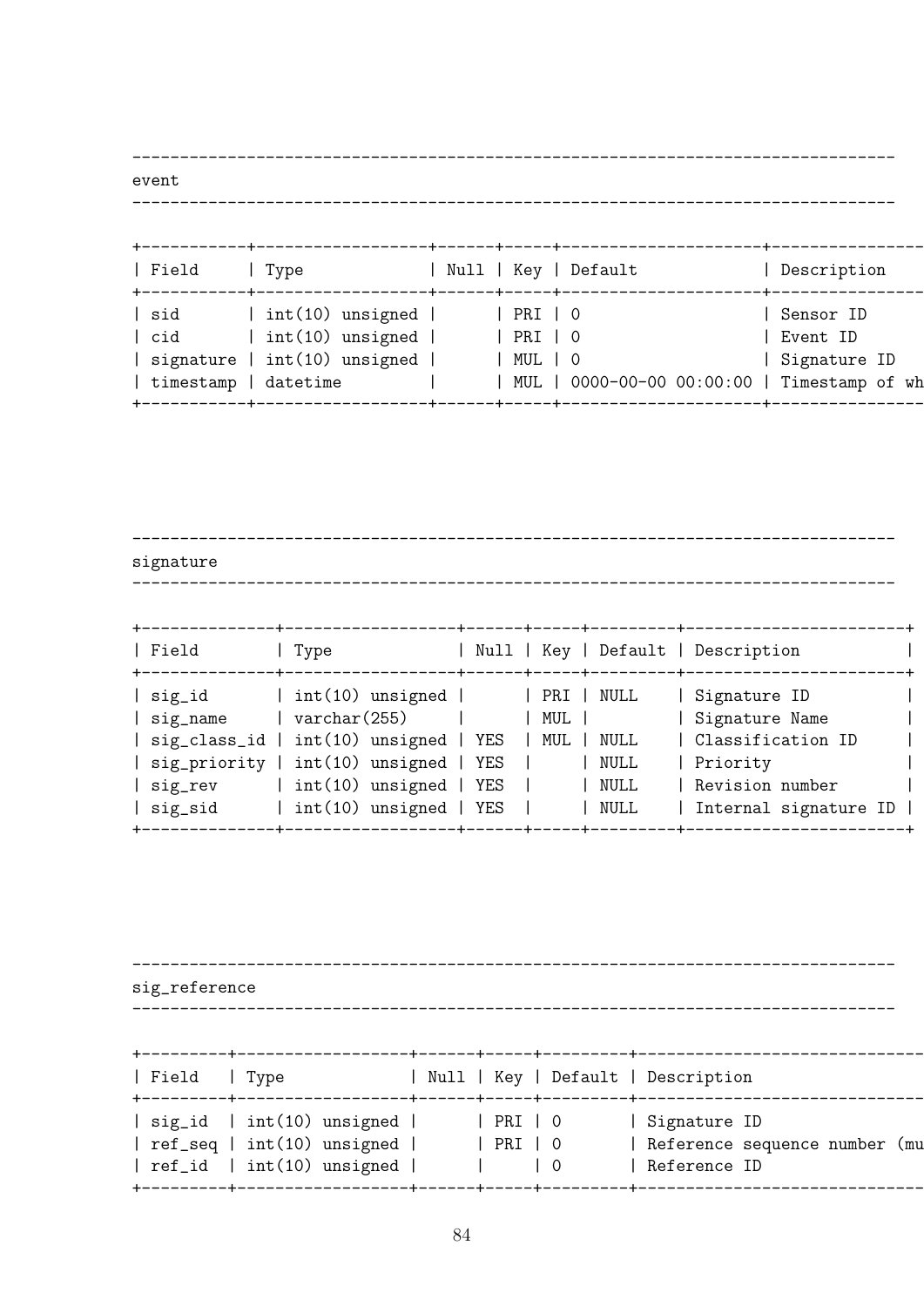---

event

---

| Field | Type | Null | Key | Default | Description |
|---|---|---|---|---|---|
| sid | int(10) unsigned | | PRI | 0 | Sensor ID |
| cid | int(10) unsigned | | PRI | 0 | Event ID |
| signature | int(10) unsigned | | MUL | 0 | Signature ID |
| timestamp | datetime | | MUL | 0000-00-00 00:00:00 | Timestamp of wh |

---

signature

---

| Field | Type | Null | Key | Default | Description |
|---|---|---|---|---|---|
| sig_id | int(10) unsigned | | PRI | NULL | Signature ID |
| sig_name | varchar(255) | | MUL | | Signature Name |
| sig_class_id | int(10) unsigned | YES | MUL | NULL | Classification ID |
| sig_priority | int(10) unsigned | YES | | NULL | Priority |
| sig_rev | int(10) unsigned | YES | | NULL | Revision number |
| sig_sid | int(10) unsigned | YES | | NULL | Internal signature ID |

---

sig_reference

---

| Field | Type | Null | Key | Default | Description |
|---|---|---|---|---|---|
| sig_id | int(10) unsigned | | PRI | 0 | Signature ID |
| ref_seq | int(10) unsigned | | PRI | 0 | Reference sequence number (mu |
| ref_id | int(10) unsigned | | | 0 | Reference ID |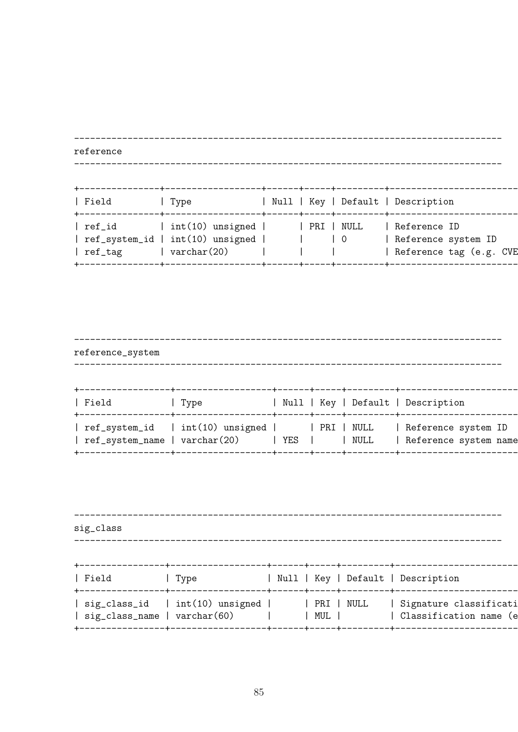## reference

| Field | Type | Null | Key | Default | Description |
|---|---|---|---|---|---|
| ref_id | int(10) unsigned | | PRI | NULL | Reference ID |
| ref_system_id | int(10) unsigned | | | 0 | Reference system ID |
| ref_tag | varchar(20) | | | | Reference tag (e.g. CVE |

## reference_system

| Field | Type | Null | Key | Default | Description |
|---|---|---|---|---|---|
| ref_system_id | int(10) unsigned | | PRI | NULL | Reference system ID |
| ref_system_name | varchar(20) | YES | | NULL | Reference system name |

## sig_class

| Field | Type | Null | Key | Default | Description |
|---|---|---|---|---|---|
| sig_class_id | int(10) unsigned | | PRI | NULL | Signature classificati |
| sig_class_name | varchar(60) | | MUL | | Classification name (e |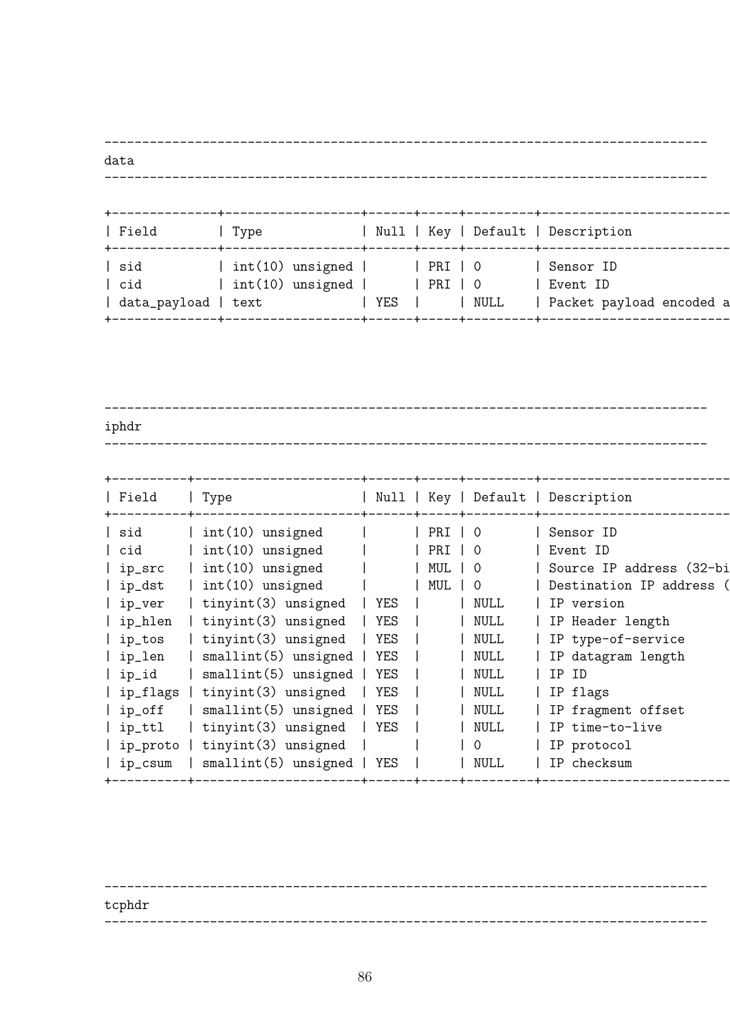## data

| Field | Type | Null | Key | Default | Description |
|---|---|---|---|---|---|
| sid | int(10) unsigned | | PRI | 0 | Sensor ID |
| cid | int(10) unsigned | | PRI | 0 | Event ID |
| data_payload | text | YES | | NULL | Packet payload encoded a |

## iphdr

| Field | Type | Null | Key | Default | Description |
|---|---|---|---|---|---|
| sid | int(10) unsigned | | PRI | 0 | Sensor ID |
| cid | int(10) unsigned | | PRI | 0 | Event ID |
| ip_src | int(10) unsigned | | MUL | 0 | Source IP address (32-bi |
| ip_dst | int(10) unsigned | | MUL | 0 | Destination IP address ( |
| ip_ver | tinyint(3) unsigned | YES | | NULL | IP version |
| ip_hlen | tinyint(3) unsigned | YES | | NULL | IP Header length |
| ip_tos | tinyint(3) unsigned | YES | | NULL | IP type-of-service |
| ip_len | smallint(5) unsigned | YES | | NULL | IP datagram length |
| ip_id | smallint(5) unsigned | YES | | NULL | IP ID |
| ip_flags | tinyint(3) unsigned | YES | | NULL | IP flags |
| ip_off | smallint(5) unsigned | YES | | NULL | IP fragment offset |
| ip_ttl | tinyint(3) unsigned | YES | | NULL | IP time-to-live |
| ip_proto | tinyint(3) unsigned | | | 0 | IP protocol |
| ip_csum | smallint(5) unsigned | YES | | NULL | IP checksum |

## tcphdr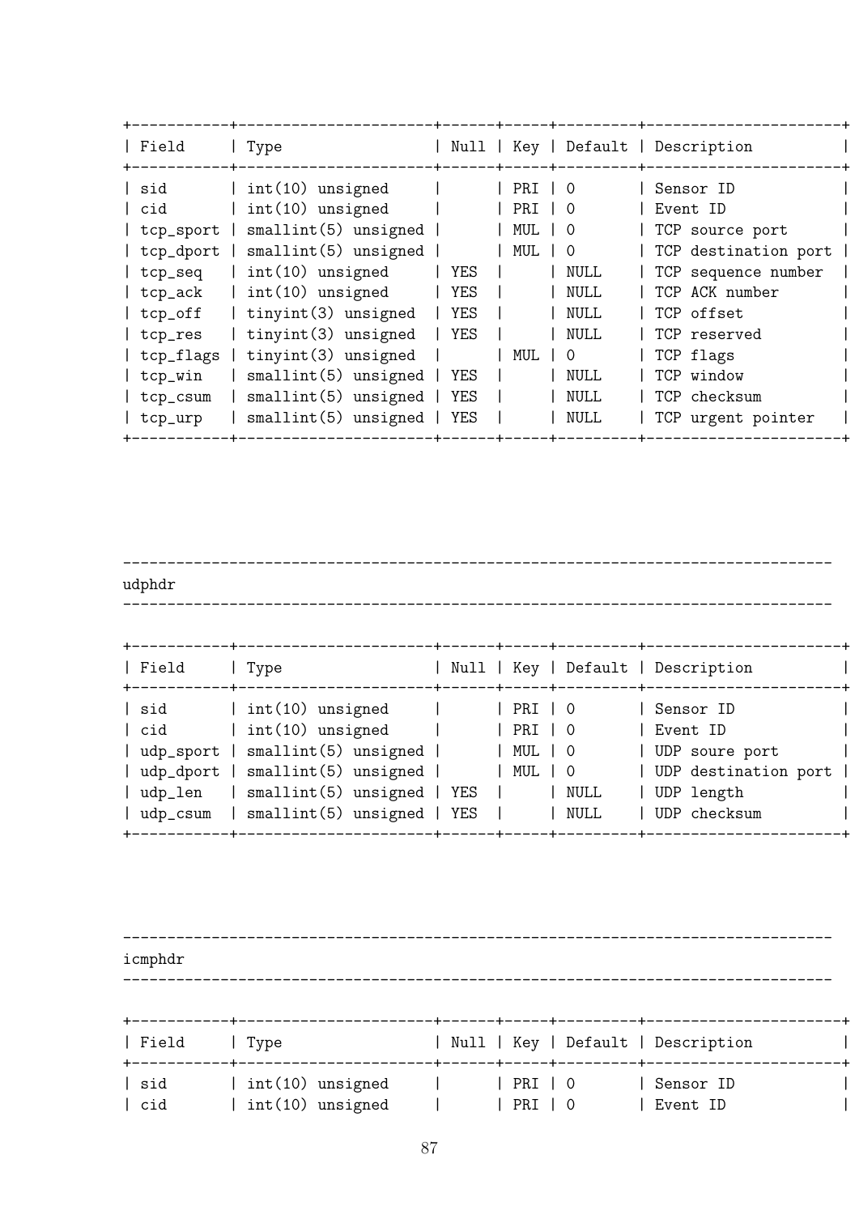| Field | Type | Null | Key | Default | Description |
|---|---|---|---|---|---|
| sid | int(10) unsigned | | PRI | 0 | Sensor ID |
| cid | int(10) unsigned | | PRI | 0 | Event ID |
| tcp_sport | smallint(5) unsigned | | MUL | 0 | TCP source port |
| tcp_dport | smallint(5) unsigned | | MUL | 0 | TCP destination port |
| tcp_seq | int(10) unsigned | YES | | NULL | TCP sequence number |
| tcp_ack | int(10) unsigned | YES | | NULL | TCP ACK number |
| tcp_off | tinyint(3) unsigned | YES | | NULL | TCP offset |
| tcp_res | tinyint(3) unsigned | YES | | NULL | TCP reserved |
| tcp_flags | tinyint(3) unsigned | | MUL | 0 | TCP flags |
| tcp_win | smallint(5) unsigned | YES | | NULL | TCP window |
| tcp_csum | smallint(5) unsigned | YES | | NULL | TCP checksum |
| tcp_urp | smallint(5) unsigned | YES | | NULL | TCP urgent pointer |

---

udphdr

---

| Field | Type | Null | Key | Default | Description |
|---|---|---|---|---|---|
| sid | int(10) unsigned | | PRI | 0 | Sensor ID |
| cid | int(10) unsigned | | PRI | 0 | Event ID |
| udp_sport | smallint(5) unsigned | | MUL | 0 | UDP soure port |
| udp_dport | smallint(5) unsigned | | MUL | 0 | UDP destination port |
| udp_len | smallint(5) unsigned | YES | | NULL | UDP length |
| udp_csum | smallint(5) unsigned | YES | | NULL | UDP checksum |

---

icmphdr

---

| Field | Type | Null | Key | Default | Description |
|---|---|---|---|---|---|
| sid | int(10) unsigned | | PRI | 0 | Sensor ID |
| cid | int(10) unsigned | | PRI | 0 | Event ID |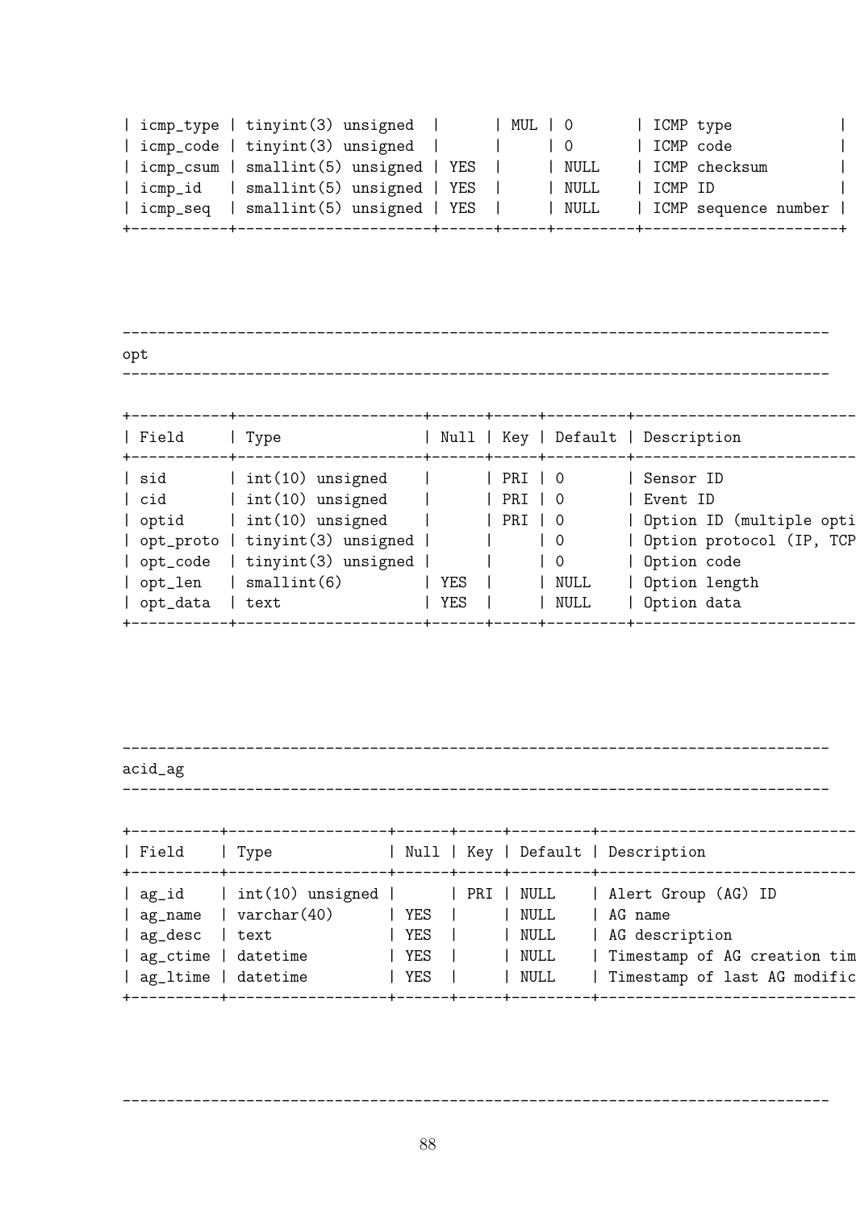| icmp_type | tinyint(3) unsigned | | MUL | 0 | ICMP type |
|---|---|---|---|---|---|
| icmp_code | tinyint(3) unsigned | | | 0 | ICMP code |
| icmp_csum | smallint(5) unsigned | YES | | NULL | ICMP checksum |
| icmp_id | smallint(5) unsigned | YES | | NULL | ICMP ID |
| icmp_seq | smallint(5) unsigned | YES | | NULL | ICMP sequence number |

---

opt

---

| Field | Type | Null | Key | Default | Description |
|---|---|---|---|---|---|
| sid | int(10) unsigned | | PRI | 0 | Sensor ID |
| cid | int(10) unsigned | | PRI | 0 | Event ID |
| optid | int(10) unsigned | | PRI | 0 | Option ID (multiple opti |
| opt_proto | tinyint(3) unsigned | | | 0 | Option protocol (IP, TCP |
| opt_code | tinyint(3) unsigned | | | 0 | Option code |
| opt_len | smallint(6) | YES | | NULL | Option length |
| opt_data | text | YES | | NULL | Option data |

---

acid_ag

---

| Field | Type | Null | Key | Default | Description |
|---|---|---|---|---|---|
| ag_id | int(10) unsigned | | PRI | NULL | Alert Group (AG) ID |
| ag_name | varchar(40) | YES | | NULL | AG name |
| ag_desc | text | YES | | NULL | AG description |
| ag_ctime | datetime | YES | | NULL | Timestamp of AG creation tim |
| ag_ltime | datetime | YES | | NULL | Timestamp of last AG modific |

---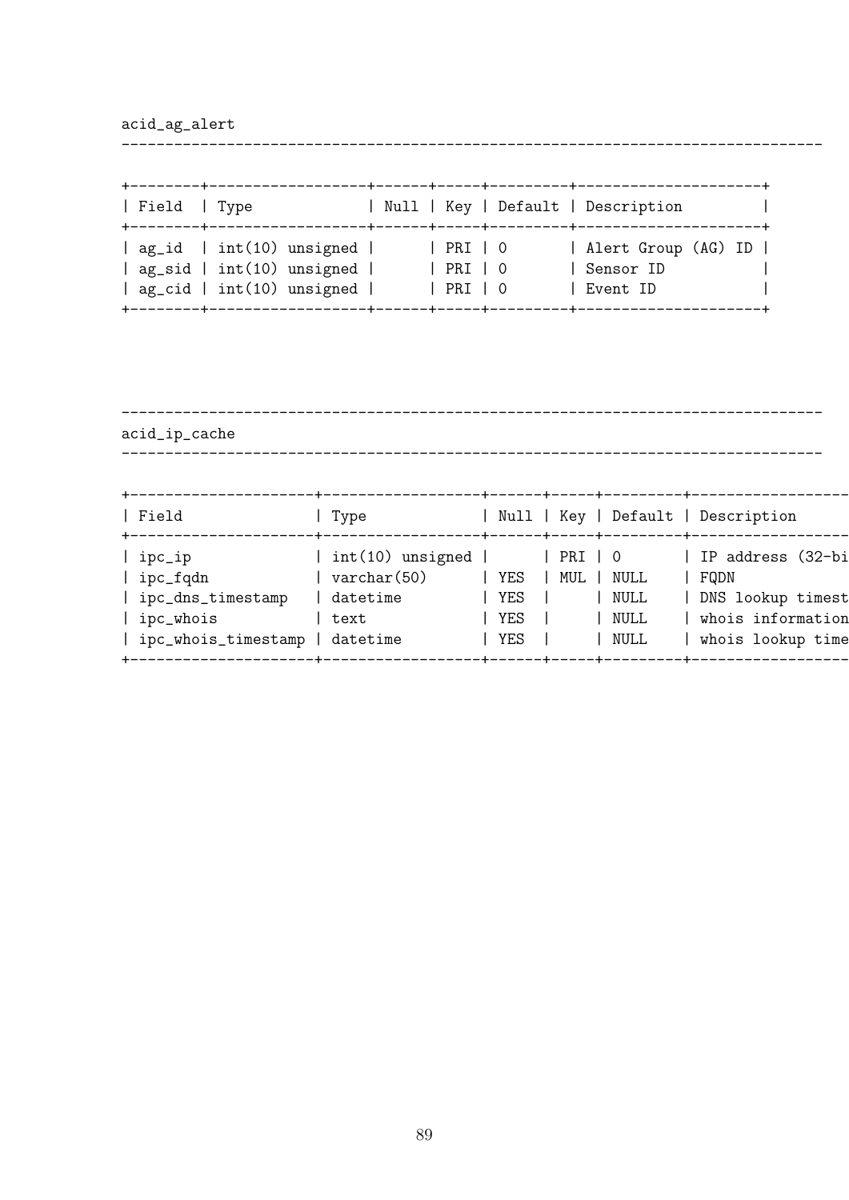acid_ag_alert

| Field | Type | Null | Key | Default | Description |
|---|---|---|---|---|---|
| ag_id | int(10) unsigned | | PRI | 0 | Alert Group (AG) ID |
| ag_sid | int(10) unsigned | | PRI | 0 | Sensor ID |
| ag_cid | int(10) unsigned | | PRI | 0 | Event ID |

acid_ip_cache

| Field | Type | Null | Key | Default | Description |
|---|---|---|---|---|---|
| ipc_ip | int(10) unsigned | | PRI | 0 | IP address (32-bi |
| ipc_fqdn | varchar(50) | YES | MUL | NULL | FQDN |
| ipc_dns_timestamp | datetime | YES | | NULL | DNS lookup timest |
| ipc_whois | text | YES | | NULL | whois information |
| ipc_whois_timestamp | datetime | YES | | NULL | whois lookup time |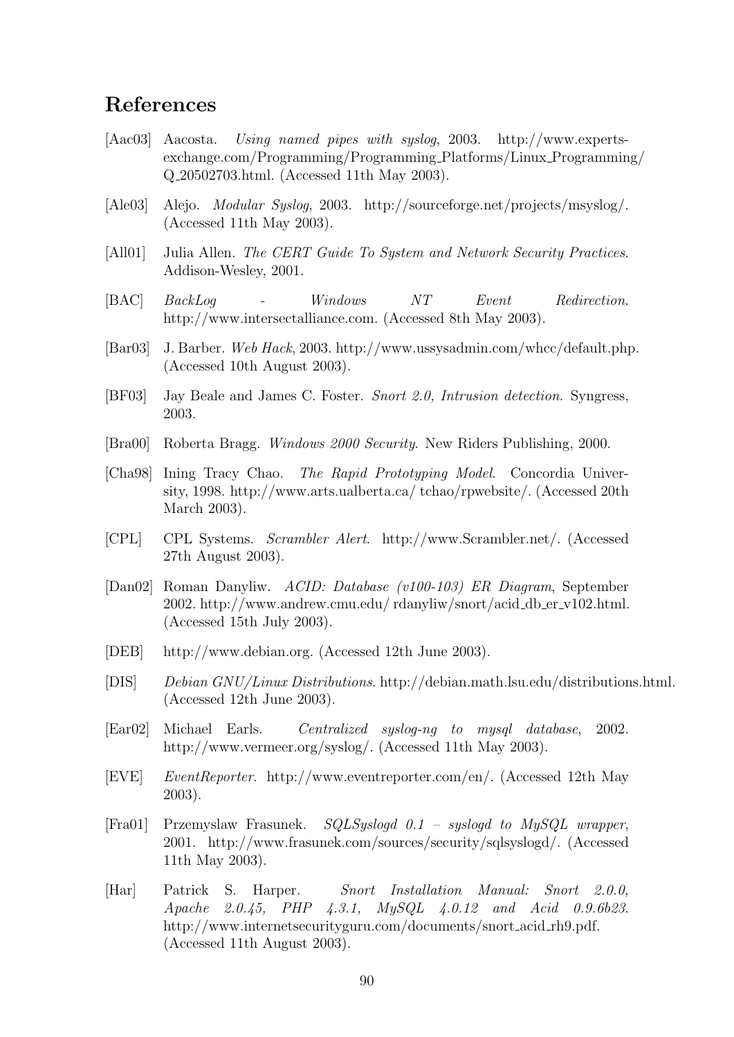# References

[Aac03] Aacosta. *Using named pipes with syslog*, 2003. http://www.experts-exchange.com/Programming/Programming_Platforms/Linux_Programming/Q_20502703.html. (Accessed 11th May 2003).

[Ale03] Alejo. *Modular Syslog*, 2003. http://sourceforge.net/projects/msyslog/. (Accessed 11th May 2003).

[All01] Julia Allen. *The CERT Guide To System and Network Security Practices*. Addison-Wesley, 2001.

[BAC] *BackLog - Windows NT Event Redirection*. http://www.intersectalliance.com. (Accessed 8th May 2003).

[Bar03] J. Barber. *Web Hack*, 2003. http://www.ussysadmin.com/whcc/default.php. (Accessed 10th August 2003).

[BF03] Jay Beale and James C. Foster. *Snort 2.0, Intrusion detection*. Syngress, 2003.

[Bra00] Roberta Bragg. *Windows 2000 Security*. New Riders Publishing, 2000.

[Cha98] Ining Tracy Chao. *The Rapid Prototyping Model*. Concordia University, 1998. http://www.arts.ualberta.ca/ tchao/rpwebsite/. (Accessed 20th March 2003).

[CPL] CPL Systems. *Scrambler Alert*. http://www.Scrambler.net/. (Accessed 27th August 2003).

[Dan02] Roman Danyliw. *ACID: Database (v100-103) ER Diagram*, September 2002. http://www.andrew.cmu.edu/ rdanyliw/snort/acid_db_er_v102.html. (Accessed 15th July 2003).

[DEB] http://www.debian.org. (Accessed 12th June 2003).

[DIS] *Debian GNU/Linux Distributions*. http://debian.math.lsu.edu/distributions.html. (Accessed 12th June 2003).

[Ear02] Michael Earls. *Centralized syslog-ng to mysql database*, 2002. http://www.vermeer.org/syslog/. (Accessed 11th May 2003).

[EVE] *EventReporter*. http://www.eventreporter.com/en/. (Accessed 12th May 2003).

[Fra01] Przemyslaw Frasunek. *SQLSyslogd 0.1 – syslogd to MySQL wrapper*, 2001. http://www.frasunek.com/sources/security/sqlsyslogd/. (Accessed 11th May 2003).

[Har] Patrick S. Harper. *Snort Installation Manual: Snort 2.0.0, Apache 2.0.45, PHP 4.3.1, MySQL 4.0.12 and Acid 0.9.6b23*. http://www.internetsecurityguru.com/documents/snort_acid_rh9.pdf. (Accessed 11th August 2003).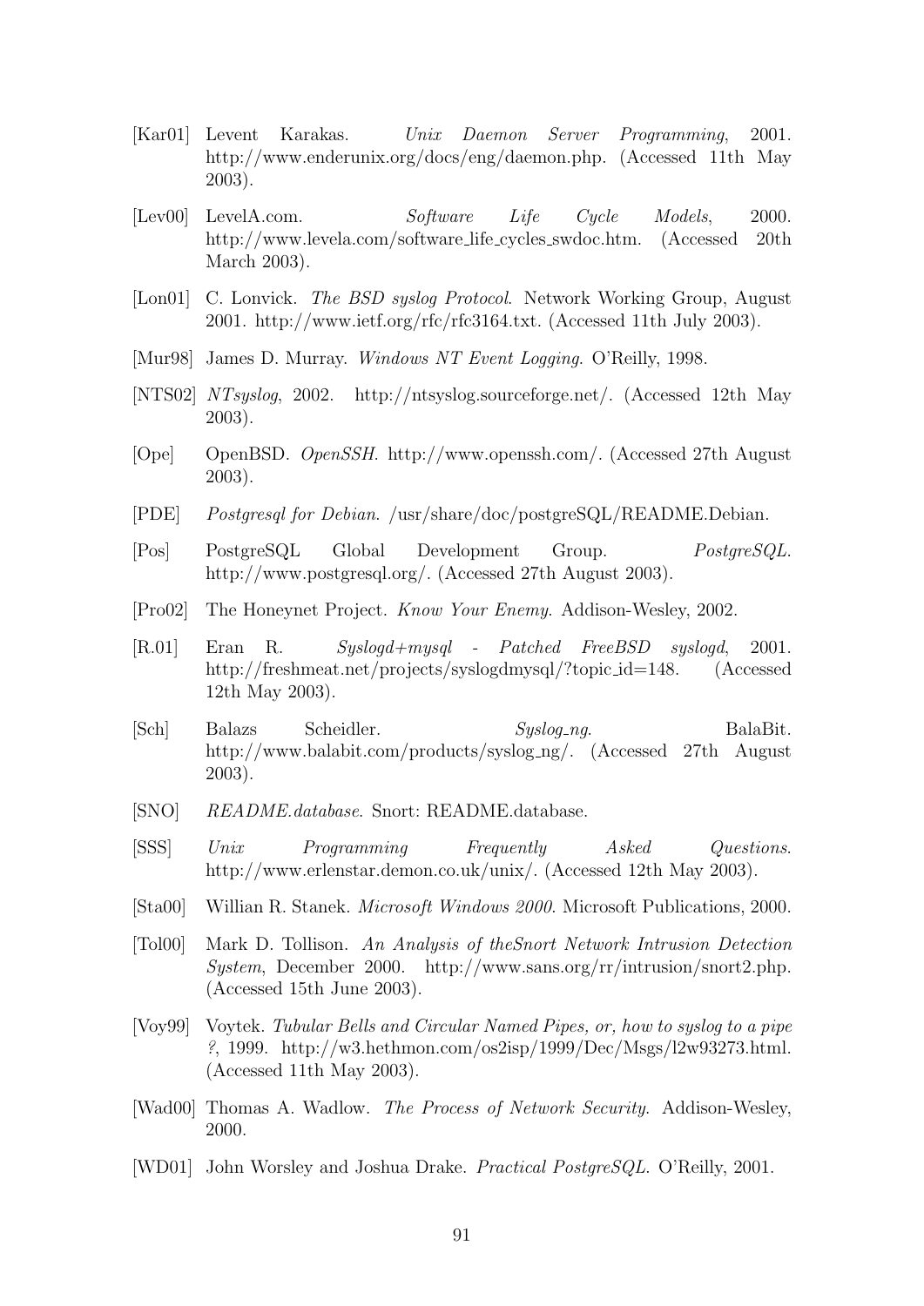[Kar01] Levent Karakas. *Unix Daemon Server Programming*, 2001. http://www.enderunix.org/docs/eng/daemon.php. (Accessed 11th May 2003).

[Lev00] LevelA.com. *Software Life Cycle Models*, 2000. http://www.levela.com/software_life_cycles_swdoc.htm. (Accessed 20th March 2003).

[Lon01] C. Lonvick. *The BSD syslog Protocol*. Network Working Group, August 2001. http://www.ietf.org/rfc/rfc3164.txt. (Accessed 11th July 2003).

[Mur98] James D. Murray. *Windows NT Event Logging*. O'Reilly, 1998.

[NTS02] *NTsyslog*, 2002. http://ntsyslog.sourceforge.net/. (Accessed 12th May 2003).

[Ope] OpenBSD. *OpenSSH*. http://www.openssh.com/. (Accessed 27th August 2003).

[PDE] *Postgresql for Debian*. /usr/share/doc/postgreSQL/README.Debian.

[Pos] PostgreSQL Global Development Group. *PostgreSQL*. http://www.postgresql.org/. (Accessed 27th August 2003).

[Pro02] The Honeynet Project. *Know Your Enemy*. Addison-Wesley, 2002.

[R.01] Eran R. *Syslogd+mysql - Patched FreeBSD syslogd*, 2001. http://freshmeat.net/projects/syslogdmysql/?topic_id=148. (Accessed 12th May 2003).

[Sch] Balazs Scheidler. *Syslog_ng*. BalaBit. http://www.balabit.com/products/syslog_ng/. (Accessed 27th August 2003).

[SNO] *README.database*. Snort: README.database.

[SSS] *Unix Programming Frequently Asked Questions*. http://www.erlenstar.demon.co.uk/unix/. (Accessed 12th May 2003).

[Sta00] Willian R. Stanek. *Microsoft Windows 2000*. Microsoft Publications, 2000.

[Tol00] Mark D. Tollison. *An Analysis of theSnort Network Intrusion Detection System*, December 2000. http://www.sans.org/rr/intrusion/snort2.php. (Accessed 15th June 2003).

[Voy99] Voytek. *Tubular Bells and Circular Named Pipes, or, how to syslog to a pipe ?*, 1999. http://w3.hethmon.com/os2isp/1999/Dec/Msgs/l2w93273.html. (Accessed 11th May 2003).

[Wad00] Thomas A. Wadlow. *The Process of Network Security*. Addison-Wesley, 2000.

[WD01] John Worsley and Joshua Drake. *Practical PostgreSQL*. O'Reilly, 2001.